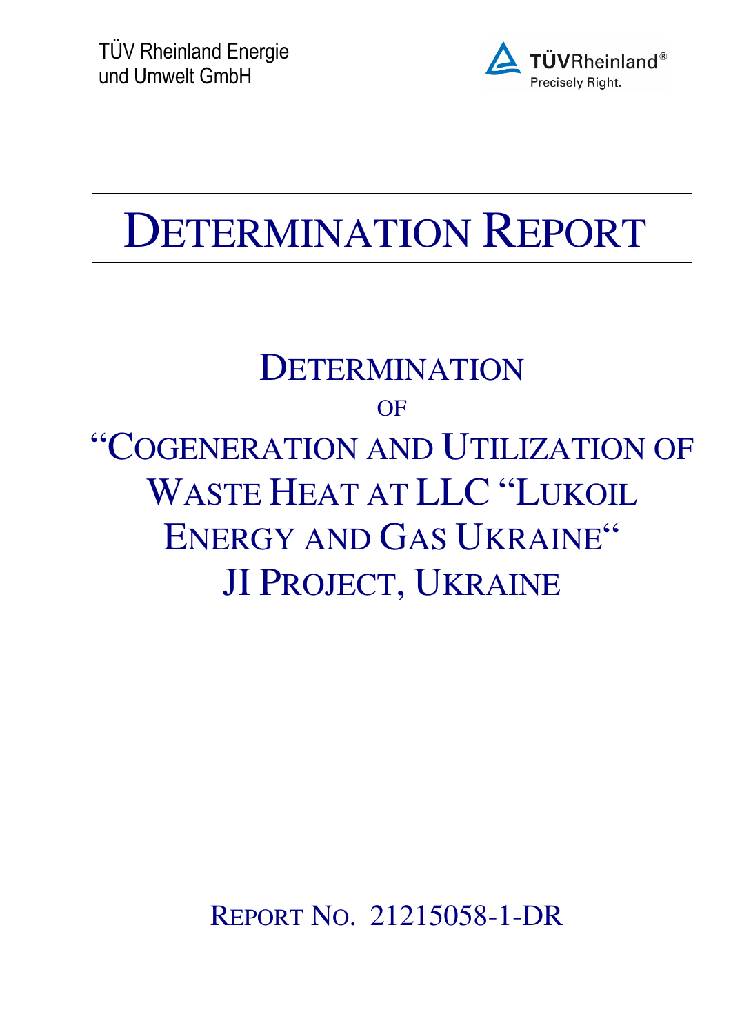TÜV Rheinland Energie
und Umwelt GmbH

TÜVRheinland®
Precisely Right.

# DETERMINATION REPORT

## DETERMINATION OF "COGENERATION AND UTILIZATION OF WASTE HEAT AT LLC "LUKOIL ENERGY AND GAS UKRAINE" JI PROJECT, UKRAINE

REPORT NO. 21215058-1-DR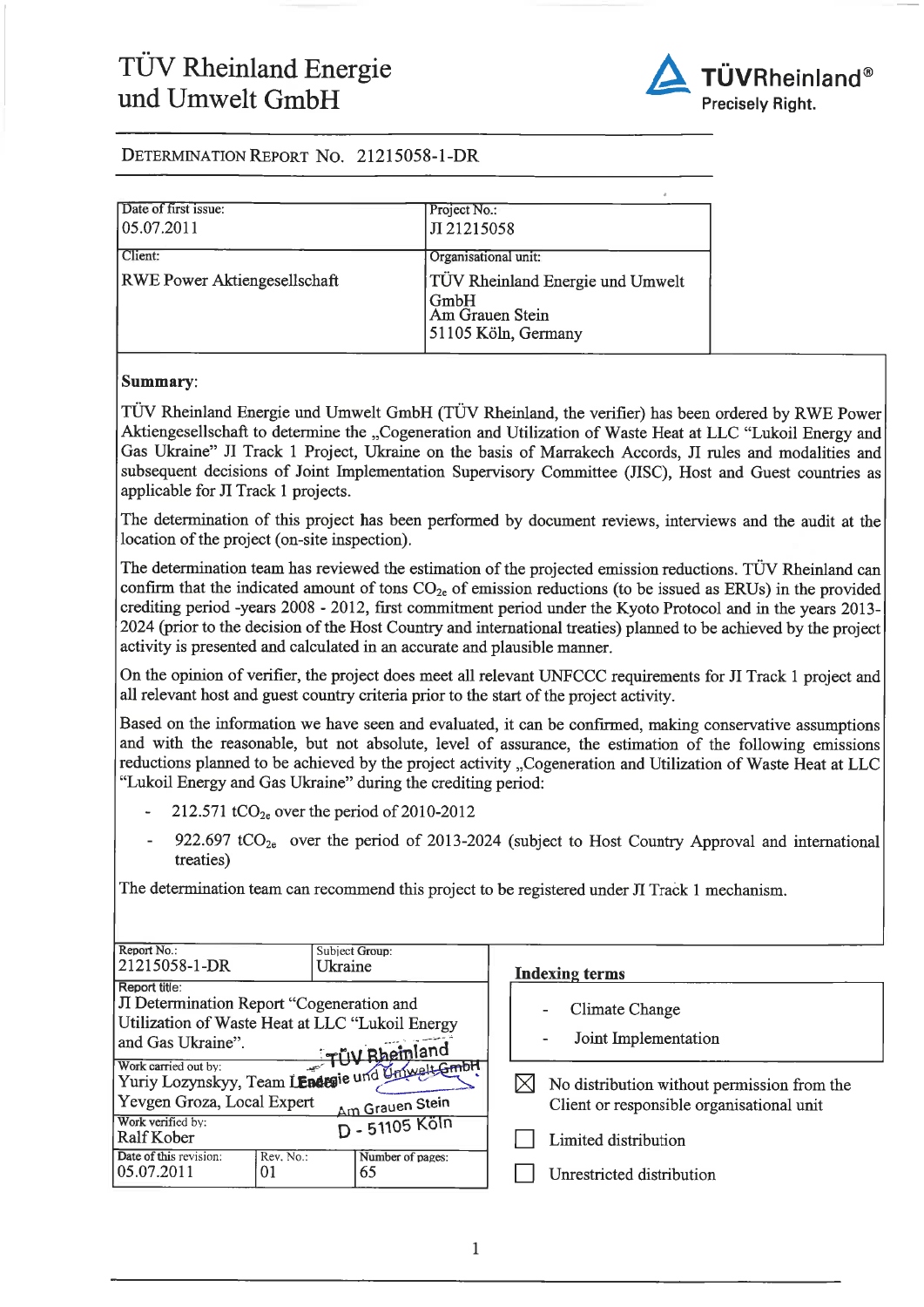# TÜV Rheinland Energie und Umwelt GmbH

TÜVRheinland®
Precisely Right.

DETERMINATION REPORT NO. 21215058-1-DR

| Date of first issue: | Project No.: |
|---|---|
| 05.07.2011 | JI 21215058 |
| **Client:** | **Organisational unit:** |
| RWE Power Aktiengesellschaft | TÜV Rheinland Energie und Umwelt GmbH<br>Am Grauen Stein<br>51105 Köln, Germany |

**Summary**:

TÜV Rheinland Energie und Umwelt GmbH (TÜV Rheinland, the verifier) has been ordered by RWE Power Aktiengesellschaft to determine the „Cogeneration and Utilization of Waste Heat at LLC "Lukoil Energy and Gas Ukraine" JI Track 1 Project, Ukraine on the basis of Marrakech Accords, JI rules and modalities and subsequent decisions of Joint Implementation Supervisory Committee (JISC), Host and Guest countries as applicable for JI Track 1 projects.

The determination of this project has been performed by document reviews, interviews and the audit at the location of the project (on-site inspection).

The determination team has reviewed the estimation of the projected emission reductions. TÜV Rheinland can confirm that the indicated amount of tons $CO_{2e}$ of emission reductions (to be issued as ERUs) in the provided crediting period -years 2008 - 2012, first commitment period under the Kyoto Protocol and in the years 2013-2024 (prior to the decision of the Host Country and international treaties) planned to be achieved by the project activity is presented and calculated in an accurate and plausible manner.

On the opinion of verifier, the project does meet all relevant UNFCCC requirements for JI Track 1 project and all relevant host and guest country criteria prior to the start of the project activity.

Based on the information we have seen and evaluated, it can be confirmed, making conservative assumptions and with the reasonable, but not absolute, level of assurance, the estimation of the following emissions reductions planned to be achieved by the project activity „Cogeneration and Utilization of Waste Heat at LLC "Lukoil Energy and Gas Ukraine" during the crediting period:

- 212.571 $tCO_{2e}$ over the period of 2010-2012
- 922.697 $tCO_{2e}$ over the period of 2013-2024 (subject to Host Country Approval and international treaties)

The determination team can recommend this project to be registered under JI Track 1 mechanism.

| Report No.: | Subject Group: |
|---|---|
| 21215058-1-DR | Ukraine |
| **Report title:** JI Determination Report "Cogeneration and Utilization of Waste Heat at LLC "Lukoil Energy and Gas Ukraine". | |
| **Work carried out by:** Yuriy Lozynskyy, Team Leader<br>Yevgen Groza, Local Expert | |
| **Work verified by:** Ralf Kober | |

| Date of this revision: | Rev. No.: | Number of pages: |
|---|---|---|
| 05.07.2011 | 01 | 65 |

TÜV Rheinland Energie und Umwelt GmbH
Am Grauen Stein
D - 51105 Köln

**Indexing terms**

- Climate Change
- Joint Implementation

☒ No distribution without permission from the Client or responsible organisational unit

☐ Limited distribution

☐ Unrestricted distribution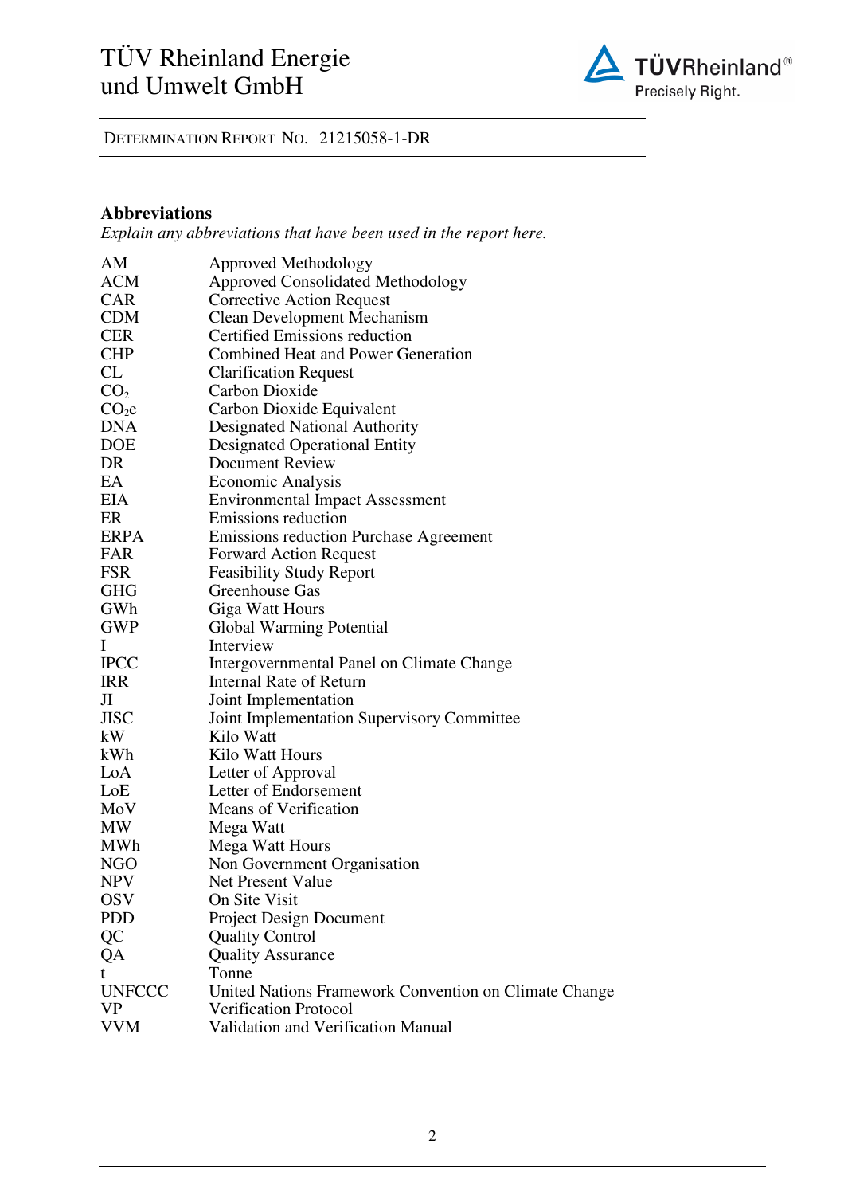## Abbreviations

*Explain any abbreviations that have been used in the report here.*

| | |
|---|---|
| AM | Approved Methodology |
| ACM | Approved Consolidated Methodology |
| CAR | Corrective Action Request |
| CDM | Clean Development Mechanism |
| CER | Certified Emissions reduction |
| CHP | Combined Heat and Power Generation |
| CL | Clarification Request |
| $CO_2$ | Carbon Dioxide |
| $CO_2e$ | Carbon Dioxide Equivalent |
| DNA | Designated National Authority |
| DOE | Designated Operational Entity |
| DR | Document Review |
| EA | Economic Analysis |
| EIA | Environmental Impact Assessment |
| ER | Emissions reduction |
| ERPA | Emissions reduction Purchase Agreement |
| FAR | Forward Action Request |
| FSR | Feasibility Study Report |
| GHG | Greenhouse Gas |
| GWh | Giga Watt Hours |
| GWP | Global Warming Potential |
| I | Interview |
| IPCC | Intergovernmental Panel on Climate Change |
| IRR | Internal Rate of Return |
| JI | Joint Implementation |
| JISC | Joint Implementation Supervisory Committee |
| kW | Kilo Watt |
| kWh | Kilo Watt Hours |
| LoA | Letter of Approval |
| LoE | Letter of Endorsement |
| MoV | Means of Verification |
| MW | Mega Watt |
| MWh | Mega Watt Hours |
| NGO | Non Government Organisation |
| NPV | Net Present Value |
| OSV | On Site Visit |
| PDD | Project Design Document |
| QC | Quality Control |
| QA | Quality Assurance |
| t | Tonne |
| UNFCCC | United Nations Framework Convention on Climate Change |
| VP | Verification Protocol |
| VVM | Validation and Verification Manual |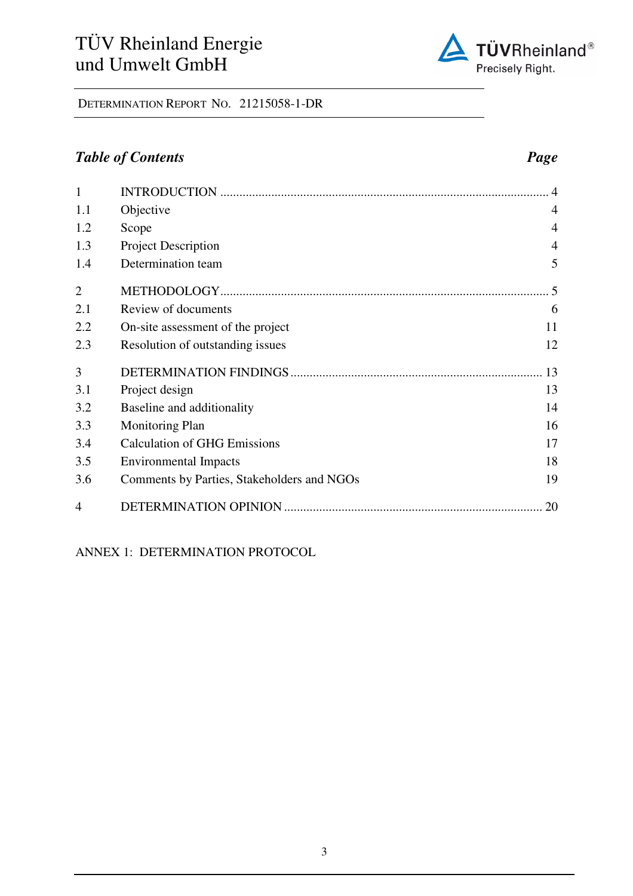## *Table of Contents* — *Page*

| | | |
|---|---|---|
| 1 | INTRODUCTION | 4 |
| 1.1 | Objective | 4 |
| 1.2 | Scope | 4 |
| 1.3 | Project Description | 4 |
| 1.4 | Determination team | 5 |
| 2 | METHODOLOGY | 5 |
| 2.1 | Review of documents | 6 |
| 2.2 | On-site assessment of the project | 11 |
| 2.3 | Resolution of outstanding issues | 12 |
| 3 | DETERMINATION FINDINGS | 13 |
| 3.1 | Project design | 13 |
| 3.2 | Baseline and additionality | 14 |
| 3.3 | Monitoring Plan | 16 |
| 3.4 | Calculation of GHG Emissions | 17 |
| 3.5 | Environmental Impacts | 18 |
| 3.6 | Comments by Parties, Stakeholders and NGOs | 19 |
| 4 | DETERMINATION OPINION | 20 |

ANNEX 1: DETERMINATION PROTOCOL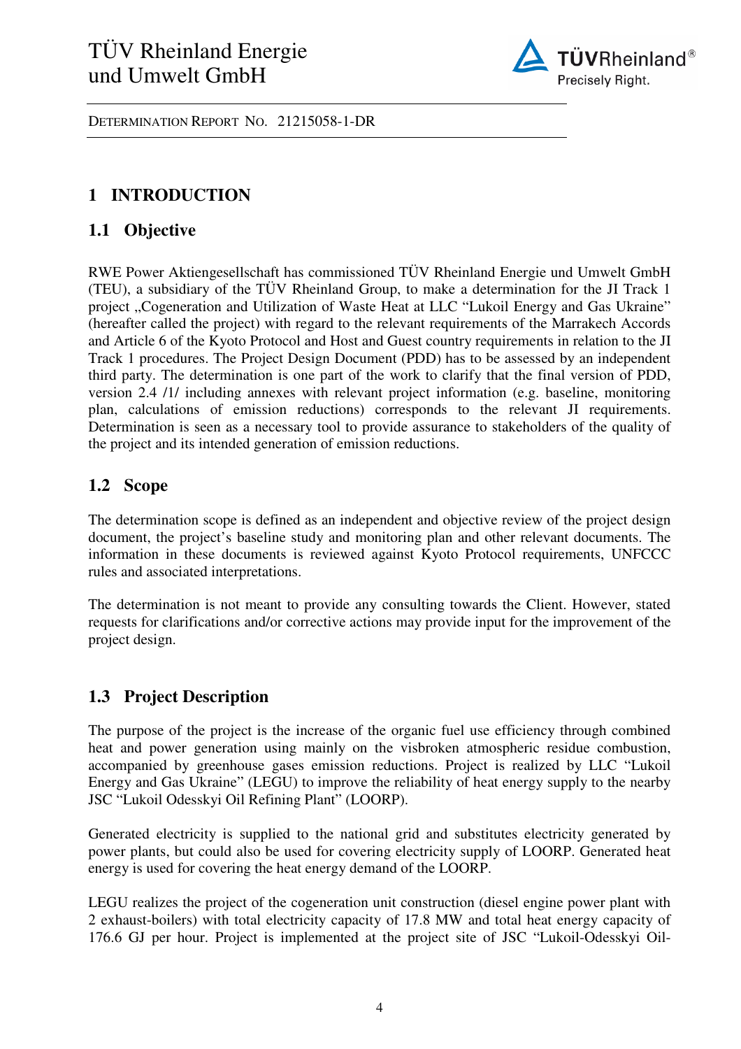# 1 INTRODUCTION

## 1.1 Objective

RWE Power Aktiengesellschaft has commissioned TÜV Rheinland Energie und Umwelt GmbH (TEU), a subsidiary of the TÜV Rheinland Group, to make a determination for the JI Track 1 project „Cogeneration and Utilization of Waste Heat at LLC "Lukoil Energy and Gas Ukraine" (hereafter called the project) with regard to the relevant requirements of the Marrakech Accords and Article 6 of the Kyoto Protocol and Host and Guest country requirements in relation to the JI Track 1 procedures. The Project Design Document (PDD) has to be assessed by an independent third party. The determination is one part of the work to clarify that the final version of PDD, version 2.4 /1/ including annexes with relevant project information (e.g. baseline, monitoring plan, calculations of emission reductions) corresponds to the relevant JI requirements. Determination is seen as a necessary tool to provide assurance to stakeholders of the quality of the project and its intended generation of emission reductions.

## 1.2 Scope

The determination scope is defined as an independent and objective review of the project design document, the project's baseline study and monitoring plan and other relevant documents. The information in these documents is reviewed against Kyoto Protocol requirements, UNFCCC rules and associated interpretations.

The determination is not meant to provide any consulting towards the Client. However, stated requests for clarifications and/or corrective actions may provide input for the improvement of the project design.

## 1.3 Project Description

The purpose of the project is the increase of the organic fuel use efficiency through combined heat and power generation using mainly on the visbroken atmospheric residue combustion, accompanied by greenhouse gases emission reductions. Project is realized by LLC "Lukoil Energy and Gas Ukraine" (LEGU) to improve the reliability of heat energy supply to the nearby JSC "Lukoil Odesskyi Oil Refining Plant" (LOORP).

Generated electricity is supplied to the national grid and substitutes electricity generated by power plants, but could also be used for covering electricity supply of LOORP. Generated heat energy is used for covering the heat energy demand of the LOORP.

LEGU realizes the project of the cogeneration unit construction (diesel engine power plant with 2 exhaust-boilers) with total electricity capacity of 17.8 MW and total heat energy capacity of 176.6 GJ per hour. Project is implemented at the project site of JSC "Lukoil-Odesskyi Oil-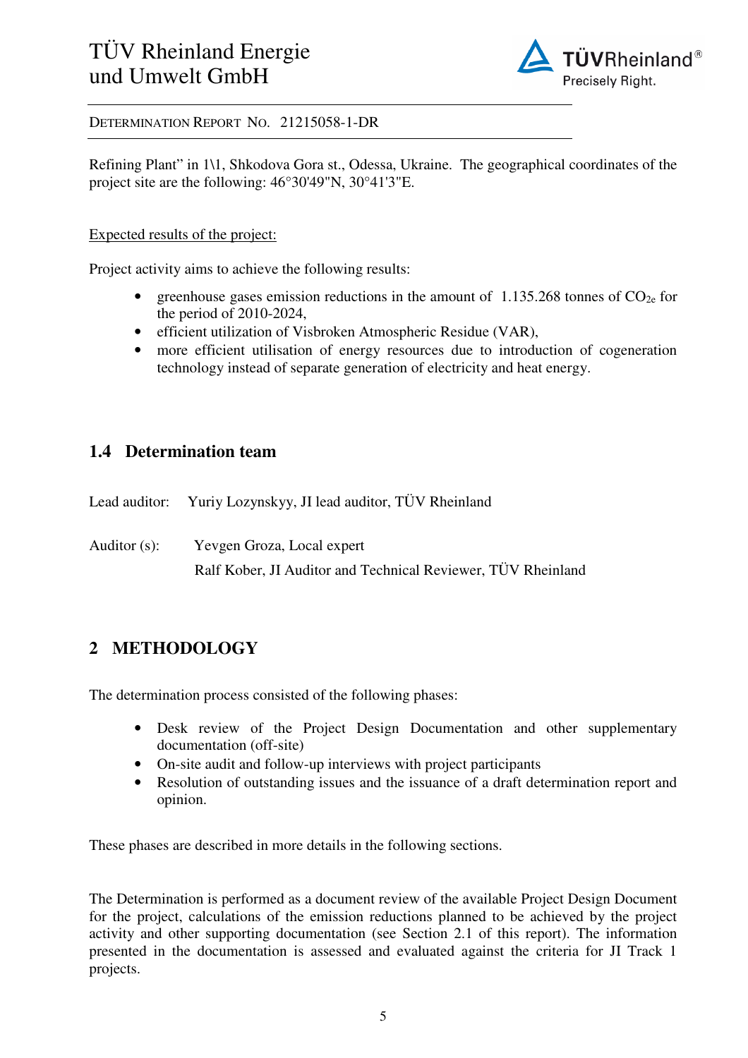Refining Plant" in 1\1, Shkodova Gora st., Odessa, Ukraine. The geographical coordinates of the project site are the following: 46°30'49"N, 30°41'3"E.

Expected results of the project:

Project activity aims to achieve the following results:

- greenhouse gases emission reductions in the amount of 1.135.268 tonnes of $CO_{2e}$ for the period of 2010-2024,
- efficient utilization of Visbroken Atmospheric Residue (VAR),
- more efficient utilisation of energy resources due to introduction of cogeneration technology instead of separate generation of electricity and heat energy.

### 1.4 Determination team

Lead auditor: Yuriy Lozynskyy, JI lead auditor, TÜV Rheinland

Auditor (s): Yevgen Groza, Local expert
Ralf Kober, JI Auditor and Technical Reviewer, TÜV Rheinland

## 2 METHODOLOGY

The determination process consisted of the following phases:

- Desk review of the Project Design Documentation and other supplementary documentation (off-site)
- On-site audit and follow-up interviews with project participants
- Resolution of outstanding issues and the issuance of a draft determination report and opinion.

These phases are described in more details in the following sections.

The Determination is performed as a document review of the available Project Design Document for the project, calculations of the emission reductions planned to be achieved by the project activity and other supporting documentation (see Section 2.1 of this report). The information presented in the documentation is assessed and evaluated against the criteria for JI Track 1 projects.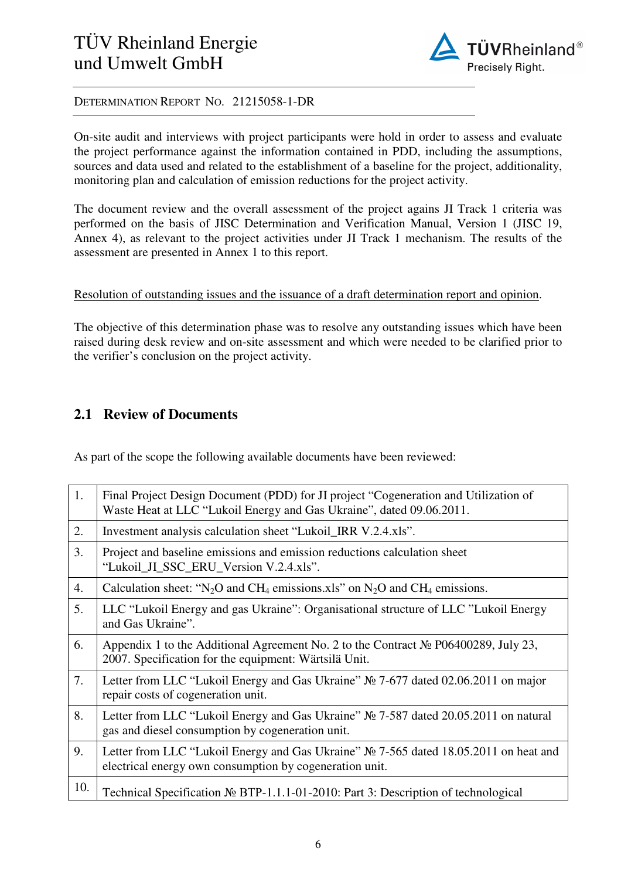On-site audit and interviews with project participants were hold in order to assess and evaluate the project performance against the information contained in PDD, including the assumptions, sources and data used and related to the establishment of a baseline for the project, additionality, monitoring plan and calculation of emission reductions for the project activity.

The document review and the overall assessment of the project agains JI Track 1 criteria was performed on the basis of JISC Determination and Verification Manual, Version 1 (JISC 19, Annex 4), as relevant to the project activities under JI Track 1 mechanism. The results of the assessment are presented in Annex 1 to this report.

Resolution of outstanding issues and the issuance of a draft determination report and opinion.

The objective of this determination phase was to resolve any outstanding issues which have been raised during desk review and on-site assessment and which were needed to be clarified prior to the verifier's conclusion on the project activity.

## 2.1 Review of Documents

As part of the scope the following available documents have been reviewed:

| | |
|---|---|
| 1. | Final Project Design Document (PDD) for JI project "Cogeneration and Utilization of Waste Heat at LLC "Lukoil Energy and Gas Ukraine", dated 09.06.2011. |
| 2. | Investment analysis calculation sheet "Lukoil_IRR V.2.4.xls". |
| 3. | Project and baseline emissions and emission reductions calculation sheet "Lukoil_JI_SSC_ERU_Version V.2.4.xls". |
| 4. | Calculation sheet: "$N_2O$ and $CH_4$ emissions.xls" on $N_2O$ and $CH_4$ emissions. |
| 5. | LLC "Lukoil Energy and gas Ukraine": Organisational structure of LLC "Lukoil Energy and Gas Ukraine". |
| 6. | Appendix 1 to the Additional Agreement No. 2 to the Contract № P06400289, July 23, 2007. Specification for the equipment: Wärtsilä Unit. |
| 7. | Letter from LLC "Lukoil Energy and Gas Ukraine" № 7-677 dated 02.06.2011 on major repair costs of cogeneration unit. |
| 8. | Letter from LLC "Lukoil Energy and Gas Ukraine" № 7-587 dated 20.05.2011 on natural gas and diesel consumption by cogeneration unit. |
| 9. | Letter from LLC "Lukoil Energy and Gas Ukraine" № 7-565 dated 18.05.2011 on heat and electrical energy own consumption by cogeneration unit. |
| 10. | Technical Specification № BTP-1.1.1-01-2010: Part 3: Description of technological |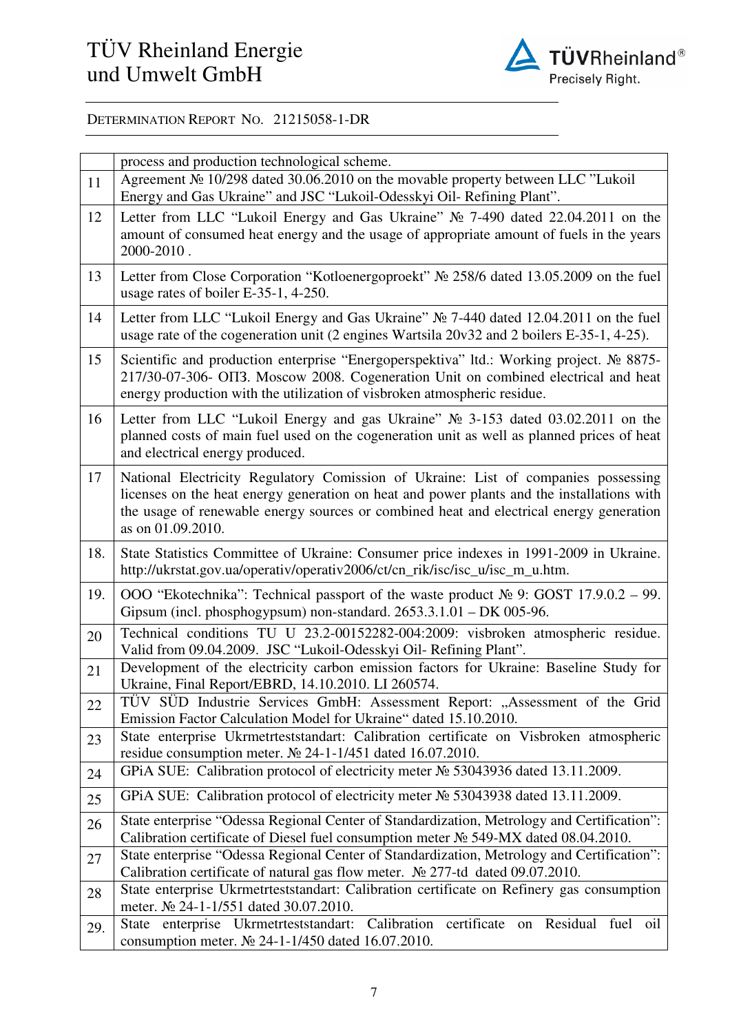| | |
|---|---|
| | process and production technological scheme. |
| 11 | Agreement № 10/298 dated 30.06.2010 on the movable property between LLC "Lukoil Energy and Gas Ukraine" and JSC "Lukoil-Odesskyi Oil- Refining Plant". |
| 12 | Letter from LLC "Lukoil Energy and Gas Ukraine" № 7-490 dated 22.04.2011 on the amount of consumed heat energy and the usage of appropriate amount of fuels in the years 2000-2010 . |
| 13 | Letter from Close Corporation "Kotloenergoproekt" № 258/6 dated 13.05.2009 on the fuel usage rates of boiler E-35-1, 4-250. |
| 14 | Letter from LLC "Lukoil Energy and Gas Ukraine" № 7-440 dated 12.04.2011 on the fuel usage rate of the cogeneration unit (2 engines Wartsila 20v32 and 2 boilers E-35-1, 4-25). |
| 15 | Scientific and production enterprise "Energoperspektiva" ltd.: Working project. № 8875-217/30-07-306- ОПЗ. Moscow 2008. Cogeneration Unit on combined electrical and heat energy production with the utilization of visbroken atmospheric residue. |
| 16 | Letter from LLC "Lukoil Energy and gas Ukraine" № 3-153 dated 03.02.2011 on the planned costs of main fuel used on the cogeneration unit as well as planned prices of heat and electrical energy produced. |
| 17 | National Electricity Regulatory Comission of Ukraine: List of companies possessing licenses on the heat energy generation on heat and power plants and the installations with the usage of renewable energy sources or combined heat and electrical energy generation as on 01.09.2010. |
| 18. | State Statistics Committee of Ukraine: Consumer price indexes in 1991-2009 in Ukraine. http://ukrstat.gov.ua/operativ/operativ2006/ct/cn_rik/isc/isc_u/isc_m_u.htm. |
| 19. | OOO "Ekotechnika": Technical passport of the waste product № 9: GOST 17.9.0.2 – 99. Gipsum (incl. phosphogypsum) non-standard. 2653.3.1.01 – DK 005-96. |
| 20 | Technical conditions TU U 23.2-00152282-004:2009: visbroken atmospheric residue. Valid from 09.04.2009. JSC "Lukoil-Odesskyi Oil- Refining Plant". |
| 21 | Development of the electricity carbon emission factors for Ukraine: Baseline Study for Ukraine, Final Report/EBRD, 14.10.2010. LI 260574. |
| 22 | TÜV SÜD Industrie Services GmbH: Assessment Report: „Assessment of the Grid Emission Factor Calculation Model for Ukraine" dated 15.10.2010. |
| 23 | State enterprise Ukrmetrteststandart: Calibration certificate on Visbroken atmospheric residue consumption meter. № 24-1-1/451 dated 16.07.2010. |
| 24 | GPiA SUE: Calibration protocol of electricity meter № 53043936 dated 13.11.2009. |
| 25 | GPiA SUE: Calibration protocol of electricity meter № 53043938 dated 13.11.2009. |
| 26 | State enterprise "Odessa Regional Center of Standardization, Metrology and Certification": Calibration certificate of Diesel fuel consumption meter № 549-MX dated 08.04.2010. |
| 27 | State enterprise "Odessa Regional Center of Standardization, Metrology and Certification": Calibration certificate of natural gas flow meter. № 277-td dated 09.07.2010. |
| 28 | State enterprise Ukrmetrteststandart: Calibration certificate on Refinery gas consumption meter. № 24-1-1/551 dated 30.07.2010. |
| 29. | State enterprise Ukrmetrteststandart: Calibration certificate on Residual fuel oil consumption meter. № 24-1-1/450 dated 16.07.2010. |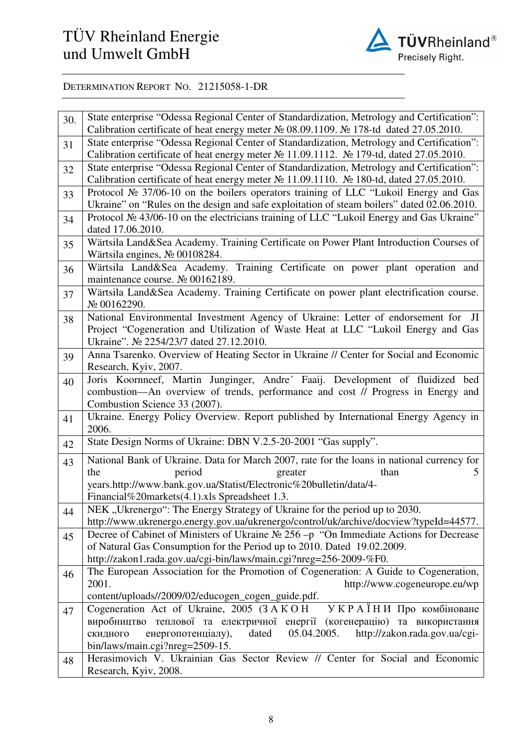| | |
|---|---|
| 30. | State enterprise “Odessa Regional Center of Standardization, Metrology and Certification”: Calibration certificate of heat energy meter № 08.09.1109. № 178-td dated 27.05.2010. |
| 31 | State enterprise “Odessa Regional Center of Standardization, Metrology and Certification”: Calibration certificate of heat energy meter № 11.09.1112. № 179-td, dated 27.05.2010. |
| 32 | State enterprise “Odessa Regional Center of Standardization, Metrology and Certification”: Calibration certificate of heat energy meter № 11.09.1110. № 180-td, dated 27.05.2010. |
| 33 | Protocol № 37/06-10 on the boilers operators training of LLC “Lukoil Energy and Gas Ukraine” on “Rules on the design and safe exploitation of steam boilers” dated 02.06.2010. |
| 34 | Protocol № 43/06-10 on the electricians training of LLC “Lukoil Energy and Gas Ukraine” dated 17.06.2010. |
| 35 | Wärtsila Land&Sea Academy. Training Certificate on Power Plant Introduction Courses of Wärtsila engines, № 00108284. |
| 36 | Wärtsila Land&Sea Academy. Training Certificate on power plant operation and maintenance course. № 00162189. |
| 37 | Wärtsila Land&Sea Academy. Training Certificate on power plant electrification course. № 00162290. |
| 38 | National Environmental Investment Agency of Ukraine: Letter of endorsement for JI Project “Cogeneration and Utilization of Waste Heat at LLC “Lukoil Energy and Gas Ukraine”. № 2254/23/7 dated 27.12.2010. |
| 39 | Anna Tsarenko. Overview of Heating Sector in Ukraine // Center for Social and Economic Research, Kyiv, 2007. |
| 40 | Joris Koornneef, Martin Junginger, Andre´ Faaij. Development of fluidized bed combustion—An overview of trends, performance and cost // Progress in Energy and Combustion Science 33 (2007). |
| 41 | Ukraine. Energy Policy Overview. Report published by International Energy Agency in 2006. |
| 42 | State Design Norms of Ukraine: DBN V.2.5-20-2001 “Gas supply”. |
| 43 | National Bank of Ukraine. Data for March 2007, rate for the loans in national currency for the period greater than 5 years.http://www.bank.gov.ua/Statist/Electronic%20bulletin/data/4-Financial%20markets(4.1).xls Spreadsheet 1.3. |
| 44 | NEK „Ukrenergo“: The Energy Strategy of Ukraine for the period up to 2030. http://www.ukrenergo.energy.gov.ua/ukrenergo/control/uk/archive/docview?typeId=44577. |
| 45 | Decree of Cabinet of Ministers of Ukraine № 256 –p “On Immediate Actions for Decrease of Natural Gas Consumption for the Period up to 2010. Dated 19.02.2009. http://zakon1.rada.gov.ua/cgi-bin/laws/main.cgi?nreg=256-2009-%F0. |
| 46 | The European Association for the Promotion of Cogeneration: A Guide to Cogeneration, 2001. http://www.cogeneurope.eu/wp content/uploads//2009/02/educogen_cogen_guide.pdf. |
| 47 | Cogeneration Act of Ukraine, 2005 (З А К О Н У К Р А Ї Н И Про комбіноване виробництво теплової та електричної енергії (когенерацію) та використання скидного енергопотенціалу), dated 05.04.2005. http://zakon.rada.gov.ua/cgi-bin/laws/main.cgi?nreg=2509-15. |
| 48 | Herasimovich V. Ukrainian Gas Sector Review // Center for Social and Economic Research, Kyiv, 2008. |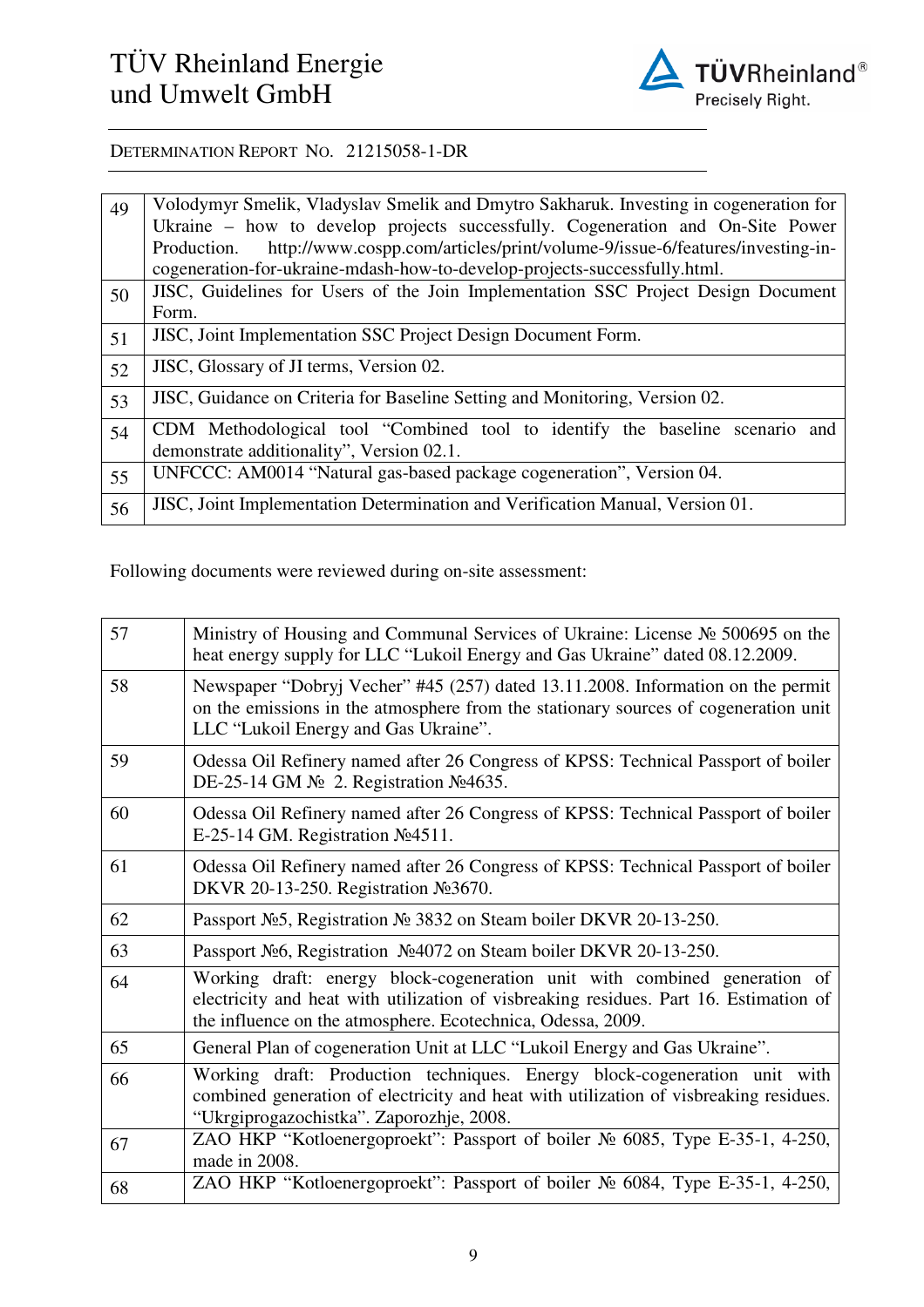| | |
|---|---|
| 49 | Volodymyr Smelik, Vladyslav Smelik and Dmytro Sakharuk. Investing in cogeneration for Ukraine – how to develop projects successfully. Cogeneration and On-Site Power Production. http://www.cospp.com/articles/print/volume-9/issue-6/features/investing-in-cogeneration-for-ukraine-mdash-how-to-develop-projects-successfully.html. |
| 50 | JISC, Guidelines for Users of the Join Implementation SSC Project Design Document Form. |
| 51 | JISC, Joint Implementation SSC Project Design Document Form. |
| 52 | JISC, Glossary of JI terms, Version 02. |
| 53 | JISC, Guidance on Criteria for Baseline Setting and Monitoring, Version 02. |
| 54 | CDM Methodological tool "Combined tool to identify the baseline scenario and demonstrate additionality", Version 02.1. |
| 55 | UNFCCC: AM0014 "Natural gas-based package cogeneration", Version 04. |
| 56 | JISC, Joint Implementation Determination and Verification Manual, Version 01. |

Following documents were reviewed during on-site assessment:

| | |
|---|---|
| 57 | Ministry of Housing and Communal Services of Ukraine: License № 500695 on the heat energy supply for LLC "Lukoil Energy and Gas Ukraine" dated 08.12.2009. |
| 58 | Newspaper "Dobryj Vecher" #45 (257) dated 13.11.2008. Information on the permit on the emissions in the atmosphere from the stationary sources of cogeneration unit LLC "Lukoil Energy and Gas Ukraine". |
| 59 | Odessa Oil Refinery named after 26 Congress of KPSS: Technical Passport of boiler DE-25-14 GM № 2. Registration №4635. |
| 60 | Odessa Oil Refinery named after 26 Congress of KPSS: Technical Passport of boiler E-25-14 GM. Registration №4511. |
| 61 | Odessa Oil Refinery named after 26 Congress of KPSS: Technical Passport of boiler DKVR 20-13-250. Registration №3670. |
| 62 | Passport №5, Registration № 3832 on Steam boiler DKVR 20-13-250. |
| 63 | Passport №6, Registration №4072 on Steam boiler DKVR 20-13-250. |
| 64 | Working draft: energy block-cogeneration unit with combined generation of electricity and heat with utilization of visbreaking residues. Part 16. Estimation of the influence on the atmosphere. Ecotechnica, Odessa, 2009. |
| 65 | General Plan of cogeneration Unit at LLC "Lukoil Energy and Gas Ukraine". |
| 66 | Working draft: Production techniques. Energy block-cogeneration unit with combined generation of electricity and heat with utilization of visbreaking residues. "Ukrgiprogazochistka". Zaporozhje, 2008. |
| 67 | ZAO HKP "Kotloenergoproekt": Passport of boiler № 6085, Type E-35-1, 4-250, made in 2008. |
| 68 | ZAO HKP "Kotloenergoproekt": Passport of boiler № 6084, Type E-35-1, 4-250, |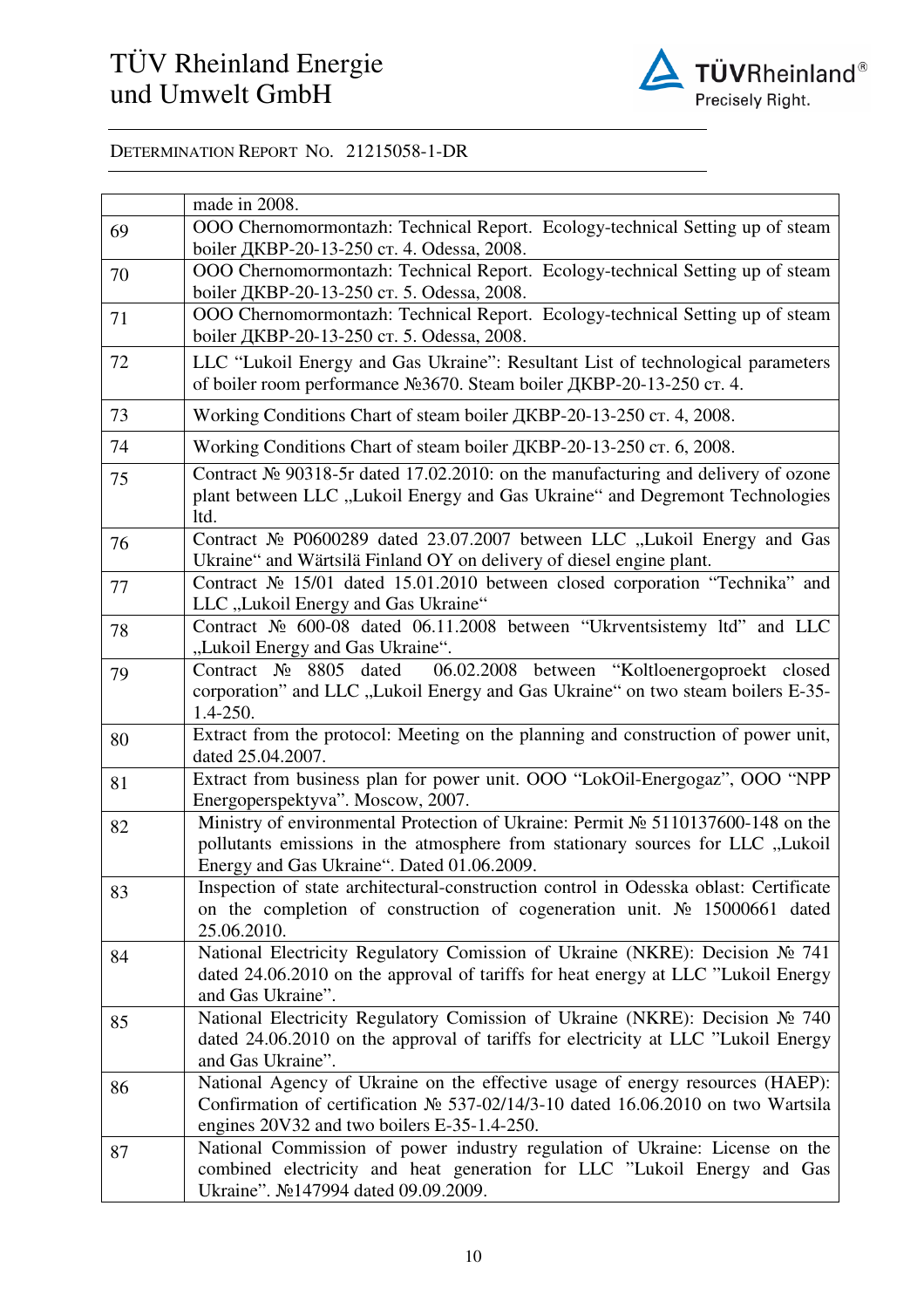| | |
|---|---|
| | made in 2008. |
| 69 | OOO Chernomormontazh: Technical Report. Ecology-technical Setting up of steam boiler ДКВР-20-13-250 ст. 4. Odessa, 2008. |
| 70 | OOO Chernomormontazh: Technical Report. Ecology-technical Setting up of steam boiler ДКВР-20-13-250 ст. 5. Odessa, 2008. |
| 71 | OOO Chernomormontazh: Technical Report. Ecology-technical Setting up of steam boiler ДКВР-20-13-250 ст. 5. Odessa, 2008. |
| 72 | LLC "Lukoil Energy and Gas Ukraine": Resultant List of technological parameters of boiler room performance №3670. Steam boiler ДКВР-20-13-250 ст. 4. |
| 73 | Working Conditions Chart of steam boiler ДКВР-20-13-250 ст. 4, 2008. |
| 74 | Working Conditions Chart of steam boiler ДКВР-20-13-250 ст. 6, 2008. |
| 75 | Contract № 90318-5r dated 17.02.2010: on the manufacturing and delivery of ozone plant between LLC „Lukoil Energy and Gas Ukraine" and Degremont Technologies ltd. |
| 76 | Contract № P0600289 dated 23.07.2007 between LLC „Lukoil Energy and Gas Ukraine" and Wärtsilä Finland OY on delivery of diesel engine plant. |
| 77 | Contract № 15/01 dated 15.01.2010 between closed corporation "Technika" and LLC „Lukoil Energy and Gas Ukraine" |
| 78 | Contract № 600-08 dated 06.11.2008 between "Ukrventsistemy ltd" and LLC „Lukoil Energy and Gas Ukraine". |
| 79 | Contract № 8805 dated 06.02.2008 between "Koltloenergoproekt closed corporation" and LLC „Lukoil Energy and Gas Ukraine" on two steam boilers E-35-1.4-250. |
| 80 | Extract from the protocol: Meeting on the planning and construction of power unit, dated 25.04.2007. |
| 81 | Extract from business plan for power unit. OOO "LokOil-Energogaz", OOO "NPP Energoperspektyva". Moscow, 2007. |
| 82 | Ministry of environmental Protection of Ukraine: Permit № 5110137600-148 on the pollutants emissions in the atmosphere from stationary sources for LLC „Lukoil Energy and Gas Ukraine". Dated 01.06.2009. |
| 83 | Inspection of state architectural-construction control in Odesska oblast: Certificate on the completion of construction of cogeneration unit. № 15000661 dated 25.06.2010. |
| 84 | National Electricity Regulatory Comission of Ukraine (NKRE): Decision № 741 dated 24.06.2010 on the approval of tariffs for heat energy at LLC "Lukoil Energy and Gas Ukraine". |
| 85 | National Electricity Regulatory Comission of Ukraine (NKRE): Decision № 740 dated 24.06.2010 on the approval of tariffs for electricity at LLC "Lukoil Energy and Gas Ukraine". |
| 86 | National Agency of Ukraine on the effective usage of energy resources (HAEP): Confirmation of certification № 537-02/14/3-10 dated 16.06.2010 on two Wartsila engines 20V32 and two boilers E-35-1.4-250. |
| 87 | National Commission of power industry regulation of Ukraine: License on the combined electricity and heat generation for LLC "Lukoil Energy and Gas Ukraine". №147994 dated 09.09.2009. |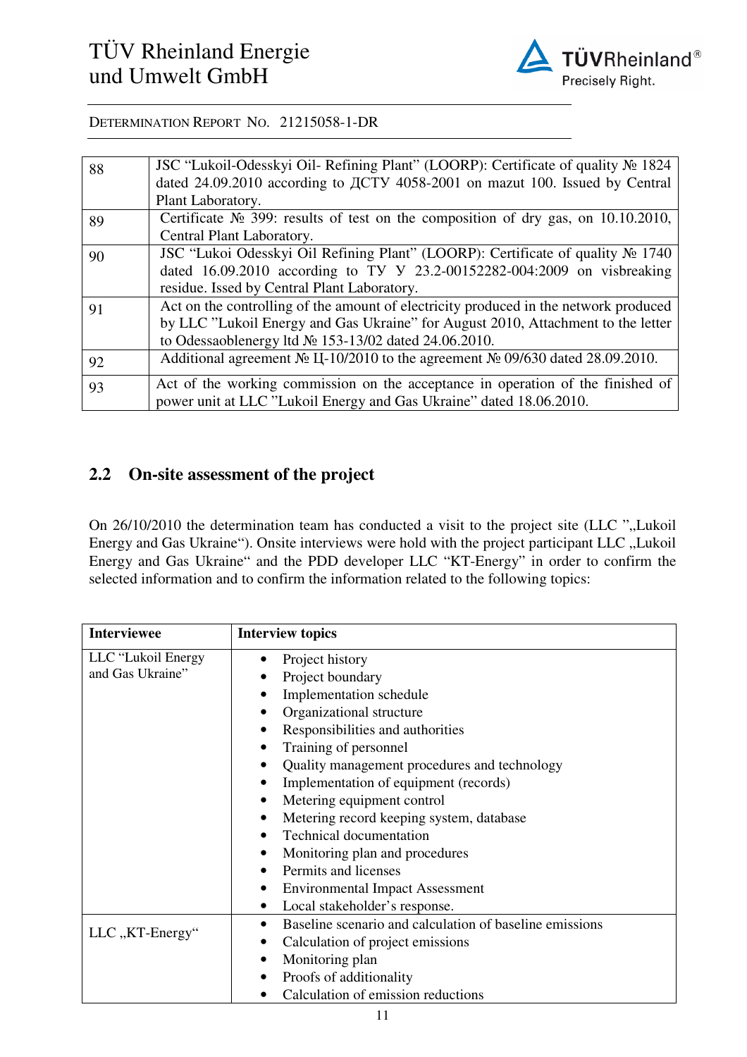| | |
|---|---|
| 88 | JSC “Lukoil-Odesskyi Oil- Refining Plant” (LOORP): Certificate of quality № 1824 dated 24.09.2010 according to ДСТУ 4058-2001 on mazut 100. Issued by Central Plant Laboratory. |
| 89 | Certificate № 399: results of test on the composition of dry gas, on 10.10.2010, Central Plant Laboratory. |
| 90 | JSC “Lukoi Odesskyi Oil Refining Plant” (LOORP): Certificate of quality № 1740 dated 16.09.2010 according to ТУ У 23.2-00152282-004:2009 on visbreaking residue. Issed by Central Plant Laboratory. |
| 91 | Act on the controlling of the amount of electricity produced in the network produced by LLC ”Lukoil Energy and Gas Ukraine” for August 2010, Attachment to the letter to Odessaoblenergy ltd № 153-13/02 dated 24.06.2010. |
| 92 | Additional agreement № Ц-10/2010 to the agreement № 09/630 dated 28.09.2010. |
| 93 | Act of the working commission on the acceptance in operation of the finished of power unit at LLC ”Lukoil Energy and Gas Ukraine” dated 18.06.2010. |

## 2.2 On-site assessment of the project

On 26/10/2010 the determination team has conducted a visit to the project site (LLC ”„Lukoil Energy and Gas Ukraine“). Onsite interviews were hold with the project participant LLC „Lukoil Energy and Gas Ukraine“ and the PDD developer LLC “KT-Energy” in order to confirm the selected information and to confirm the information related to the following topics:

| Interviewee | Interview topics |
|---|---|
| LLC “Lukoil Energy and Gas Ukraine” | • Project history<br>• Project boundary<br>• Implementation schedule<br>• Organizational structure<br>• Responsibilities and authorities<br>• Training of personnel<br>• Quality management procedures and technology<br>• Implementation of equipment (records)<br>• Metering equipment control<br>• Metering record keeping system, database<br>• Technical documentation<br>• Monitoring plan and procedures<br>• Permits and licenses<br>• Environmental Impact Assessment<br>• Local stakeholder’s response. |
| LLC „KT-Energy“ | • Baseline scenario and calculation of baseline emissions<br>• Calculation of project emissions<br>• Monitoring plan<br>• Proofs of additionality<br>• Calculation of emission reductions |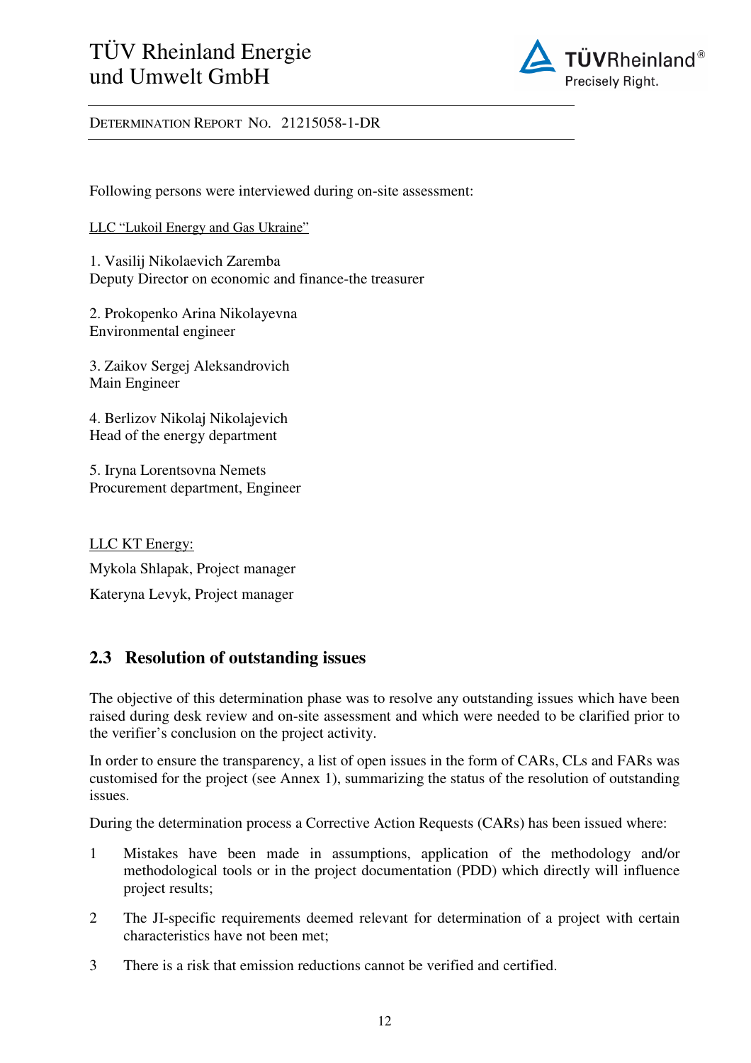Following persons were interviewed during on-site assessment:

LLC "Lukoil Energy and Gas Ukraine"

1. Vasilij Nikolaevich Zaremba
Deputy Director on economic and finance-the treasurer

2. Prokopenko Arina Nikolayevna
Environmental engineer

3. Zaikov Sergej Aleksandrovich
Main Engineer

4. Berlizov Nikolaj Nikolajevich
Head of the energy department

5. Iryna Lorentsovna Nemets
Procurement department, Engineer

LLC KT Energy:

Mykola Shlapak, Project manager

Kateryna Levyk, Project manager

## 2.3 Resolution of outstanding issues

The objective of this determination phase was to resolve any outstanding issues which have been raised during desk review and on-site assessment and which were needed to be clarified prior to the verifier's conclusion on the project activity.

In order to ensure the transparency, a list of open issues in the form of CARs, CLs and FARs was customised for the project (see Annex 1), summarizing the status of the resolution of outstanding issues.

During the determination process a Corrective Action Requests (CARs) has been issued where:

1 Mistakes have been made in assumptions, application of the methodology and/or methodological tools or in the project documentation (PDD) which directly will influence project results;

2 The JI-specific requirements deemed relevant for determination of a project with certain characteristics have not been met;

3 There is a risk that emission reductions cannot be verified and certified.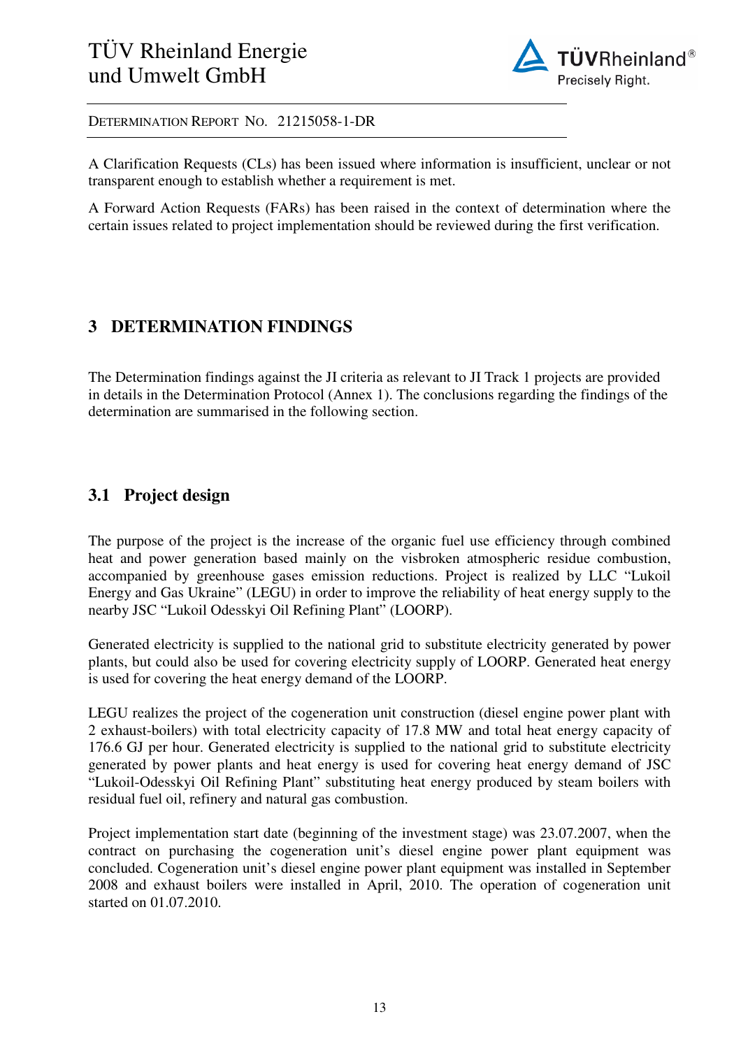A Clarification Requests (CLs) has been issued where information is insufficient, unclear or not transparent enough to establish whether a requirement is met.

A Forward Action Requests (FARs) has been raised in the context of determination where the certain issues related to project implementation should be reviewed during the first verification.

# 3 DETERMINATION FINDINGS

The Determination findings against the JI criteria as relevant to JI Track 1 projects are provided in details in the Determination Protocol (Annex 1). The conclusions regarding the findings of the determination are summarised in the following section.

## 3.1 Project design

The purpose of the project is the increase of the organic fuel use efficiency through combined heat and power generation based mainly on the visbroken atmospheric residue combustion, accompanied by greenhouse gases emission reductions. Project is realized by LLC "Lukoil Energy and Gas Ukraine" (LEGU) in order to improve the reliability of heat energy supply to the nearby JSC "Lukoil Odesskyi Oil Refining Plant" (LOORP).

Generated electricity is supplied to the national grid to substitute electricity generated by power plants, but could also be used for covering electricity supply of LOORP. Generated heat energy is used for covering the heat energy demand of the LOORP.

LEGU realizes the project of the cogeneration unit construction (diesel engine power plant with 2 exhaust-boilers) with total electricity capacity of 17.8 MW and total heat energy capacity of 176.6 GJ per hour. Generated electricity is supplied to the national grid to substitute electricity generated by power plants and heat energy is used for covering heat energy demand of JSC "Lukoil-Odesskyi Oil Refining Plant" substituting heat energy produced by steam boilers with residual fuel oil, refinery and natural gas combustion.

Project implementation start date (beginning of the investment stage) was 23.07.2007, when the contract on purchasing the cogeneration unit's diesel engine power plant equipment was concluded. Cogeneration unit's diesel engine power plant equipment was installed in September 2008 and exhaust boilers were installed in April, 2010. The operation of cogeneration unit started on 01.07.2010.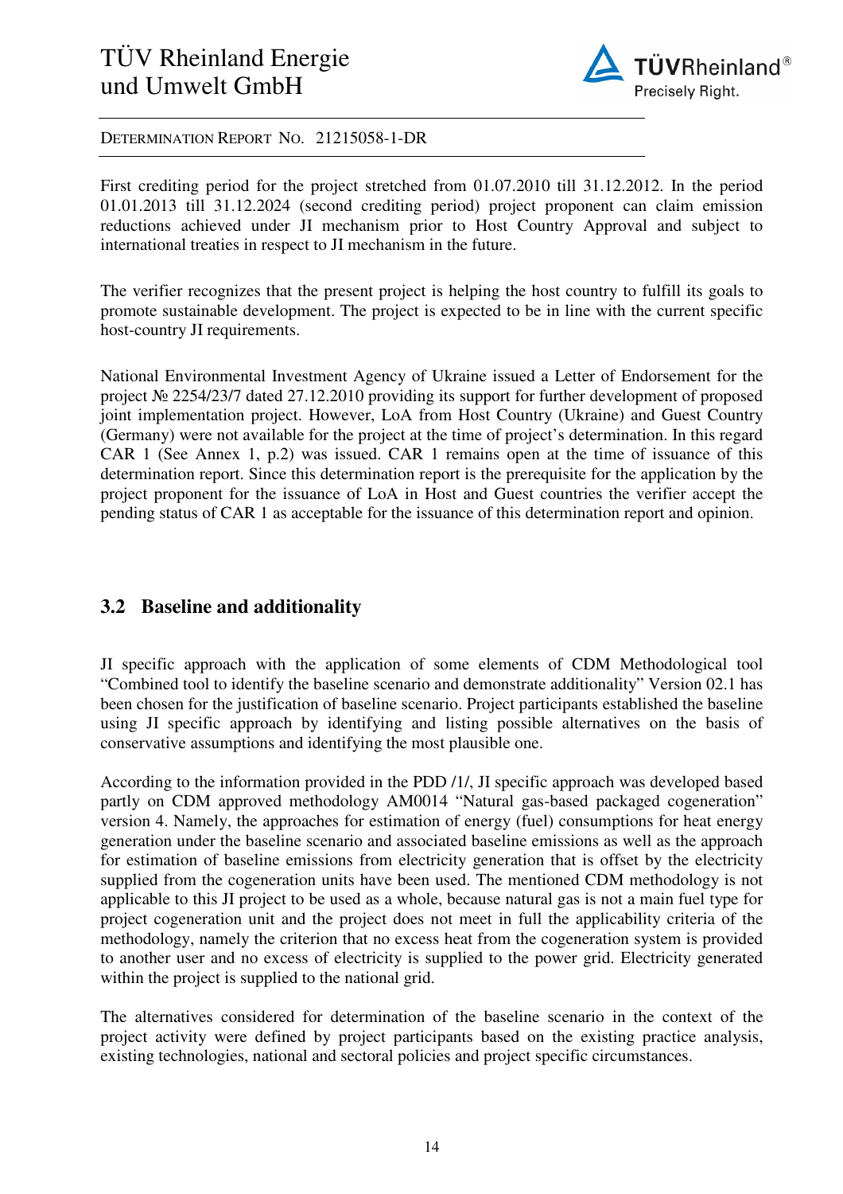First crediting period for the project stretched from 01.07.2010 till 31.12.2012. In the period 01.01.2013 till 31.12.2024 (second crediting period) project proponent can claim emission reductions achieved under JI mechanism prior to Host Country Approval and subject to international treaties in respect to JI mechanism in the future.

The verifier recognizes that the present project is helping the host country to fulfill its goals to promote sustainable development. The project is expected to be in line with the current specific host-country JI requirements.

National Environmental Investment Agency of Ukraine issued a Letter of Endorsement for the project № 2254/23/7 dated 27.12.2010 providing its support for further development of proposed joint implementation project. However, LoA from Host Country (Ukraine) and Guest Country (Germany) were not available for the project at the time of project's determination. In this regard CAR 1 (See Annex 1, p.2) was issued. CAR 1 remains open at the time of issuance of this determination report. Since this determination report is the prerequisite for the application by the project proponent for the issuance of LoA in Host and Guest countries the verifier accept the pending status of CAR 1 as acceptable for the issuance of this determination report and opinion.

## 3.2 Baseline and additionality

JI specific approach with the application of some elements of CDM Methodological tool "Combined tool to identify the baseline scenario and demonstrate additionality" Version 02.1 has been chosen for the justification of baseline scenario. Project participants established the baseline using JI specific approach by identifying and listing possible alternatives on the basis of conservative assumptions and identifying the most plausible one.

According to the information provided in the PDD /1/, JI specific approach was developed based partly on CDM approved methodology AM0014 "Natural gas-based packaged cogeneration" version 4. Namely, the approaches for estimation of energy (fuel) consumptions for heat energy generation under the baseline scenario and associated baseline emissions as well as the approach for estimation of baseline emissions from electricity generation that is offset by the electricity supplied from the cogeneration units have been used. The mentioned CDM methodology is not applicable to this JI project to be used as a whole, because natural gas is not a main fuel type for project cogeneration unit and the project does not meet in full the applicability criteria of the methodology, namely the criterion that no excess heat from the cogeneration system is provided to another user and no excess of electricity is supplied to the power grid. Electricity generated within the project is supplied to the national grid.

The alternatives considered for determination of the baseline scenario in the context of the project activity were defined by project participants based on the existing practice analysis, existing technologies, national and sectoral policies and project specific circumstances.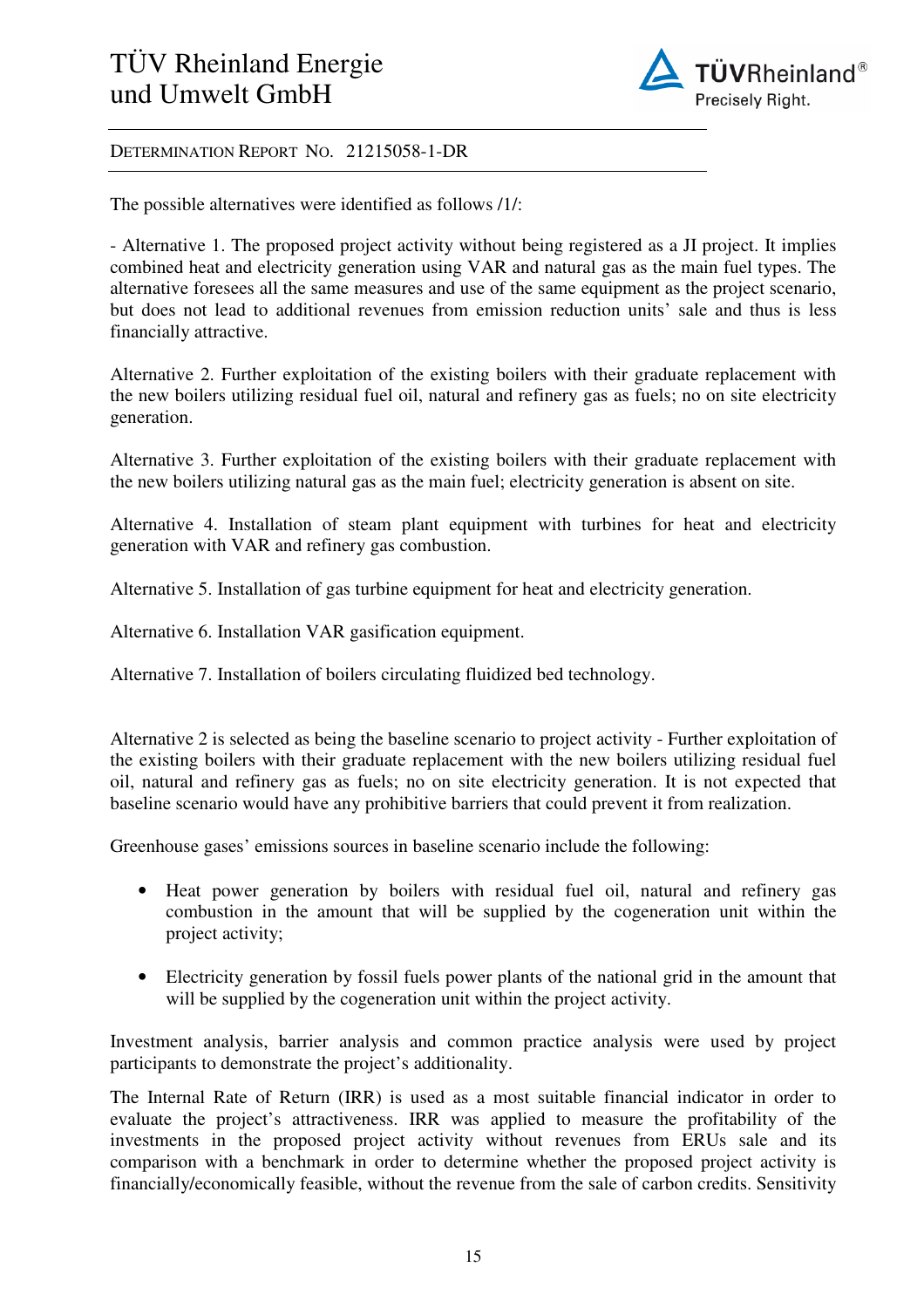The possible alternatives were identified as follows /1/:

- Alternative 1. The proposed project activity without being registered as a JI project. It implies combined heat and electricity generation using VAR and natural gas as the main fuel types. The alternative foresees all the same measures and use of the same equipment as the project scenario, but does not lead to additional revenues from emission reduction units' sale and thus is less financially attractive.

Alternative 2. Further exploitation of the existing boilers with their graduate replacement with the new boilers utilizing residual fuel oil, natural and refinery gas as fuels; no on site electricity generation.

Alternative 3. Further exploitation of the existing boilers with their graduate replacement with the new boilers utilizing natural gas as the main fuel; electricity generation is absent on site.

Alternative 4. Installation of steam plant equipment with turbines for heat and electricity generation with VAR and refinery gas combustion.

Alternative 5. Installation of gas turbine equipment for heat and electricity generation.

Alternative 6. Installation VAR gasification equipment.

Alternative 7. Installation of boilers circulating fluidized bed technology.

Alternative 2 is selected as being the baseline scenario to project activity - Further exploitation of the existing boilers with their graduate replacement with the new boilers utilizing residual fuel oil, natural and refinery gas as fuels; no on site electricity generation. It is not expected that baseline scenario would have any prohibitive barriers that could prevent it from realization.

Greenhouse gases' emissions sources in baseline scenario include the following:

- Heat power generation by boilers with residual fuel oil, natural and refinery gas combustion in the amount that will be supplied by the cogeneration unit within the project activity;

- Electricity generation by fossil fuels power plants of the national grid in the amount that will be supplied by the cogeneration unit within the project activity.

Investment analysis, barrier analysis and common practice analysis were used by project participants to demonstrate the project's additionality.

The Internal Rate of Return (IRR) is used as a most suitable financial indicator in order to evaluate the project's attractiveness. IRR was applied to measure the profitability of the investments in the proposed project activity without revenues from ERUs sale and its comparison with a benchmark in order to determine whether the proposed project activity is financially/economically feasible, without the revenue from the sale of carbon credits. Sensitivity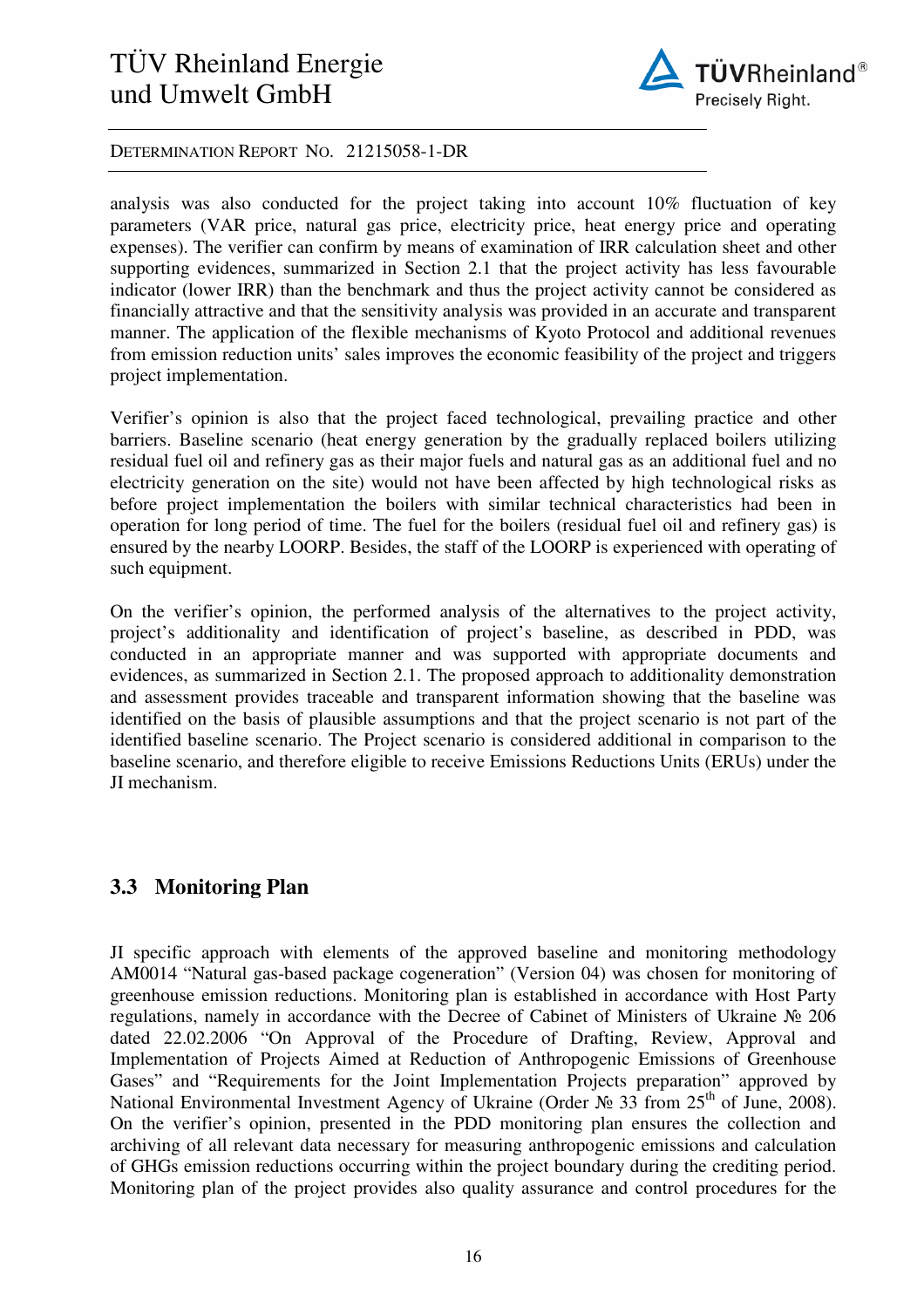analysis was also conducted for the project taking into account 10% fluctuation of key parameters (VAR price, natural gas price, electricity price, heat energy price and operating expenses). The verifier can confirm by means of examination of IRR calculation sheet and other supporting evidences, summarized in Section 2.1 that the project activity has less favourable indicator (lower IRR) than the benchmark and thus the project activity cannot be considered as financially attractive and that the sensitivity analysis was provided in an accurate and transparent manner. The application of the flexible mechanisms of Kyoto Protocol and additional revenues from emission reduction units' sales improves the economic feasibility of the project and triggers project implementation.

Verifier's opinion is also that the project faced technological, prevailing practice and other barriers. Baseline scenario (heat energy generation by the gradually replaced boilers utilizing residual fuel oil and refinery gas as their major fuels and natural gas as an additional fuel and no electricity generation on the site) would not have been affected by high technological risks as before project implementation the boilers with similar technical characteristics had been in operation for long period of time. The fuel for the boilers (residual fuel oil and refinery gas) is ensured by the nearby LOORP. Besides, the staff of the LOORP is experienced with operating of such equipment.

On the verifier's opinion, the performed analysis of the alternatives to the project activity, project's additionality and identification of project's baseline, as described in PDD, was conducted in an appropriate manner and was supported with appropriate documents and evidences, as summarized in Section 2.1. The proposed approach to additionality demonstration and assessment provides traceable and transparent information showing that the baseline was identified on the basis of plausible assumptions and that the project scenario is not part of the identified baseline scenario. The Project scenario is considered additional in comparison to the baseline scenario, and therefore eligible to receive Emissions Reductions Units (ERUs) under the JI mechanism.

## 3.3 Monitoring Plan

JI specific approach with elements of the approved baseline and monitoring methodology AM0014 "Natural gas-based package cogeneration" (Version 04) was chosen for monitoring of greenhouse emission reductions. Monitoring plan is established in accordance with Host Party regulations, namely in accordance with the Decree of Cabinet of Ministers of Ukraine № 206 dated 22.02.2006 "On Approval of the Procedure of Drafting, Review, Approval and Implementation of Projects Aimed at Reduction of Anthropogenic Emissions of Greenhouse Gases" and "Requirements for the Joint Implementation Projects preparation" approved by National Environmental Investment Agency of Ukraine (Order № 33 from 25$^{th}$ of June, 2008). On the verifier's opinion, presented in the PDD monitoring plan ensures the collection and archiving of all relevant data necessary for measuring anthropogenic emissions and calculation of GHGs emission reductions occurring within the project boundary during the crediting period. Monitoring plan of the project provides also quality assurance and control procedures for the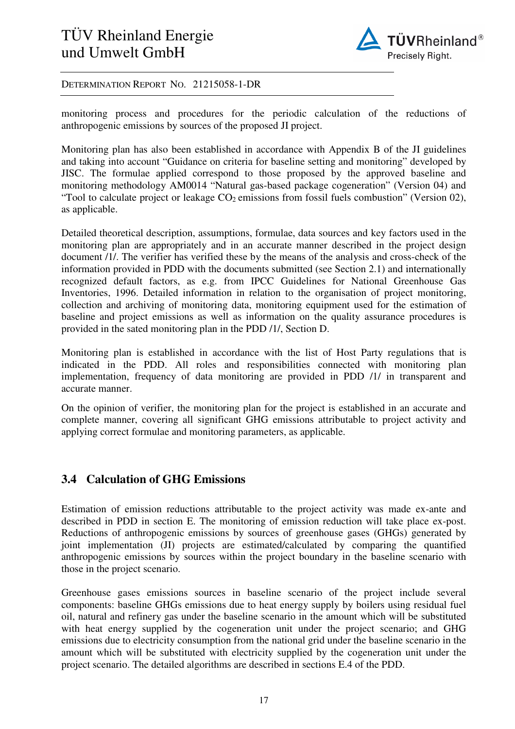monitoring process and procedures for the periodic calculation of the reductions of anthropogenic emissions by sources of the proposed JI project.

Monitoring plan has also been established in accordance with Appendix B of the JI guidelines and taking into account "Guidance on criteria for baseline setting and monitoring" developed by JISC. The formulae applied correspond to those proposed by the approved baseline and monitoring methodology AM0014 "Natural gas-based package cogeneration" (Version 04) and "Tool to calculate project or leakage $CO_2$ emissions from fossil fuels combustion" (Version 02), as applicable.

Detailed theoretical description, assumptions, formulae, data sources and key factors used in the monitoring plan are appropriately and in an accurate manner described in the project design document /1/. The verifier has verified these by the means of the analysis and cross-check of the information provided in PDD with the documents submitted (see Section 2.1) and internationally recognized default factors, as e.g. from IPCC Guidelines for National Greenhouse Gas Inventories, 1996. Detailed information in relation to the organisation of project monitoring, collection and archiving of monitoring data, monitoring equipment used for the estimation of baseline and project emissions as well as information on the quality assurance procedures is provided in the sated monitoring plan in the PDD /1/, Section D.

Monitoring plan is established in accordance with the list of Host Party regulations that is indicated in the PDD. All roles and responsibilities connected with monitoring plan implementation, frequency of data monitoring are provided in PDD /1/ in transparent and accurate manner.

On the opinion of verifier, the monitoring plan for the project is established in an accurate and complete manner, covering all significant GHG emissions attributable to project activity and applying correct formulae and monitoring parameters, as applicable.

## 3.4 Calculation of GHG Emissions

Estimation of emission reductions attributable to the project activity was made ex-ante and described in PDD in section E. The monitoring of emission reduction will take place ex-post. Reductions of anthropogenic emissions by sources of greenhouse gases (GHGs) generated by joint implementation (JI) projects are estimated/calculated by comparing the quantified anthropogenic emissions by sources within the project boundary in the baseline scenario with those in the project scenario.

Greenhouse gases emissions sources in baseline scenario of the project include several components: baseline GHGs emissions due to heat energy supply by boilers using residual fuel oil, natural and refinery gas under the baseline scenario in the amount which will be substituted with heat energy supplied by the cogeneration unit under the project scenario; and GHG emissions due to electricity consumption from the national grid under the baseline scenario in the amount which will be substituted with electricity supplied by the cogeneration unit under the project scenario. The detailed algorithms are described in sections E.4 of the PDD.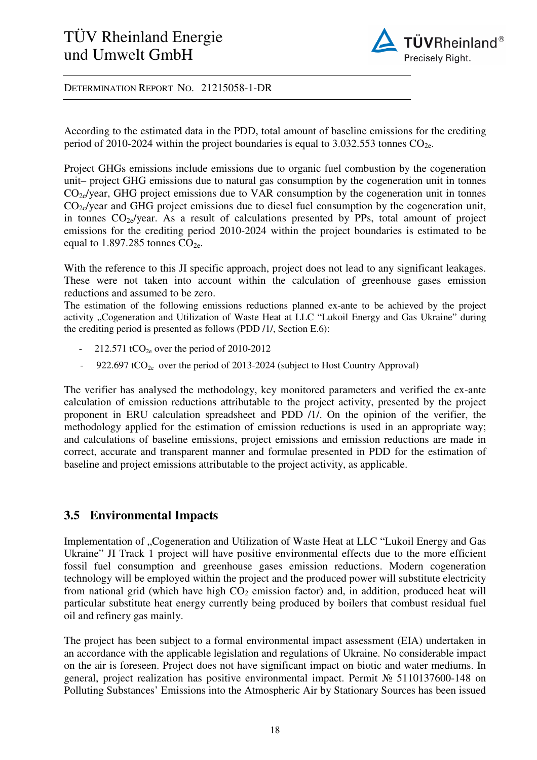According to the estimated data in the PDD, total amount of baseline emissions for the crediting period of 2010-2024 within the project boundaries is equal to 3.032.553 tonnes $CO_{2e}$.

Project GHGs emissions include emissions due to organic fuel combustion by the cogeneration unit– project GHG emissions due to natural gas consumption by the cogeneration unit in tonnes $CO_{2e}$/year, GHG project emissions due to VAR consumption by the cogeneration unit in tonnes $CO_{2e}$/year and GHG project emissions due to diesel fuel consumption by the cogeneration unit, in tonnes $CO_{2e}$/year. As a result of calculations presented by PPs, total amount of project emissions for the crediting period 2010-2024 within the project boundaries is estimated to be equal to 1.897.285 tonnes $CO_{2e}$.

With the reference to this JI specific approach, project does not lead to any significant leakages. These were not taken into account within the calculation of greenhouse gases emission reductions and assumed to be zero.
The estimation of the following emissions reductions planned ex-ante to be achieved by the project activity „Cogeneration and Utilization of Waste Heat at LLC “Lukoil Energy and Gas Ukraine” during the crediting period is presented as follows (PDD /1/, Section E.6):

- 212.571 $tCO_{2e}$ over the period of 2010-2012
- 922.697 $tCO_{2e}$ over the period of 2013-2024 (subject to Host Country Approval)

The verifier has analysed the methodology, key monitored parameters and verified the ex-ante calculation of emission reductions attributable to the project activity, presented by the project proponent in ERU calculation spreadsheet and PDD /1/. On the opinion of the verifier, the methodology applied for the estimation of emission reductions is used in an appropriate way; and calculations of baseline emissions, project emissions and emission reductions are made in correct, accurate and transparent manner and formulae presented in PDD for the estimation of baseline and project emissions attributable to the project activity, as applicable.

## 3.5 Environmental Impacts

Implementation of „Cogeneration and Utilization of Waste Heat at LLC “Lukoil Energy and Gas Ukraine” JI Track 1 project will have positive environmental effects due to the more efficient fossil fuel consumption and greenhouse gases emission reductions. Modern cogeneration technology will be employed within the project and the produced power will substitute electricity from national grid (which have high $CO_2$ emission factor) and, in addition, produced heat will particular substitute heat energy currently being produced by boilers that combust residual fuel oil and refinery gas mainly.

The project has been subject to a formal environmental impact assessment (EIA) undertaken in an accordance with the applicable legislation and regulations of Ukraine. No considerable impact on the air is foreseen. Project does not have significant impact on biotic and water mediums. In general, project realization has positive environmental impact. Permit № 5110137600-148 on Polluting Substances’ Emissions into the Atmospheric Air by Stationary Sources has been issued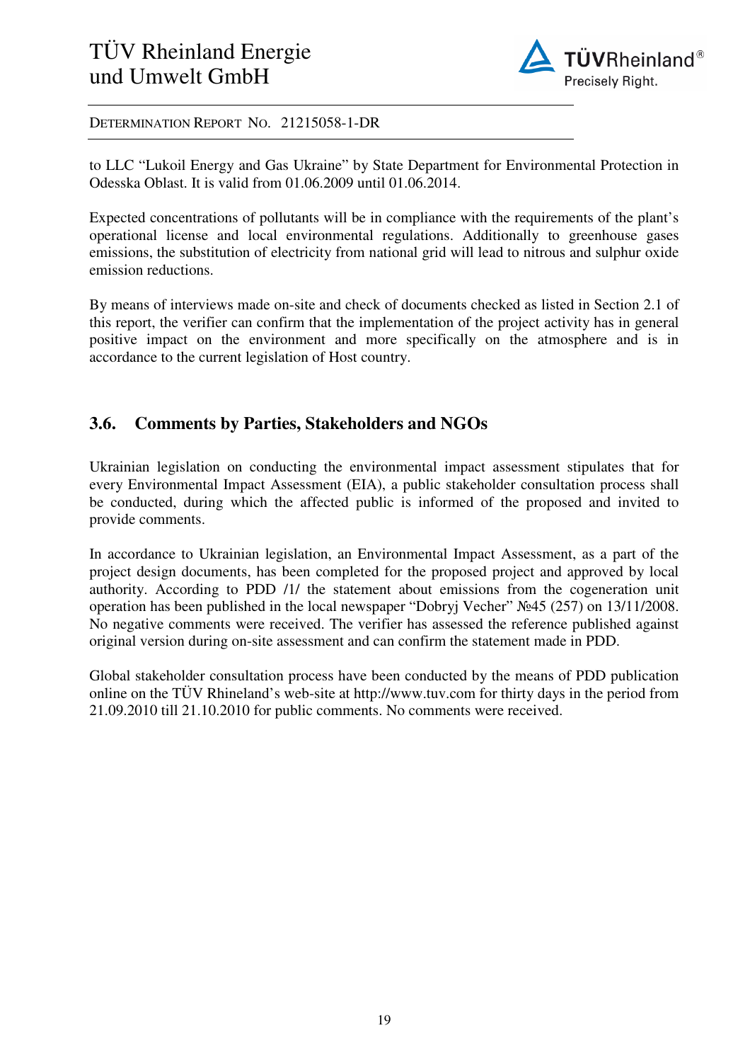to LLC "Lukoil Energy and Gas Ukraine" by State Department for Environmental Protection in Odesska Oblast. It is valid from 01.06.2009 until 01.06.2014.

Expected concentrations of pollutants will be in compliance with the requirements of the plant's operational license and local environmental regulations. Additionally to greenhouse gases emissions, the substitution of electricity from national grid will lead to nitrous and sulphur oxide emission reductions.

By means of interviews made on-site and check of documents checked as listed in Section 2.1 of this report, the verifier can confirm that the implementation of the project activity has in general positive impact on the environment and more specifically on the atmosphere and is in accordance to the current legislation of Host country.

## 3.6. Comments by Parties, Stakeholders and NGOs

Ukrainian legislation on conducting the environmental impact assessment stipulates that for every Environmental Impact Assessment (EIA), a public stakeholder consultation process shall be conducted, during which the affected public is informed of the proposed and invited to provide comments.

In accordance to Ukrainian legislation, an Environmental Impact Assessment, as a part of the project design documents, has been completed for the proposed project and approved by local authority. According to PDD /1/ the statement about emissions from the cogeneration unit operation has been published in the local newspaper "Dobryj Vecher" №45 (257) on 13/11/2008. No negative comments were received. The verifier has assessed the reference published against original version during on-site assessment and can confirm the statement made in PDD.

Global stakeholder consultation process have been conducted by the means of PDD publication online on the TÜV Rhineland's web-site at http://www.tuv.com for thirty days in the period from 21.09.2010 till 21.10.2010 for public comments. No comments were received.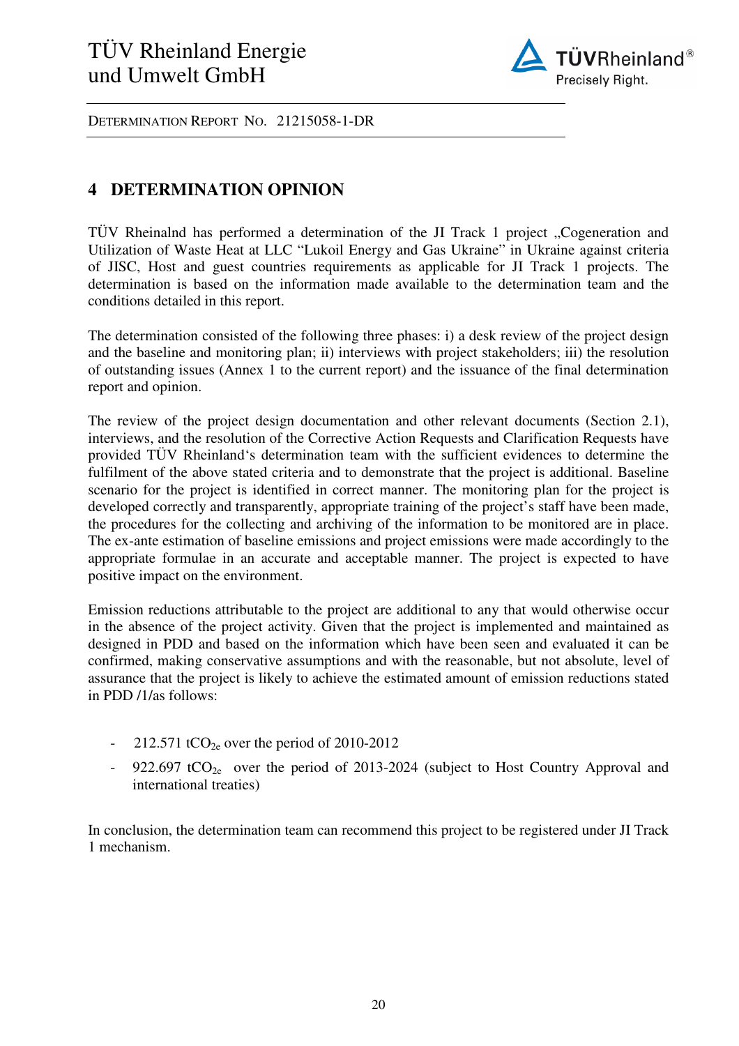# 4 DETERMINATION OPINION

TÜV Rheinalnd has performed a determination of the JI Track 1 project „Cogeneration and Utilization of Waste Heat at LLC "Lukoil Energy and Gas Ukraine" in Ukraine against criteria of JISC, Host and guest countries requirements as applicable for JI Track 1 projects. The determination is based on the information made available to the determination team and the conditions detailed in this report.

The determination consisted of the following three phases: i) a desk review of the project design and the baseline and monitoring plan; ii) interviews with project stakeholders; iii) the resolution of outstanding issues (Annex 1 to the current report) and the issuance of the final determination report and opinion.

The review of the project design documentation and other relevant documents (Section 2.1), interviews, and the resolution of the Corrective Action Requests and Clarification Requests have provided TÜV Rheinland's determination team with the sufficient evidences to determine the fulfilment of the above stated criteria and to demonstrate that the project is additional. Baseline scenario for the project is identified in correct manner. The monitoring plan for the project is developed correctly and transparently, appropriate training of the project's staff have been made, the procedures for the collecting and archiving of the information to be monitored are in place. The ex-ante estimation of baseline emissions and project emissions were made accordingly to the appropriate formulae in an accurate and acceptable manner. The project is expected to have positive impact on the environment.

Emission reductions attributable to the project are additional to any that would otherwise occur in the absence of the project activity. Given that the project is implemented and maintained as designed in PDD and based on the information which have been seen and evaluated it can be confirmed, making conservative assumptions and with the reasonable, but not absolute, level of assurance that the project is likely to achieve the estimated amount of emission reductions stated in PDD /1/as follows:

- 212.571 $tCO_{2e}$ over the period of 2010-2012
- 922.697 $tCO_{2e}$ over the period of 2013-2024 (subject to Host Country Approval and international treaties)

In conclusion, the determination team can recommend this project to be registered under JI Track 1 mechanism.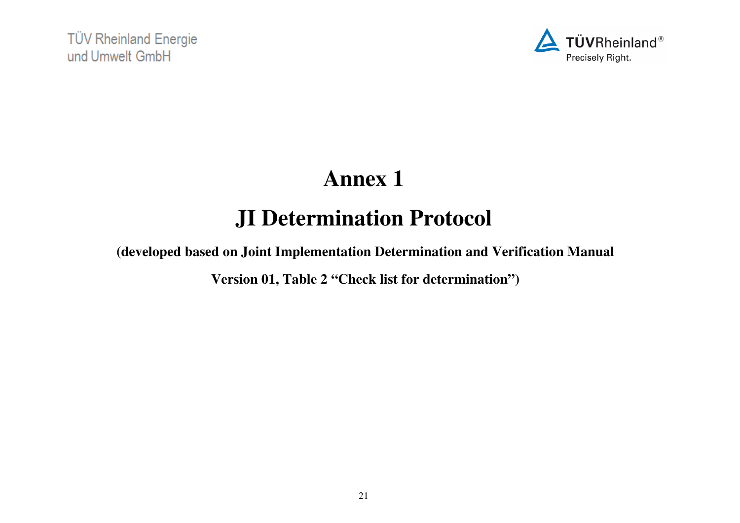# Annex 1

# JI Determination Protocol

**(developed based on Joint Implementation Determination and Verification Manual**

**Version 01, Table 2 “Check list for determination”)**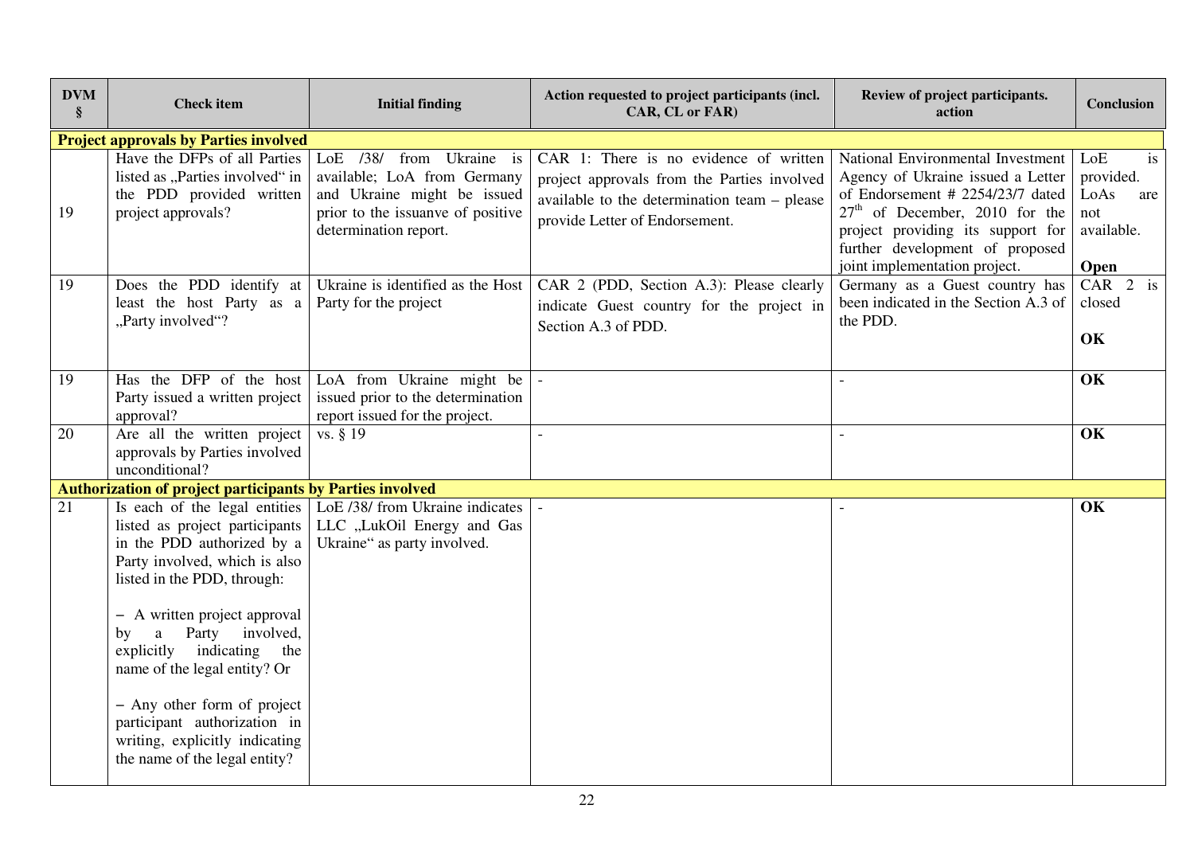| DVM § | Check item | Initial finding | Action requested to project participants (incl. CAR, CL or FAR) | Review of project participants. action | Conclusion |
|---|---|---|---|---|---|
| **Project approvals by Parties involved** | | | | | |
| 19 | Have the DFPs of all Parties listed as „Parties involved“ in the PDD provided written project approvals? | LoE /38/ from Ukraine is available; LoA from Germany and Ukraine might be issued prior to the issuanve of positive determination report. | CAR 1: There is no evidence of written project approvals from the Parties involved available to the determination team – please provide Letter of Endorsement. | National Environmental Investment Agency of Ukraine issued a Letter of Endorsement # 2254/23/7 dated 27[th] of December, 2010 for the project providing its support for further development of proposed joint implementation project. | LoE is provided. LoAs are not available. **Open** |
| 19 | Does the PDD identify at least the host Party as a „Party involved“? | Ukraine is identified as the Host Party for the project | CAR 2 (PDD, Section A.3): Please clearly indicate Guest country for the project in Section A.3 of PDD. | Germany as a Guest country has been indicated in the Section A.3 of the PDD. | CAR 2 is closed **OK** |
| 19 | Has the DFP of the host Party issued a written project approval? | LoA from Ukraine might be issued prior to the determination report issued for the project. | - | - | **OK** |
| 20 | Are all the written project approvals by Parties involved unconditional? | vs. § 19 | - | - | **OK** |
| **Authorization of project participants by Parties involved** | | | | | |
| 21 | Is each of the legal entities listed as project participants in the PDD authorized by a Party involved, which is also listed in the PDD, through:<br><br>– A written project approval by a Party involved, explicitly indicating the name of the legal entity? Or<br><br>– Any other form of project participant authorization in writing, explicitly indicating the name of the legal entity? | LoE /38/ from Ukraine indicates LLC „LukOil Energy and Gas Ukraine“ as party involved. | - | - | **OK** |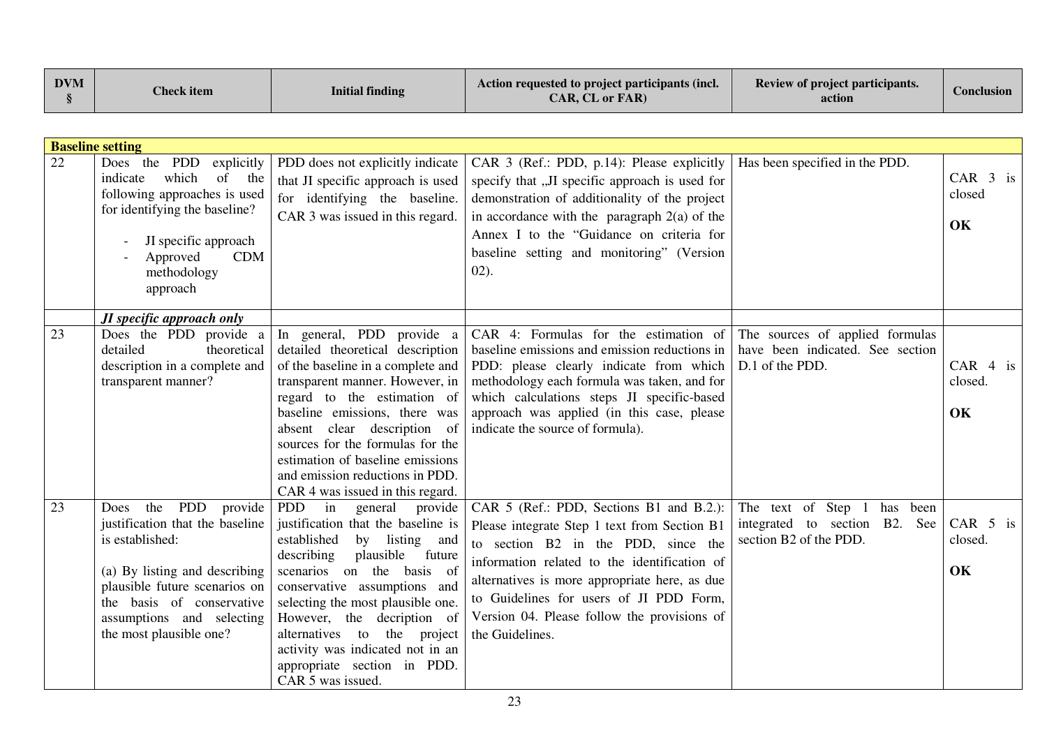| DVM § | Check item | Initial finding | Action requested to project participants (incl. CAR, CL or FAR) | Review of project participants. action | Conclusion |
|---|---|---|---|---|---|
| **Baseline setting** | | | | | |
| 22 | Does the PDD explicitly indicate which of the following approaches is used for identifying the baseline?<br><br>- JI specific approach<br>- Approved CDM methodology approach | PDD does not explicitly indicate that JI specific approach is used for identifying the baseline. CAR 3 was issued in this regard. | CAR 3 (Ref.: PDD, p.14): Please explicitly specify that „JI specific approach is used for demonstration of additionality of the project in accordance with the paragraph 2(a) of the Annex I to the "Guidance on criteria for baseline setting and monitoring" (Version 02). | Has been specified in the PDD. | CAR 3 is closed<br><br>**OK** |
| | ***JI specific approach only*** | | | | |
| 23 | Does the PDD provide a detailed theoretical description in a complete and transparent manner? | In general, PDD provide a detailed theoretical description of the baseline in a complete and transparent manner. However, in regard to the estimation of baseline emissions, there was absent clear description of sources for the formulas for the estimation of baseline emissions and emission reductions in PDD. CAR 4 was issued in this regard. | CAR 4: Formulas for the estimation of baseline emissions and emission reductions in PDD: please clearly indicate from which methodology each formula was taken, and for which calculations steps JI specific-based approach was applied (in this case, please indicate the source of formula). | The sources of applied formulas have been indicated. See section D.1 of the PDD. | CAR 4 is closed.<br><br>**OK** |
| 23 | Does the PDD provide justification that the baseline is established:<br><br>(a) By listing and describing plausible future scenarios on the basis of conservative assumptions and selecting the most plausible one? | PDD in general provide justification that the baseline is established by listing and describing plausible future scenarios on the basis of conservative assumptions and selecting the most plausible one. However, the decription of alternatives to the project activity was indicated not in an appropriate section in PDD. CAR 5 was issued. | CAR 5 (Ref.: PDD, Sections B1 and B.2.): Please integrate Step 1 text from Section B1 to section B2 in the PDD, since the information related to the identification of alternatives is more appropriate here, as due to Guidelines for users of JI PDD Form, Version 04. Please follow the provisions of the Guidelines. | The text of Step 1 has been integrated to section B2. See section B2 of the PDD. | CAR 5 is closed.<br><br>**OK** |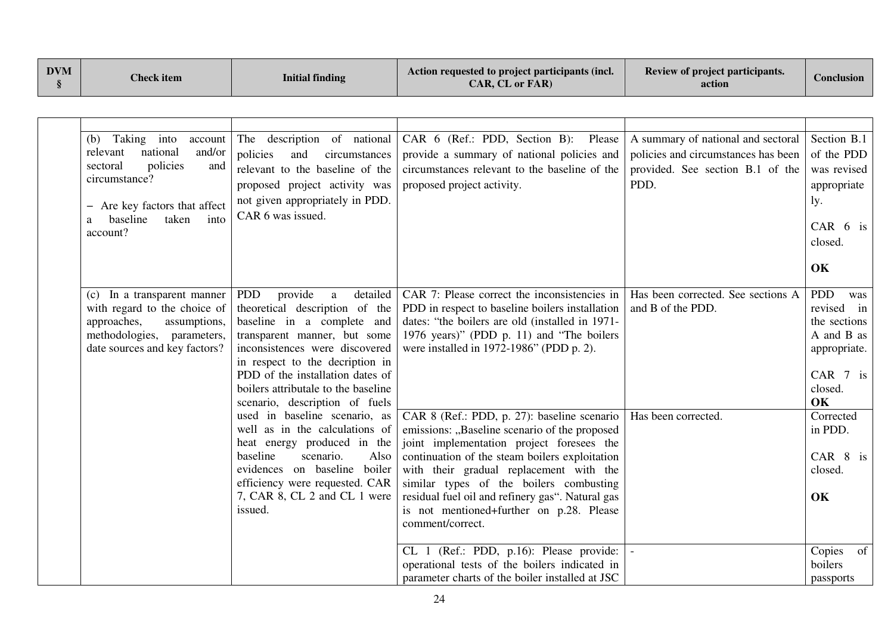| DVM § | Check item | Initial finding | Action requested to project participants (incl. CAR, CL or FAR) | Review of project participants. action | Conclusion |
|---|---|---|---|---|---|
| | (b) Taking into account relevant national and/or sectoral policies and circumstance?<br>– Are key factors that affect a baseline taken into account? | The description of national policies and circumstances relevant to the baseline of the proposed project activity was not given appropriately in PDD. CAR 6 was issued. | CAR 6 (Ref.: PDD, Section B): Please provide a summary of national policies and circumstances relevant to the baseline of the proposed project activity. | A summary of national and sectoral policies and circumstances has been provided. See section B.1 of the PDD. | Section B.1 of the PDD was revised appropriately.<br>CAR 6 is closed.<br>**OK** |
| | (c) In a transparent manner with regard to the choice of approaches, assumptions, methodologies, parameters, date sources and key factors? | PDD provide a detailed theoretical description of the baseline in a complete and transparent manner, but some inconsistences were discovered in respect to the decription in PDD of the installation dates of boilers attributale to the baseline scenario, description of fuels used in baseline scenario, as well as in the calculations of heat energy produced in the baseline scenario. Also evidences on baseline boiler efficiency were requested. CAR 7, CAR 8, CL 2 and CL 1 were issued. | CAR 7: Please correct the inconsistencies in PDD in respect to baseline boilers installation dates: "the boilers are old (installed in 1971-1976 years)" (PDD p. 11) and "The boilers were installed in 1972-1986" (PDD p. 2). | Has been corrected. See sections A and B of the PDD. | PDD was revised in the sections A and B as appropriate.<br>CAR 7 is closed.<br>**OK** |
| | | | CAR 8 (Ref.: PDD, p. 27): baseline scenario emissions: „Baseline scenario of the proposed joint implementation project foresees the continuation of the steam boilers exploitation with their gradual replacement with the similar types of the boilers combusting residual fuel oil and refinery gas". Natural gas is not mentioned+further on p.28. Please comment/correct. | Has been corrected. | Corrected in PDD.<br>CAR 8 is closed.<br>**OK** |
| | | | CL 1 (Ref.: PDD, p.16): Please provide: operational tests of the boilers indicated in parameter charts of the boiler installed at JSC | - | Copies of boilers passports |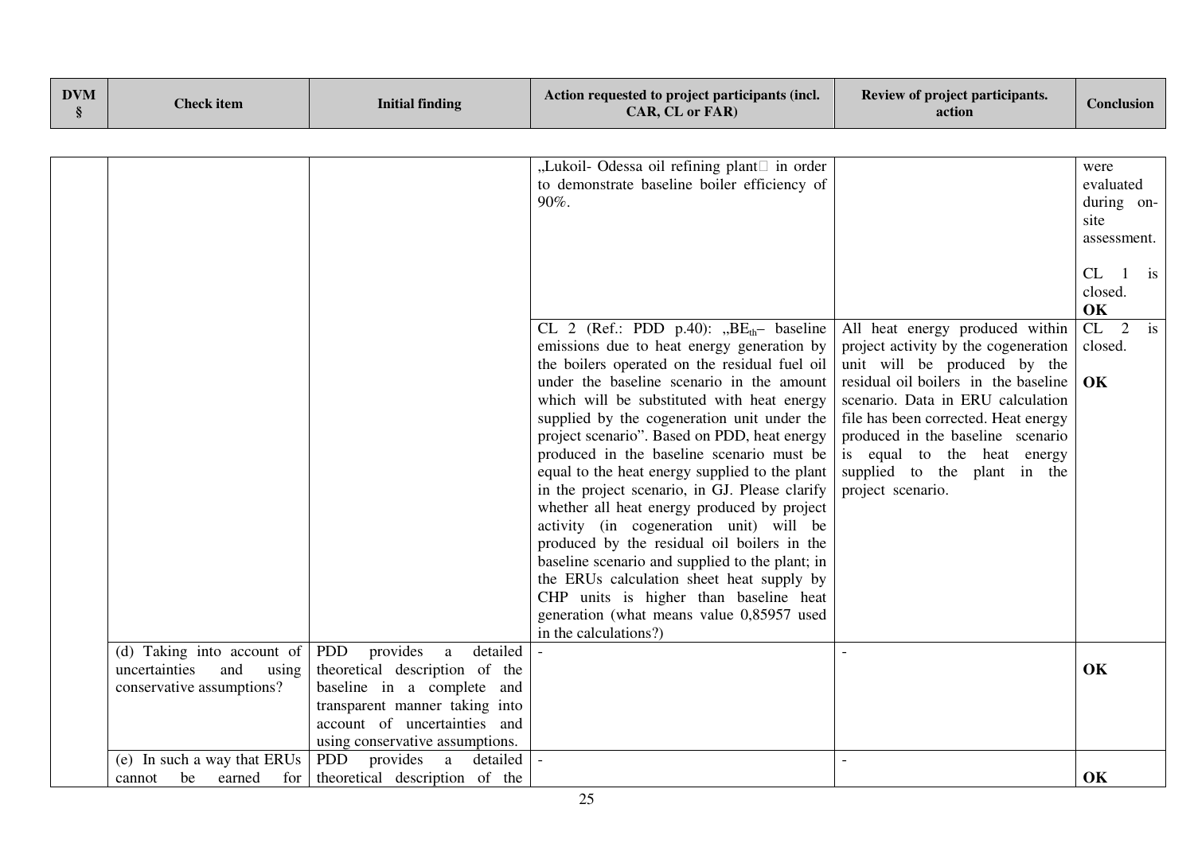| DVM § | Check item | Initial finding | Action requested to project participants (incl. CAR, CL or FAR) | Review of project participants. action | Conclusion |
|---|---|---|---|---|---|
| | | | „Lukoil- Odessa oil refining plant" in order to demonstrate baseline boiler efficiency of 90%. | | were evaluated during on-site assessment. CL 1 is closed. **OK** |
| | | | CL 2 (Ref.: PDD p.40): „$BE_{th}$– baseline emissions due to heat energy generation by the boilers operated on the residual fuel oil under the baseline scenario in the amount which will be substituted with heat energy supplied by the cogeneration unit under the project scenario". Based on PDD, heat energy produced in the baseline scenario must be equal to the heat energy supplied to the plant in the project scenario, in GJ. Please clarify whether all heat energy produced by project activity (in cogeneration unit) will be produced by the residual oil boilers in the baseline scenario and supplied to the plant; in the ERUs calculation sheet heat supply by CHP units is higher than baseline heat generation (what means value 0,85957 used in the calculations?) | All heat energy produced within project activity by the cogeneration unit will be produced by the residual oil boilers in the baseline scenario. Data in ERU calculation file has been corrected. Heat energy produced in the baseline scenario is equal to the heat energy supplied to the plant in the project scenario. | CL 2 is closed. **OK** |
| | (d) Taking into account of uncertainties and using conservative assumptions? | PDD provides a detailed theoretical description of the baseline in a complete and transparent manner taking into account of uncertainties and using conservative assumptions. | - | - | **OK** |
| | (e) In such a way that ERUs cannot be earned for | PDD provides a detailed theoretical description of the | - | - | **OK** |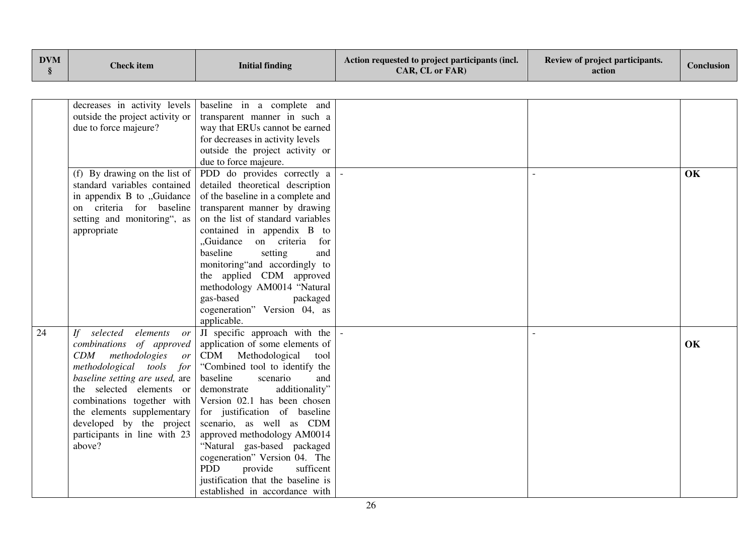| DVM § | Check item | Initial finding | Action requested to project participants (incl. CAR, CL or FAR) | Review of project participants. action | Conclusion |
|---|---|---|---|---|---|
| | decreases in activity levels outside the project activity or due to force majeure? | baseline in a complete and transparent manner in such a way that ERUs cannot be earned for decreases in activity levels outside the project activity or due to force majeure. | | | |
| | (f) By drawing on the list of standard variables contained in appendix B to „Guidance on criteria for baseline setting and monitoring", as appropriate | PDD do provides correctly a detailed theoretical description of the baseline in a complete and transparent manner by drawing on the list of standard variables contained in appendix B to „Guidance on criteria for baseline setting and monitoring"and accordingly to the applied CDM approved methodology AM0014 "Natural gas-based packaged cogeneration" Version 04, as applicable. | - | - | **OK** |
| 24 | *If selected elements or combinations of approved CDM methodologies or methodological tools for baseline setting are used,* are the selected elements or combinations together with the elements supplementary developed by the project participants in line with 23 above? | JI specific approach with the application of some elements of CDM Methodological tool "Combined tool to identify the baseline scenario and demonstrate additionality" Version 02.1 has been chosen for justification of baseline scenario, as well as CDM approved methodology AM0014 "Natural gas-based packaged cogeneration" Version 04. The PDD provide sufficent justification that the baseline is established in accordance with | - | - | **OK** |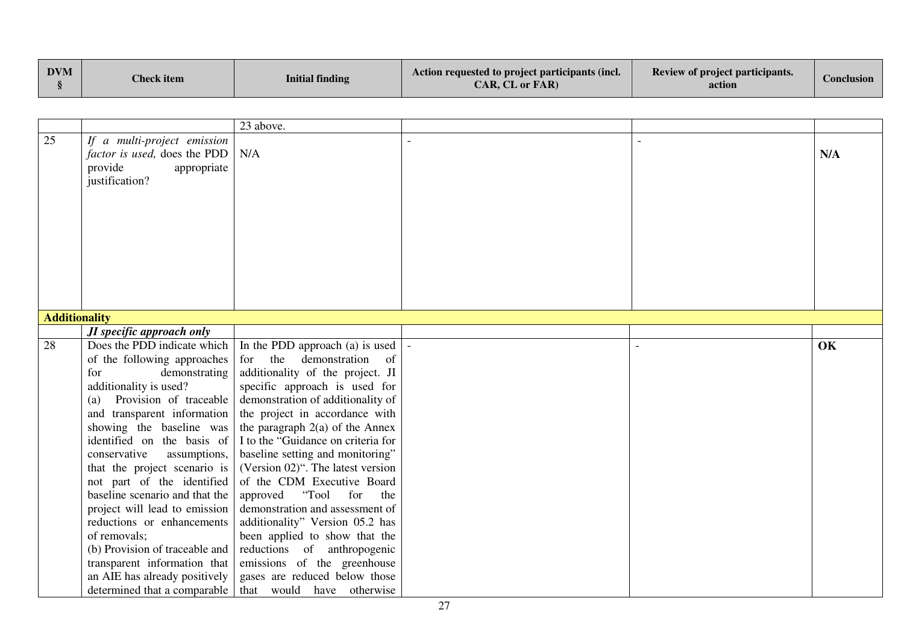| DVM § | Check item | Initial finding | Action requested to project participants (incl. CAR, CL or FAR) | Review of project participants. action | Conclusion |
|---|---|---|---|---|---|
| | | 23 above. | | | |
| 25 | *If a multi-project emission factor is used,* does the PDD provide appropriate justification? | N/A | - | - | **N/A** |
| **Additionality** | | | | | |
| | ***JI specific approach only*** | | | | |
| 28 | Does the PDD indicate which of the following approaches for demonstrating additionality is used?<br>(a) Provision of traceable and transparent information showing the baseline was identified on the basis of conservative assumptions, that the project scenario is not part of the identified baseline scenario and that the project will lead to emission reductions or enhancements of removals;<br>(b) Provision of traceable and transparent information that an AIE has already positively determined that a comparable | In the PDD approach (a) is used for the demonstration of additionality of the project. JI specific approach is used for demonstration of additionality of the project in accordance with the paragraph 2(a) of the Annex I to the "Guidance on criteria for baseline setting and monitoring" (Version 02)". The latest version of the CDM Executive Board approved "Tool for the demonstration and assessment of additionality" Version 05.2 has been applied to show that the reductions of anthropogenic emissions of the greenhouse gases are reduced below those that would have otherwise | - | - | **OK** |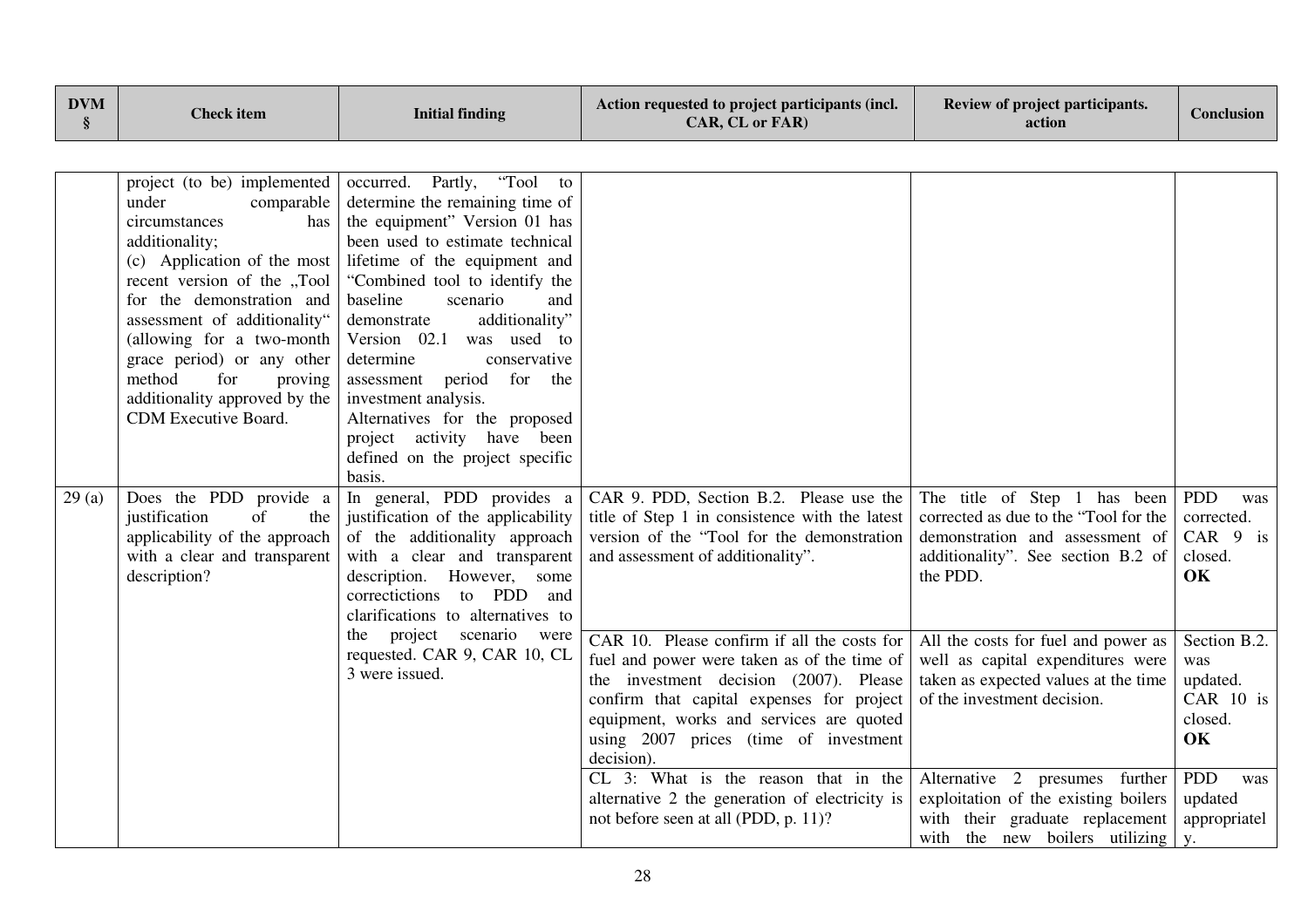| DVM § | Check item | Initial finding | Action requested to project participants (incl. CAR, CL or FAR) | Review of project participants. action | Conclusion |
|---|---|---|---|---|---|
| | project (to be) implemented under comparable circumstances has additionality; (c) Application of the most recent version of the „Tool for the demonstration and assessment of additionality" (allowing for a two-month grace period) or any other method for proving additionality approved by the CDM Executive Board. | occurred. Partly, "Tool to determine the remaining time of the equipment" Version 01 has been used to estimate technical lifetime of the equipment and "Combined tool to identify the baseline scenario and demonstrate additionality" Version 02.1 was used to determine conservative assessment period for the investment analysis. Alternatives for the proposed project activity have been defined on the project specific basis. | | | |
| 29 (a) | Does the PDD provide a justification of the applicability of the approach with a clear and transparent description? | In general, PDD provides a justification of the applicability of the additionality approach with a clear and transparent description. However, some correctictions to PDD and clarifications to alternatives to the project scenario were requested. CAR 9, CAR 10, CL 3 were issued. | CAR 9. PDD, Section B.2. Please use the title of Step 1 in consistence with the latest version of the "Tool for the demonstration and assessment of additionality". | The title of Step 1 has been corrected as due to the "Tool for the demonstration and assessment of additionality". See section B.2 of the PDD. | PDD was corrected. CAR 9 is closed. **OK** |
| | | | CAR 10. Please confirm if all the costs for fuel and power were taken as of the time of the investment decision (2007). Please confirm that capital expenses for project equipment, works and services are quoted using 2007 prices (time of investment decision). | All the costs for fuel and power as well as capital expenditures were taken as expected values at the time of the investment decision. | Section B.2. was updated. CAR 10 is closed. **OK** |
| | | | CL 3: What is the reason that in the alternative 2 the generation of electricity is not before seen at all (PDD, p. 11)? | Alternative 2 presumes further exploitation of the existing boilers with their graduate replacement with the new boilers utilizing | PDD was updated appropriately. |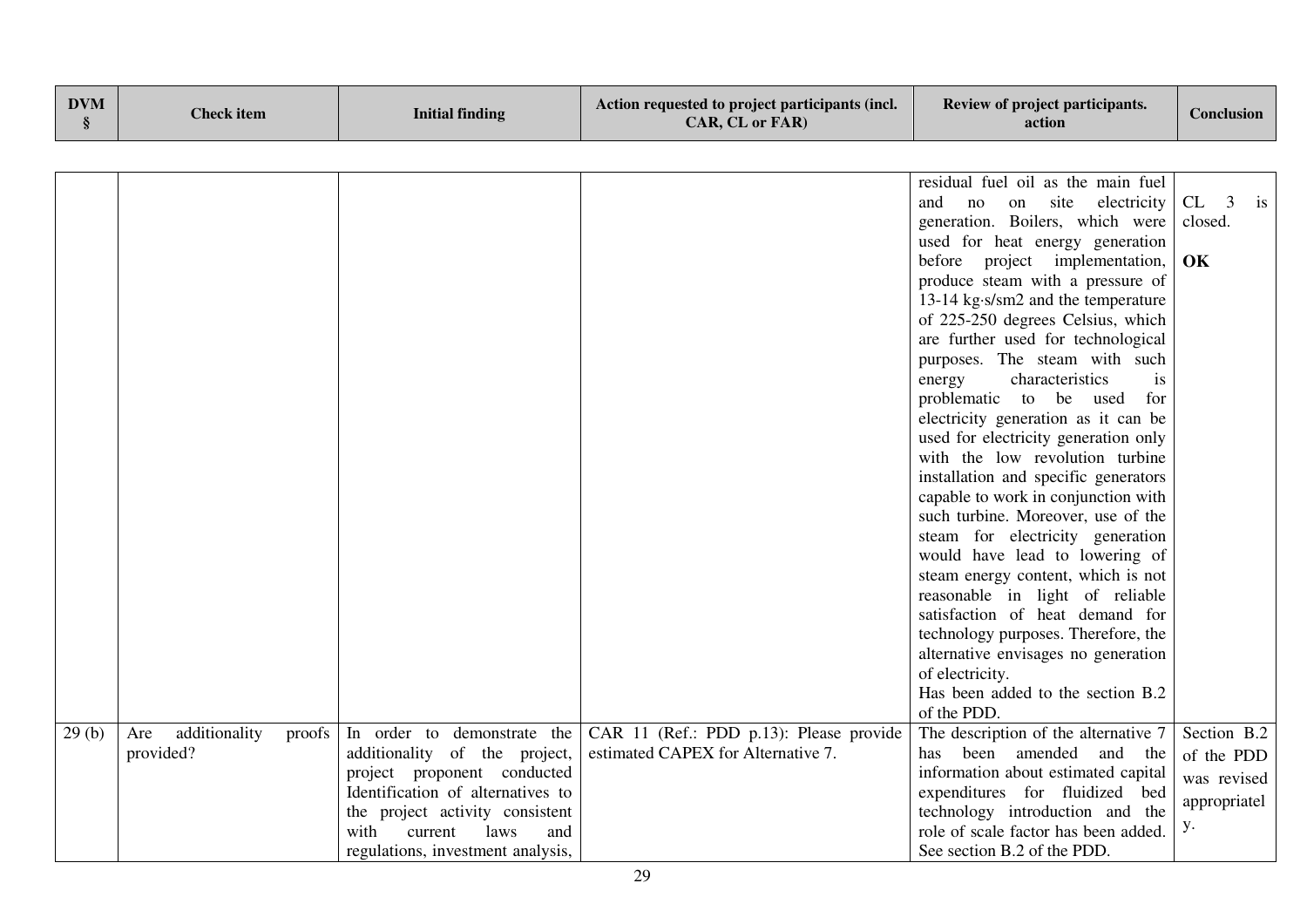| DVM § | Check item | Initial finding | Action requested to project participants (incl. CAR, CL or FAR) | Review of project participants. action | Conclusion |
|---|---|---|---|---|---|
| | | | | residual fuel oil as the main fuel and no on site electricity generation. Boilers, which were used for heat energy generation before project implementation, produce steam with a pressure of 13-14 kg·s/sm2 and the temperature of 225-250 degrees Celsius, which are further used for technological purposes. The steam with such energy characteristics is problematic to be used for electricity generation as it can be used for electricity generation only with the low revolution turbine installation and specific generators capable to work in conjunction with such turbine. Moreover, use of the steam for electricity generation would have lead to lowering of steam energy content, which is not reasonable in light of reliable satisfaction of heat demand for technology purposes. Therefore, the alternative envisages no generation of electricity.<br>Has been added to the section B.2 of the PDD. | CL 3 is closed.<br><br>**OK** |
| 29 (b) | Are additionality proofs provided? | In order to demonstrate the additionality of the project, project proponent conducted Identification of alternatives to the project activity consistent with current laws and regulations, investment analysis, | CAR 11 (Ref.: PDD p.13): Please provide estimated CAPEX for Alternative 7. | The description of the alternative 7 has been amended and the information about estimated capital expenditures for fluidized bed technology introduction and the role of scale factor has been added. See section B.2 of the PDD. | Section B.2 of the PDD was revised appropriately. |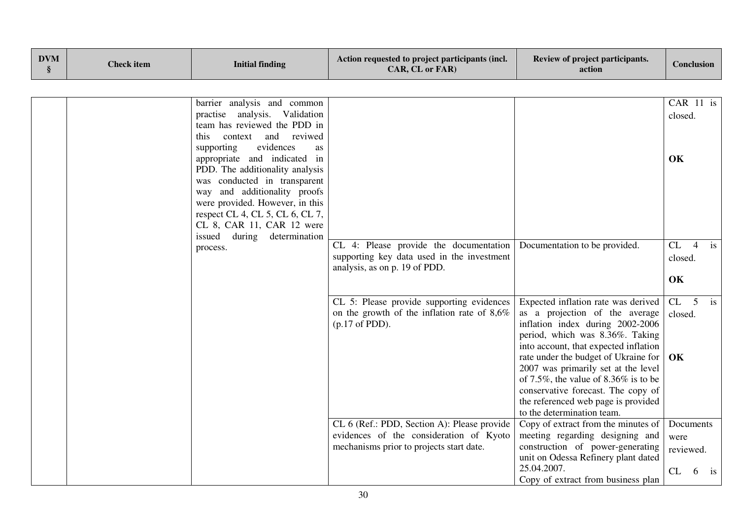| DVM § | Check item | Initial finding | Action requested to project participants (incl. CAR, CL or FAR) | Review of project participants. action | Conclusion |
|---|---|---|---|---|---|
| | | barrier analysis and common practise analysis. Validation team has reviewed the PDD in this context and reviwed supporting evidences as appropriate and indicated in PDD. The additionality analysis was conducted in transparent way and additionality proofs were provided. However, in this respect CL 4, CL 5, CL 6, CL 7, CL 8, CAR 11, CAR 12 were issued during determination process. | | | CAR 11 is closed.<br><br>**OK** |
| | | | CL 4: Please provide the documentation supporting key data used in the investment analysis, as on p. 19 of PDD. | Documentation to be provided. | CL 4 is closed.<br><br>**OK** |
| | | | CL 5: Please provide supporting evidences on the growth of the inflation rate of 8,6% (p.17 of PDD). | Expected inflation rate was derived as a projection of the average inflation index during 2002-2006 period, which was 8.36%. Taking into account, that expected inflation rate under the budget of Ukraine for 2007 was primarily set at the level of 7.5%, the value of 8.36% is to be conservative forecast. The copy of the referenced web page is provided to the determination team. | CL 5 is closed.<br><br>**OK** |
| | | | CL 6 (Ref.: PDD, Section A): Please provide evidences of the consideration of Kyoto mechanisms prior to projects start date. | Copy of extract from the minutes of meeting regarding designing and construction of power-generating unit on Odessa Refinery plant dated 25.04.2007.<br>Copy of extract from business plan | Documents were reviewed.<br><br>CL 6 is |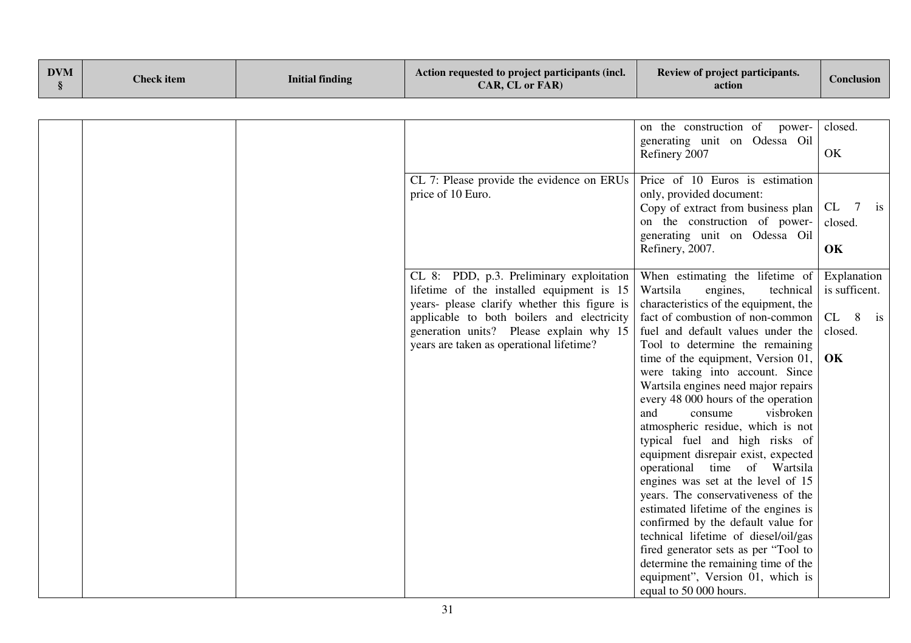| DVM § | Check item | Initial finding | Action requested to project participants (incl. CAR, CL or FAR) | Review of project participants. action | Conclusion |
|---|---|---|---|---|---|
| | | | | on the construction of power-generating unit on Odessa Oil Refinery 2007 | closed.<br><br>OK |
| | | | CL 7: Please provide the evidence on ERUs price of 10 Euro. | Price of 10 Euros is estimation only, provided document:<br>Copy of extract from business plan on the construction of power-generating unit on Odessa Oil Refinery, 2007. | CL 7 is closed.<br><br>**OK** |
| | | | CL 8: PDD, p.3. Preliminary exploitation lifetime of the installed equipment is 15 years- please clarify whether this figure is applicable to both boilers and electricity generation units? Please explain why 15 years are taken as operational lifetime? | When estimating the lifetime of Wartsila engines, technical characteristics of the equipment, the fact of combustion of non-common fuel and default values under the Tool to determine the remaining time of the equipment, Version 01, were taking into account. Since Wartsila engines need major repairs every 48 000 hours of the operation and consume visbroken atmospheric residue, which is not typical fuel and high risks of equipment disrepair exist, expected operational time of Wartsila engines was set at the level of 15 years. The conservativeness of the estimated lifetime of the engines is confirmed by the default value for technical lifetime of diesel/oil/gas fired generator sets as per "Tool to determine the remaining time of the equipment", Version 01, which is equal to 50 000 hours. | Explanation is sufficent.<br><br>CL 8 is closed.<br><br>**OK** |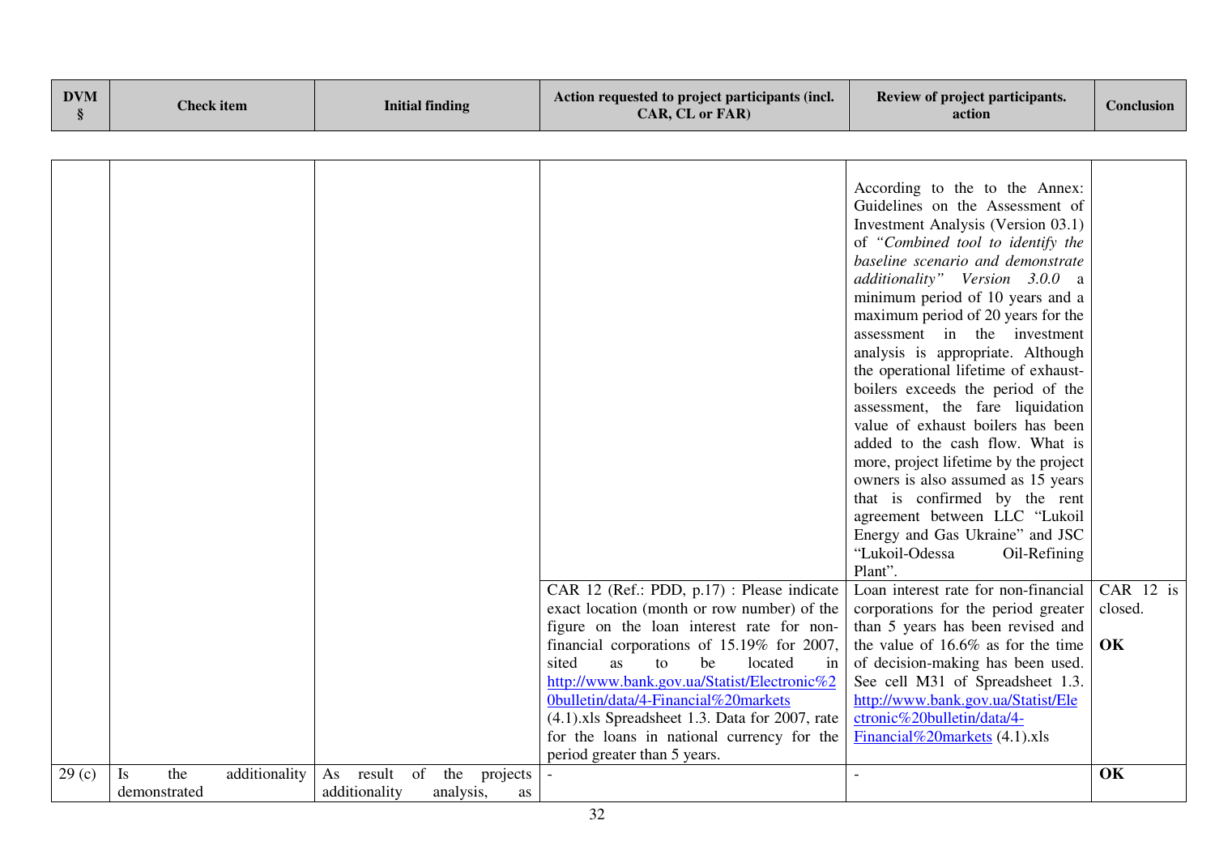| DVM § | Check item | Initial finding | Action requested to project participants (incl. CAR, CL or FAR) | Review of project participants. action | Conclusion |
|---|---|---|---|---|---|
| | | | | According to the to the Annex: Guidelines on the Assessment of Investment Analysis (Version 03.1) of *"Combined tool to identify the baseline scenario and demonstrate additionality" Version 3.0.0* a minimum period of 10 years and a maximum period of 20 years for the assessment in the investment analysis is appropriate. Although the operational lifetime of exhaust-boilers exceeds the period of the assessment, the fare liquidation value of exhaust boilers has been added to the cash flow. What is more, project lifetime by the project owners is also assumed as 15 years that is confirmed by the rent agreement between LLC "Lukoil Energy and Gas Ukraine" and JSC "Lukoil-Odessa Oil-Refining Plant". | |
| | | | CAR 12 (Ref.: PDD, p.17) : Please indicate exact location (month or row number) of the figure on the loan interest rate for non-financial corporations of 15.19% for 2007, sited as to be located in http://www.bank.gov.ua/Statist/Electronic%20bulletin/data/4-Financial%20markets (4.1).xls Spreadsheet 1.3. Data for 2007, rate for the loans in national currency for the period greater than 5 years. | Loan interest rate for non-financial corporations for the period greater than 5 years has been revised and the value of 16.6% as for the time of decision-making has been used. See cell M31 of Spreadsheet 1.3. http://www.bank.gov.ua/Statist/Electronic%20bulletin/data/4-Financial%20markets (4.1).xls | CAR 12 is closed. **OK** |
| 29 (c) | Is the additionality demonstrated | As result of the projects additionality analysis, as | - | - | **OK** |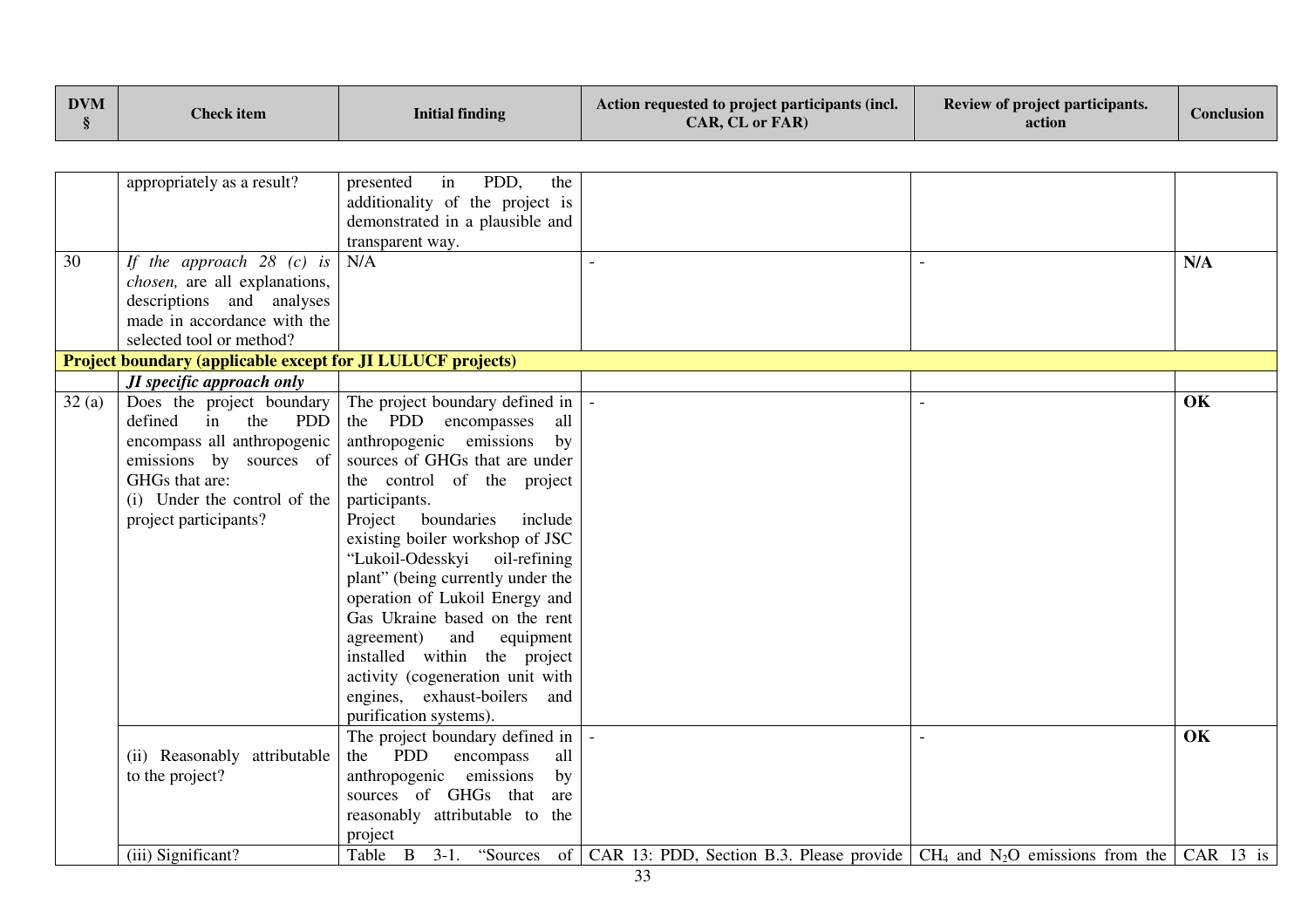| DVM § | Check item | Initial finding | Action requested to project participants (incl. CAR, CL or FAR) | Review of project participants. action | Conclusion |
|---|---|---|---|---|---|
| | appropriately as a result? | presented in PDD, the additionality of the project is demonstrated in a plausible and transparent way. | | | |
| 30 | *If the approach 28 (c) is chosen,* are all explanations, descriptions and analyses made in accordance with the selected tool or method? | N/A | - | - | **N/A** |
| **Project boundary (applicable except for JI LULUCF projects)** | | | | | |
| | ***JI specific approach only*** | | | | |
| 32 (a) | Does the project boundary defined in the PDD encompass all anthropogenic emissions by sources of GHGs that are: (i) Under the control of the project participants? | The project boundary defined in the PDD encompasses all anthropogenic emissions by sources of GHGs that are under the control of the project participants. Project boundaries include existing boiler workshop of JSC "Lukoil-Odesskyi oil-refining plant" (being currently under the operation of Lukoil Energy and Gas Ukraine based on the rent agreement) and equipment installed within the project activity (cogeneration unit with engines, exhaust-boilers and purification systems). | - | - | **OK** |
| | (ii) Reasonably attributable to the project? | The project boundary defined in the PDD encompass all anthropogenic emissions by sources of GHGs that are reasonably attributable to the project | - | - | **OK** |
| | (iii) Significant? | Table B 3-1. "Sources of | CAR 13: PDD, Section B.3. Please provide | $CH_4$ and $N_2O$ emissions from the | CAR 13 is |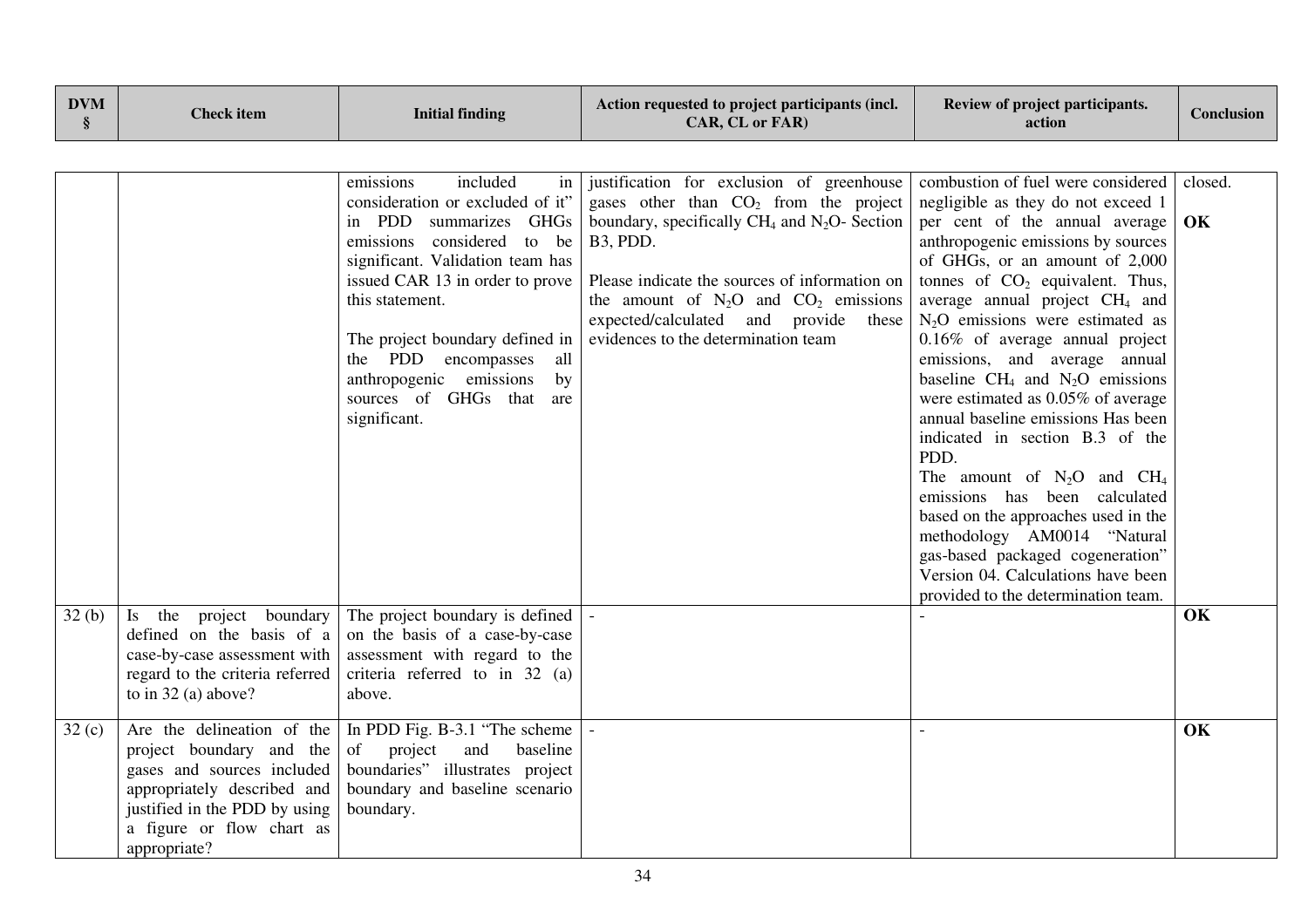| DVM § | Check item | Initial finding | Action requested to project participants (incl. CAR, CL or FAR) | Review of project participants. action | Conclusion |
|---|---|---|---|---|---|
| | | emissions included in consideration or excluded of it" in PDD summarizes GHGs emissions considered to be significant. Validation team has issued CAR 13 in order to prove this statement.<br><br>The project boundary defined in the PDD encompasses all anthropogenic emissions by sources of GHGs that are significant. | justification for exclusion of greenhouse gases other than $CO_2$ from the project boundary, specifically $CH_4$ and $N_2O$- Section B3, PDD.<br><br>Please indicate the sources of information on the amount of $N_2O$ and $CO_2$ emissions expected/calculated and provide these evidences to the determination team | combustion of fuel were considered negligible as they do not exceed 1 per cent of the annual average anthropogenic emissions by sources of GHGs, or an amount of 2,000 tonnes of $CO_2$ equivalent. Thus, average annual project $CH_4$ and $N_2O$ emissions were estimated as 0.16% of average annual project emissions, and average annual baseline $CH_4$ and $N_2O$ emissions were estimated as 0.05% of average annual baseline emissions Has been indicated in section B.3 of the PDD.<br>The amount of $N_2O$ and $CH_4$ emissions has been calculated based on the approaches used in the methodology AM0014 "Natural gas-based packaged cogeneration" Version 04. Calculations have been provided to the determination team. | closed.<br><br>**OK** |
| 32 (b) | Is the project boundary defined on the basis of a case-by-case assessment with regard to the criteria referred to in 32 (a) above? | The project boundary is defined on the basis of a case-by-case assessment with regard to the criteria referred to in 32 (a) above. | - | - | **OK** |
| 32 (c) | Are the delineation of the project boundary and the gases and sources included appropriately described and justified in the PDD by using a figure or flow chart as appropriate? | In PDD Fig. B-3.1 "The scheme of project and baseline boundaries" illustrates project boundary and baseline scenario boundary. | - | - | **OK** |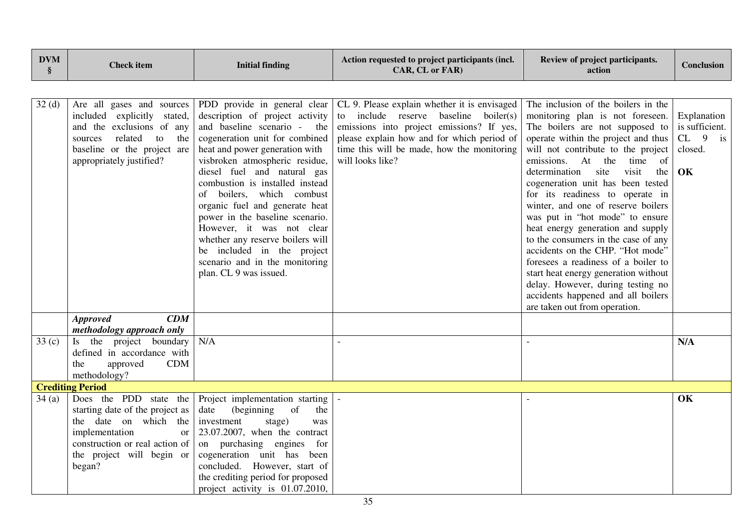| DVM § | Check item | Initial finding | Action requested to project participants (incl. CAR, CL or FAR) | Review of project participants. action | Conclusion |
|---|---|---|---|---|---|
| 32 (d) | Are all gases and sources included explicitly stated, and the exclusions of any sources related to the baseline or the project are appropriately justified? | PDD provide in general clear description of project activity and baseline scenario - the cogeneration unit for combined heat and power generation with visbroken atmospheric residue, diesel fuel and natural gas combustion is installed instead of boilers, which combust organic fuel and generate heat power in the baseline scenario. However, it was not clear whether any reserve boilers will be included in the project scenario and in the monitoring plan. CL 9 was issued. | CL 9. Please explain whether it is envisaged to include reserve baseline boiler(s) emissions into project emissions? If yes, please explain how and for which period of time this will be made, how the monitoring will looks like? | The inclusion of the boilers in the monitoring plan is not foreseen. The boilers are not supposed to operate within the project and thus will not contribute to the project emissions. At the time of determination site visit the cogeneration unit has been tested for its readiness to operate in winter, and one of reserve boilers was put in "hot mode" to ensure heat energy generation and supply to the consumers in the case of any accidents on the CHP. "Hot mode" foresees a readiness of a boiler to start heat energy generation without delay. However, during testing no accidents happened and all boilers are taken out from operation. | Explanation is sufficient. CL 9 is closed.<br><br>**OK** |
| | ***Approved CDM methodology approach only*** | | | | |
| 33 (c) | Is the project boundary defined in accordance with the approved CDM methodology? | N/A | - | - | **N/A** |
| **Crediting Period** | | | | | |
| 34 (a) | Does the PDD state the starting date of the project as the date on which the implementation or construction or real action of the project will begin or began? | Project implementation starting date (beginning of the investment stage) was 23.07.2007, when the contract on purchasing engines for cogeneration unit has been concluded. However, start of the crediting period for proposed project activity is 01.07.2010, | - | - | **OK** |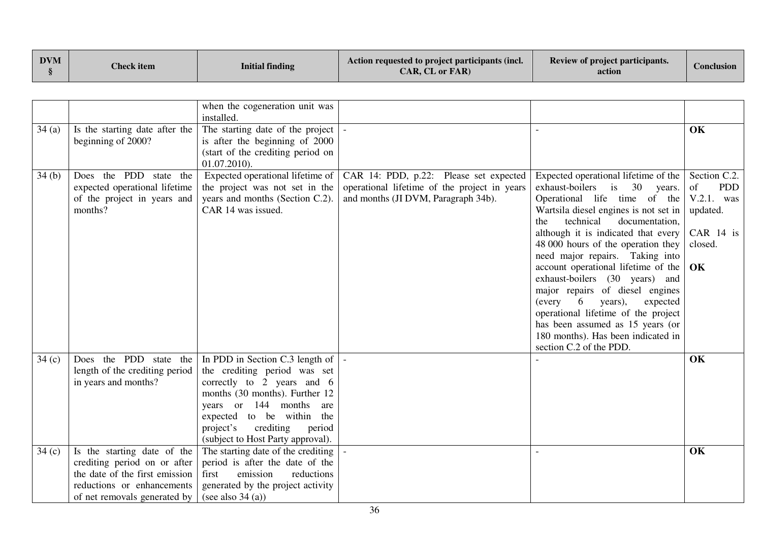| DVM § | Check item | Initial finding | Action requested to project participants (incl. CAR, CL or FAR) | Review of project participants. action | Conclusion |
|---|---|---|---|---|---|
| | | when the cogeneration unit was installed. | | | |
| 34 (a) | Is the starting date after the beginning of 2000? | The starting date of the project is after the beginning of 2000 (start of the crediting period on 01.07.2010). | - | - | **OK** |
| 34 (b) | Does the PDD state the expected operational lifetime of the project in years and months? | Expected operational lifetime of the project was not set in the years and months (Section C.2). CAR 14 was issued. | CAR 14: PDD, p.22: Please set expected operational lifetime of the project in years and months (JI DVM, Paragraph 34b). | Expected operational lifetime of the exhaust-boilers is 30 years. Operational life time of the Wartsila diesel engines is not set in the technical documentation, although it is indicated that every 48 000 hours of the operation they need major repairs. Taking into account operational lifetime of the exhaust-boilers (30 years) and major repairs of diesel engines (every 6 years), expected operational lifetime of the project has been assumed as 15 years (or 180 months). Has been indicated in section C.2 of the PDD. | Section C.2. of PDD V.2.1. was updated.<br><br>CAR 14 is closed.<br><br>**OK** |
| 34 (c) | Does the PDD state the length of the crediting period in years and months? | In PDD in Section C.3 length of the crediting period was set correctly to 2 years and 6 months (30 months). Further 12 years or 144 months are expected to be within the project's crediting period (subject to Host Party approval). | - | - | **OK** |
| 34 (c) | Is the starting date of the crediting period on or after the date of the first emission reductions or enhancements of net removals generated by | The starting date of the crediting period is after the date of the first emission reductions generated by the project activity (see also 34 (a)) | - | - | **OK** |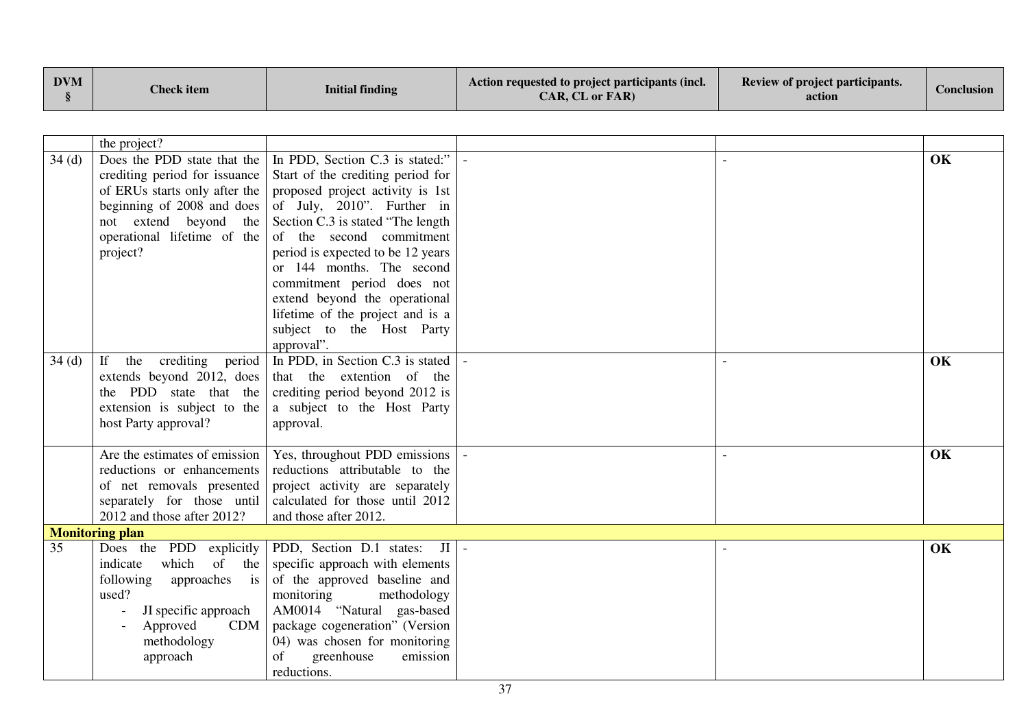| DVM § | Check item | Initial finding | Action requested to project participants (incl. CAR, CL or FAR) | Review of project participants. action | Conclusion |
|---|---|---|---|---|---|
| | the project? | | | | |
| 34 (d) | Does the PDD state that the crediting period for issuance of ERUs starts only after the beginning of 2008 and does not extend beyond the operational lifetime of the project? | In PDD, Section C.3 is stated:" Start of the crediting period for proposed project activity is 1st of July, 2010". Further in Section C.3 is stated "The length of the second commitment period is expected to be 12 years or 144 months. The second commitment period does not extend beyond the operational lifetime of the project and is a subject to the Host Party approval". | - | - | **OK** |
| 34 (d) | If the crediting period extends beyond 2012, does the PDD state that the extension is subject to the host Party approval? | In PDD, in Section C.3 is stated that the extention of the crediting period beyond 2012 is a subject to the Host Party approval. | - | - | **OK** |
| | Are the estimates of emission reductions or enhancements of net removals presented separately for those until 2012 and those after 2012? | Yes, throughout PDD emissions reductions attributable to the project activity are separately calculated for those until 2012 and those after 2012. | - | - | **OK** |
| **Monitoring plan** | | | | | |
| 35 | Does the PDD explicitly indicate which of the following approaches is used?<br>- JI specific approach<br>- Approved CDM methodology approach | PDD, Section D.1 states: JI specific approach with elements of the approved baseline and monitoring methodology AM0014 "Natural gas-based package cogeneration" (Version 04) was chosen for monitoring of greenhouse emission reductions. | - | - | **OK** |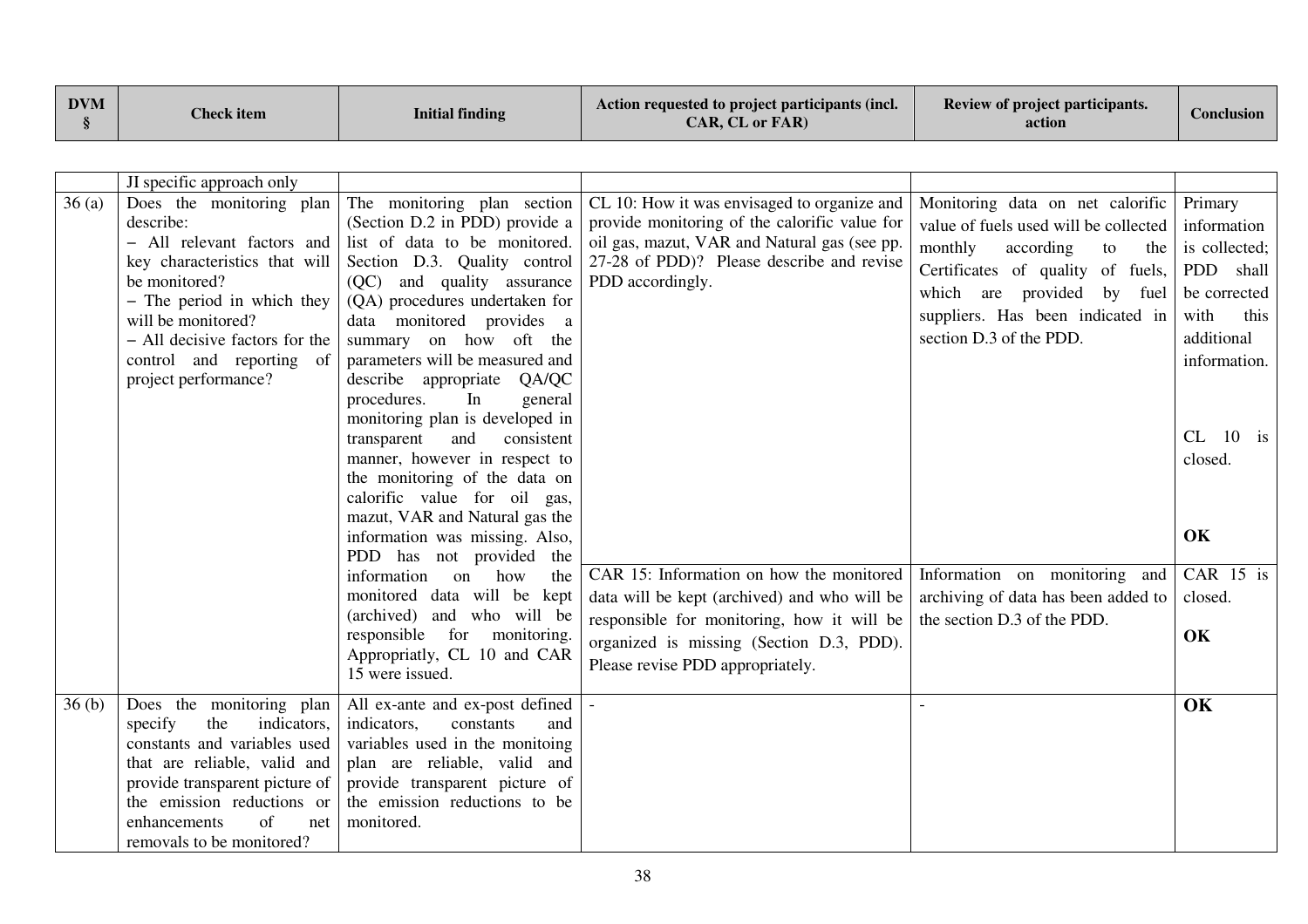| DVM § | Check item | Initial finding | Action requested to project participants (incl. CAR, CL or FAR) | Review of project participants. action | Conclusion |
|---|---|---|---|---|---|
| | JI specific approach only | | | | |
| 36 (a) | Does the monitoring plan describe:<br>– All relevant factors and key characteristics that will be monitored?<br>– The period in which they will be monitored?<br>– All decisive factors for the control and reporting of project performance? | The monitoring plan section (Section D.2 in PDD) provide a list of data to be monitored. Section D.3. Quality control (QC) and quality assurance (QA) procedures undertaken for data monitored provides a summary on how oft the parameters will be measured and describe appropriate QA/QC procedures. In general monitoring plan is developed in transparent and consistent manner, however in respect to the monitoring of the data on calorific value for oil gas, mazut, VAR and Natural gas the information was missing. Also, PDD has not provided the information on how the monitored data will be kept (archived) and who will be responsible for monitoring. Appropriatly, CL 10 and CAR 15 were issued. | CL 10: How it was envisaged to organize and provide monitoring of the calorific value for oil gas, mazut, VAR and Natural gas (see pp. 27-28 of PDD)? Please describe and revise PDD accordingly. | Monitoring data on net calorific value of fuels used will be collected monthly according to the Certificates of quality of fuels, which are provided by fuel suppliers. Has been indicated in section D.3 of the PDD. | Primary information is collected; PDD shall be corrected with this additional information.<br><br>CL 10 is closed.<br><br>**OK** |
| | | | CAR 15: Information on how the monitored data will be kept (archived) and who will be responsible for monitoring, how it will be organized is missing (Section D.3, PDD). Please revise PDD appropriately. | Information on monitoring and archiving of data has been added to the section D.3 of the PDD. | CAR 15 is closed.<br><br>**OK** |
| 36 (b) | Does the monitoring plan specify the indicators, constants and variables used that are reliable, valid and provide transparent picture of the emission reductions or enhancements of net removals to be monitored? | All ex-ante and ex-post defined indicators, constants and variables used in the monitoing plan are reliable, valid and provide transparent picture of the emission reductions to be monitored. | - | - | **OK** |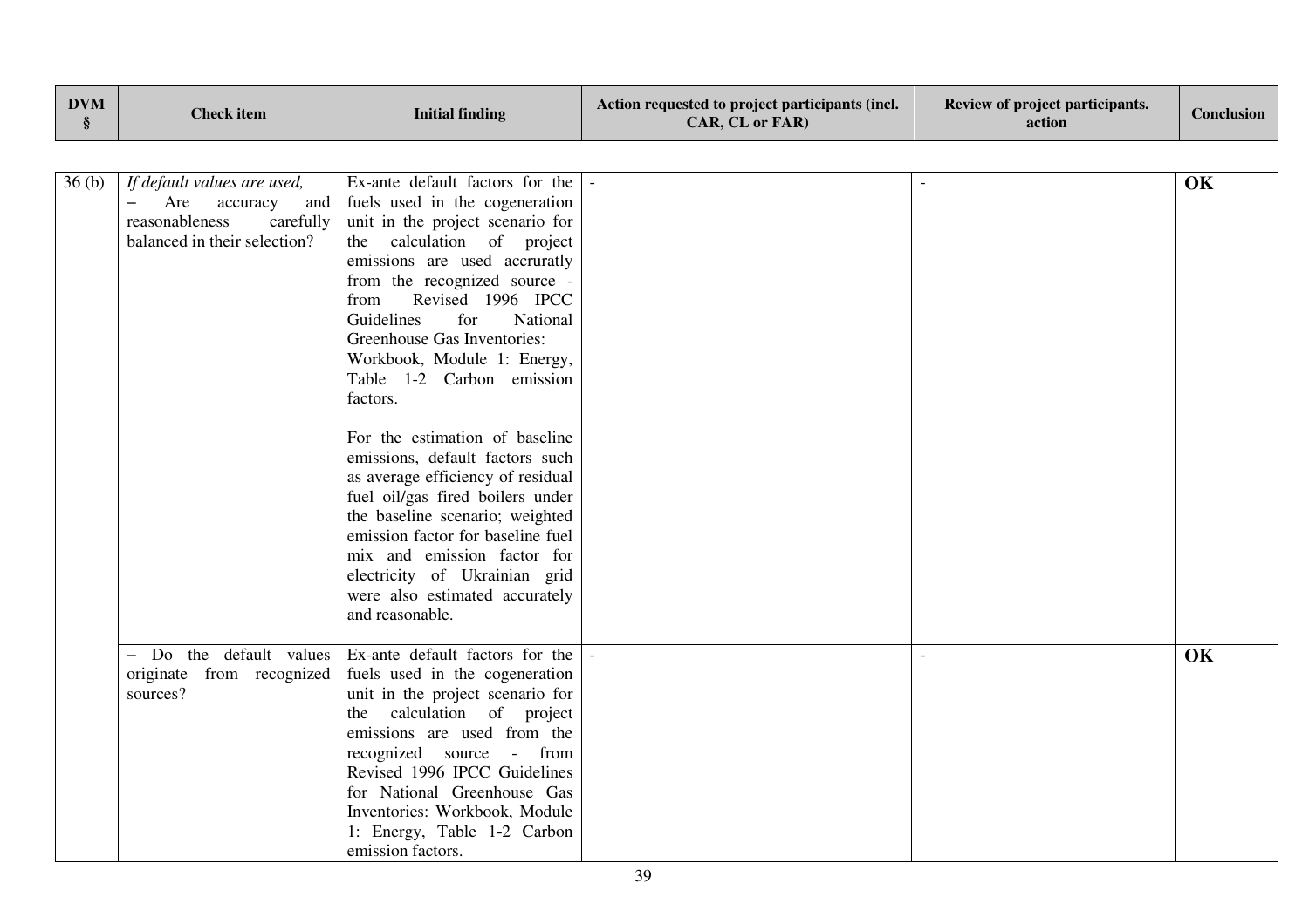| DVM § | Check item | Initial finding | Action requested to project participants (incl. CAR, CL or FAR) | Review of project participants. action | Conclusion |
|---|---|---|---|---|---|
| 36 (b) | *If default values are used,*<br>– Are accuracy and reasonableness carefully balanced in their selection? | Ex-ante default factors for the fuels used in the cogeneration unit in the project scenario for the calculation of project emissions are used accruratly from the recognized source - from Revised 1996 IPCC Guidelines for National Greenhouse Gas Inventories: Workbook, Module 1: Energy, Table 1-2 Carbon emission factors.<br><br>For the estimation of baseline emissions, default factors such as average efficiency of residual fuel oil/gas fired boilers under the baseline scenario; weighted emission factor for baseline fuel mix and emission factor for electricity of Ukrainian grid were also estimated accurately and reasonable. | - | - | **OK** |
| | – Do the default values originate from recognized sources? | Ex-ante default factors for the fuels used in the cogeneration unit in the project scenario for the calculation of project emissions are used from the recognized source - from Revised 1996 IPCC Guidelines for National Greenhouse Gas Inventories: Workbook, Module 1: Energy, Table 1-2 Carbon emission factors. | - | - | **OK** |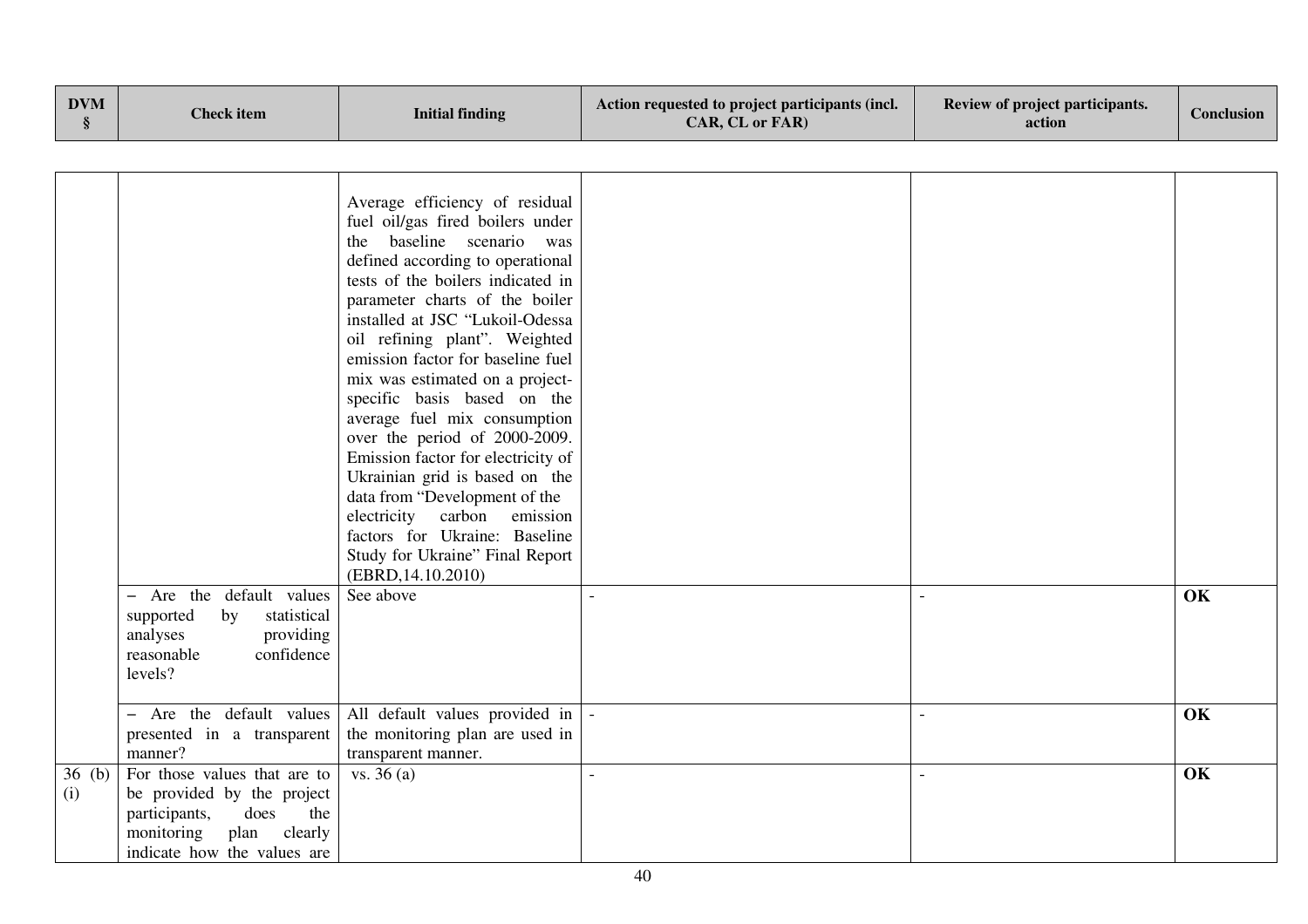| DVM § | Check item | Initial finding | Action requested to project participants (incl. CAR, CL or FAR) | Review of project participants. action | Conclusion |
|---|---|---|---|---|---|
| | | Average efficiency of residual fuel oil/gas fired boilers under the baseline scenario was defined according to operational tests of the boilers indicated in parameter charts of the boiler installed at JSC "Lukoil-Odessa oil refining plant". Weighted emission factor for baseline fuel mix was estimated on a project-specific basis based on the average fuel mix consumption over the period of 2000-2009. Emission factor for electricity of Ukrainian grid is based on the data from "Development of the electricity carbon emission factors for Ukraine: Baseline Study for Ukraine" Final Report (EBRD,14.10.2010) | | | |
| | – Are the default values supported by statistical analyses providing reasonable confidence levels? | See above | - | - | **OK** |
| | – Are the default values presented in a transparent manner? | All default values provided in the monitoring plan are used in transparent manner. | - | - | **OK** |
| 36 (b) (i) | For those values that are to be provided by the project participants, does the monitoring plan clearly indicate how the values are | vs. 36 (a) | - | - | **OK** |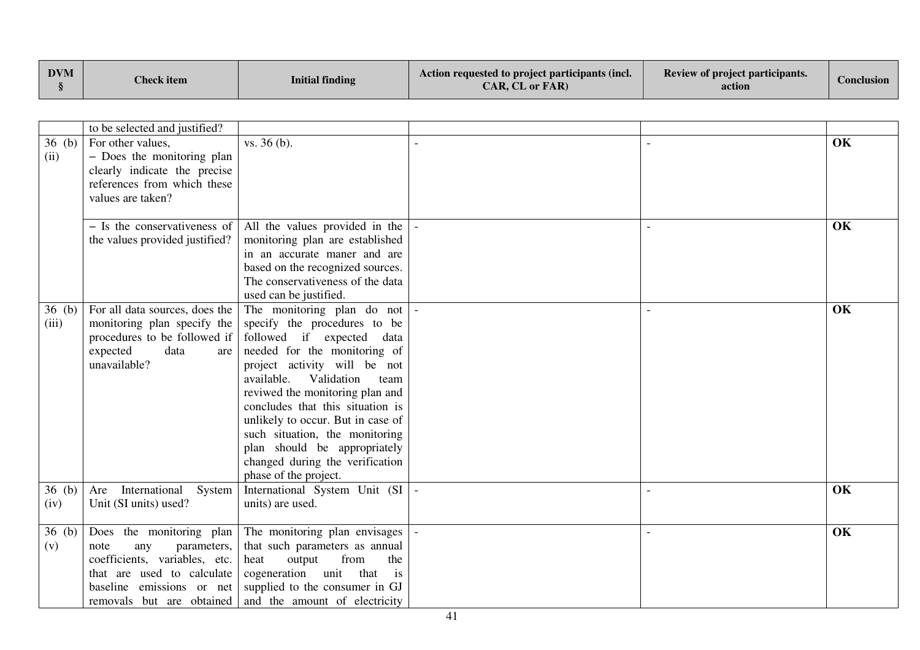| DVM § | Check item | Initial finding | Action requested to project participants (incl. CAR, CL or FAR) | Review of project participants. action | Conclusion |
|---|---|---|---|---|---|
| | to be selected and justified? | | | | |
| 36 (b) (ii) | For other values, – Does the monitoring plan clearly indicate the precise references from which these values are taken? | vs. 36 (b). | - | - | **OK** |
| | – Is the conservativeness of the values provided justified? | All the values provided in the monitoring plan are established in an accurate maner and are based on the recognized sources. The conservativeness of the data used can be justified. | - | - | **OK** |
| 36 (b) (iii) | For all data sources, does the monitoring plan specify the procedures to be followed if expected data are unavailable? | The monitoring plan do not specify the procedures to be followed if expected data needed for the monitoring of project activity will be not available. Validation team reviwed the monitoring plan and concludes that this situation is unlikely to occur. But in case of such situation, the monitoring plan should be appropriately changed during the verification phase of the project. | - | - | **OK** |
| 36 (b) (iv) | Are International System Unit (SI units) used? | International System Unit (SI units) are used. | - | - | **OK** |
| 36 (b) (v) | Does the monitoring plan note any parameters, coefficients, variables, etc. that are used to calculate baseline emissions or net removals but are obtained | The monitoring plan envisages that such parameters as annual heat output from the cogeneration unit that is supplied to the consumer in GJ and the amount of electricity | - | - | **OK** |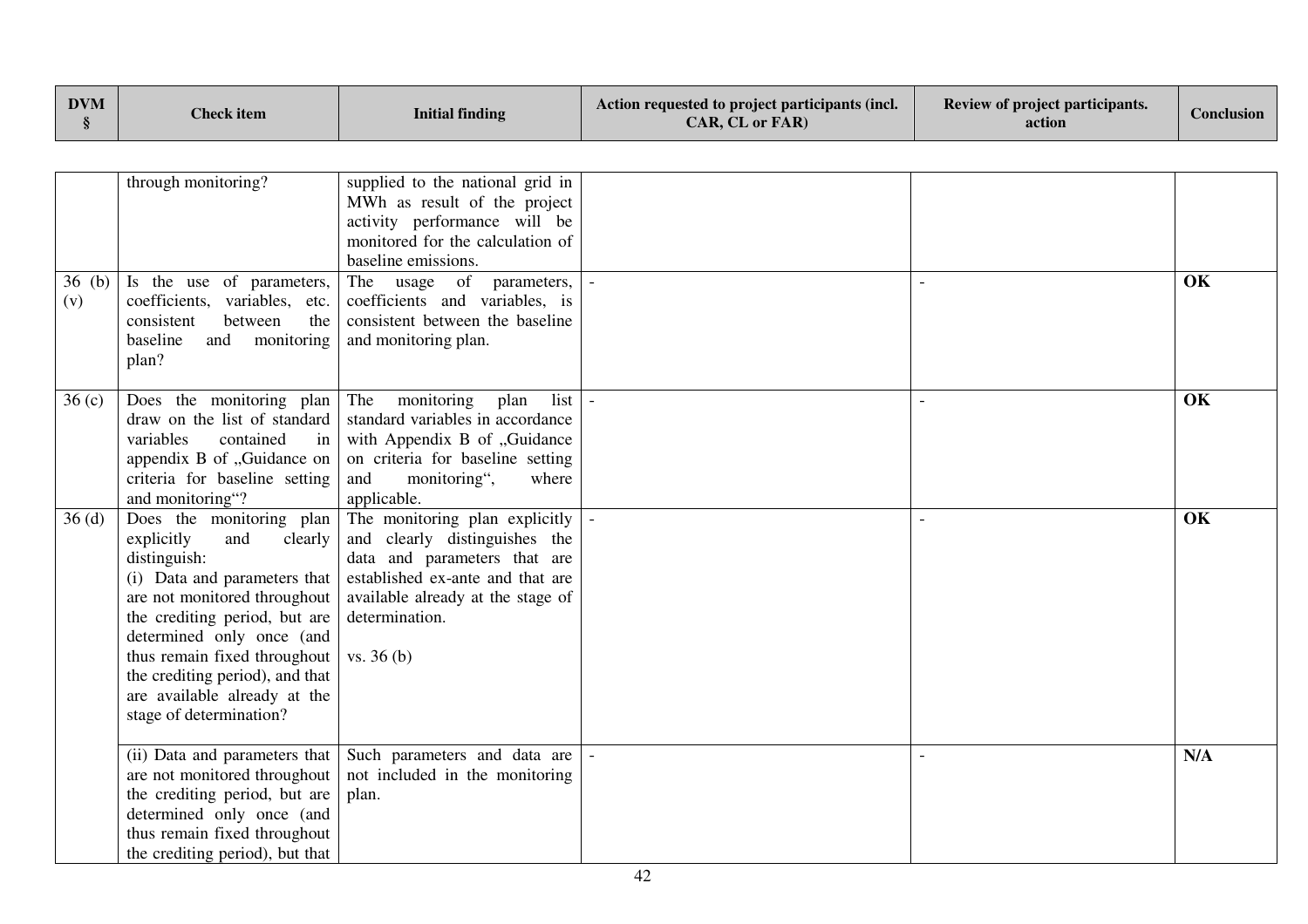| DVM § | Check item | Initial finding | Action requested to project participants (incl. CAR, CL or FAR) | Review of project participants. action | Conclusion |
|---|---|---|---|---|---|
| | through monitoring? | supplied to the national grid in MWh as result of the project activity performance will be monitored for the calculation of baseline emissions. | | | |
| 36 (b) (v) | Is the use of parameters, coefficients, variables, etc. consistent between the baseline and monitoring plan? | The usage of parameters, coefficients and variables, is consistent between the baseline and monitoring plan. | - | - | **OK** |
| 36 (c) | Does the monitoring plan draw on the list of standard variables contained in appendix B of „Guidance on criteria for baseline setting and monitoring"? | The monitoring plan list standard variables in accordance with Appendix B of „Guidance on criteria for baseline setting and monitoring", where applicable. | - | - | **OK** |
| 36 (d) | Does the monitoring plan explicitly and clearly distinguish:<br>(i) Data and parameters that are not monitored throughout the crediting period, but are determined only once (and thus remain fixed throughout the crediting period), and that are available already at the stage of determination? | The monitoring plan explicitly and clearly distinguishes the data and parameters that are established ex-ante and that are available already at the stage of determination.<br><br>vs. 36 (b) | - | - | **OK** |
| | (ii) Data and parameters that are not monitored throughout the crediting period, but are determined only once (and thus remain fixed throughout the crediting period), but that | Such parameters and data are not included in the monitoring plan. | - | - | **N/A** |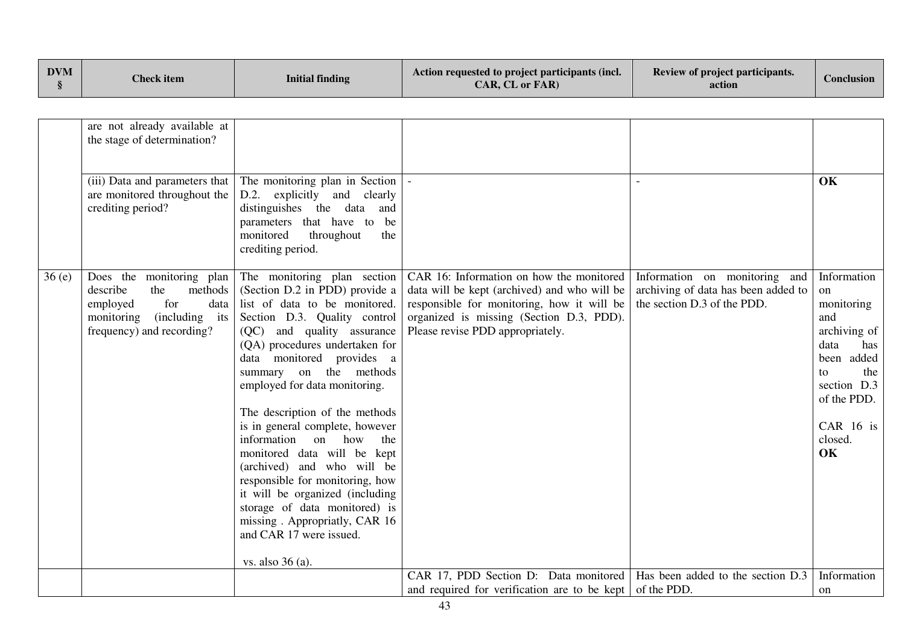| DVM § | Check item | Initial finding | Action requested to project participants (incl. CAR, CL or FAR) | Review of project participants. action | Conclusion |
|---|---|---|---|---|---|
| | are not already available at the stage of determination? | | | | |
| | (iii) Data and parameters that are monitored throughout the crediting period? | The monitoring plan in Section D.2. explicitly and clearly distinguishes the data and parameters that have to be monitored throughout the crediting period. | - | - | **OK** |
| 36 (e) | Does the monitoring plan describe the methods employed for data monitoring (including its frequency) and recording? | The monitoring plan section (Section D.2 in PDD) provide a list of data to be monitored. Section D.3. Quality control (QC) and quality assurance (QA) procedures undertaken for data monitored provides a summary on the methods employed for data monitoring.<br><br>The description of the methods is in general complete, however information on how the monitored data will be kept (archived) and who will be responsible for monitoring, how it will be organized (including storage of data monitored) is missing . Appropriatly, CAR 16 and CAR 17 were issued.<br><br>vs. also 36 (a). | CAR 16: Information on how the monitored data will be kept (archived) and who will be responsible for monitoring, how it will be organized is missing (Section D.3, PDD). Please revise PDD appropriately. | Information on monitoring and archiving of data has been added to the section D.3 of the PDD. | Information on monitoring and archiving of data has been added to the section D.3 of the PDD.<br><br>CAR 16 is closed.<br>**OK** |
| | | | CAR 17, PDD Section D: Data monitored and required for verification are to be kept | Has been added to the section D.3 of the PDD. | Information on |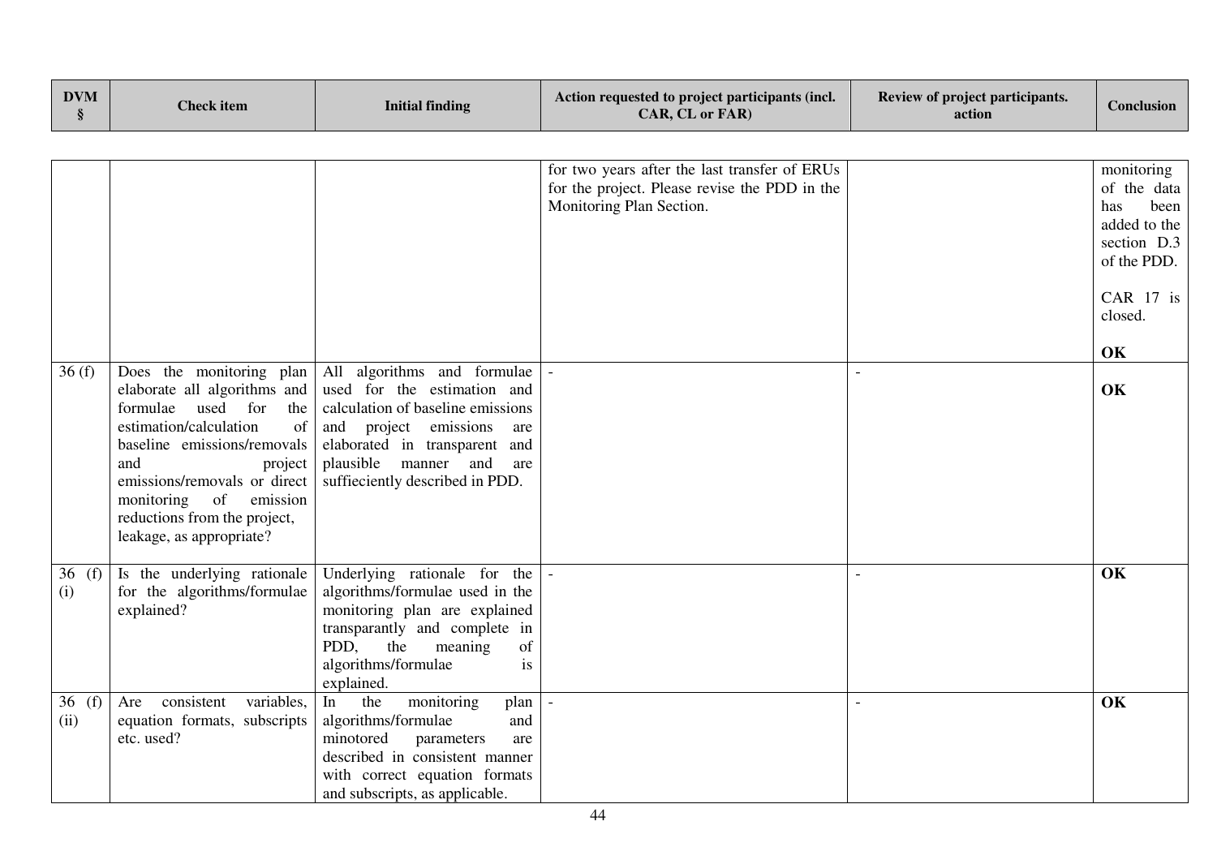| DVM § | Check item | Initial finding | Action requested to project participants (incl. CAR, CL or FAR) | Review of project participants. action | Conclusion |
|---|---|---|---|---|---|
| | | | for two years after the last transfer of ERUs for the project. Please revise the PDD in the Monitoring Plan Section. | | monitoring of the data has been added to the section D.3 of the PDD.<br><br>CAR 17 is closed.<br><br>**OK** |
| 36 (f) | Does the monitoring plan elaborate all algorithms and formulae used for the estimation/calculation of baseline emissions/removals and project emissions/removals or direct monitoring of emission reductions from the project, leakage, as appropriate? | All algorithms and formulae used for the estimation and calculation of baseline emissions and project emissions are elaborated in transparent and plausible manner and are suffieciently described in PDD. | - | - | **OK** |
| 36 (f) (i) | Is the underlying rationale for the algorithms/formulae explained? | Underlying rationale for the algorithms/formulae used in the monitoring plan are explained transparantly and complete in PDD, the meaning of algorithms/formulae is explained. | - | - | **OK** |
| 36 (f) (ii) | Are consistent variables, equation formats, subscripts etc. used? | In the monitoring plan algorithms/formulae and minotored parameters are described in consistent manner with correct equation formats and subscripts, as applicable. | - | - | **OK** |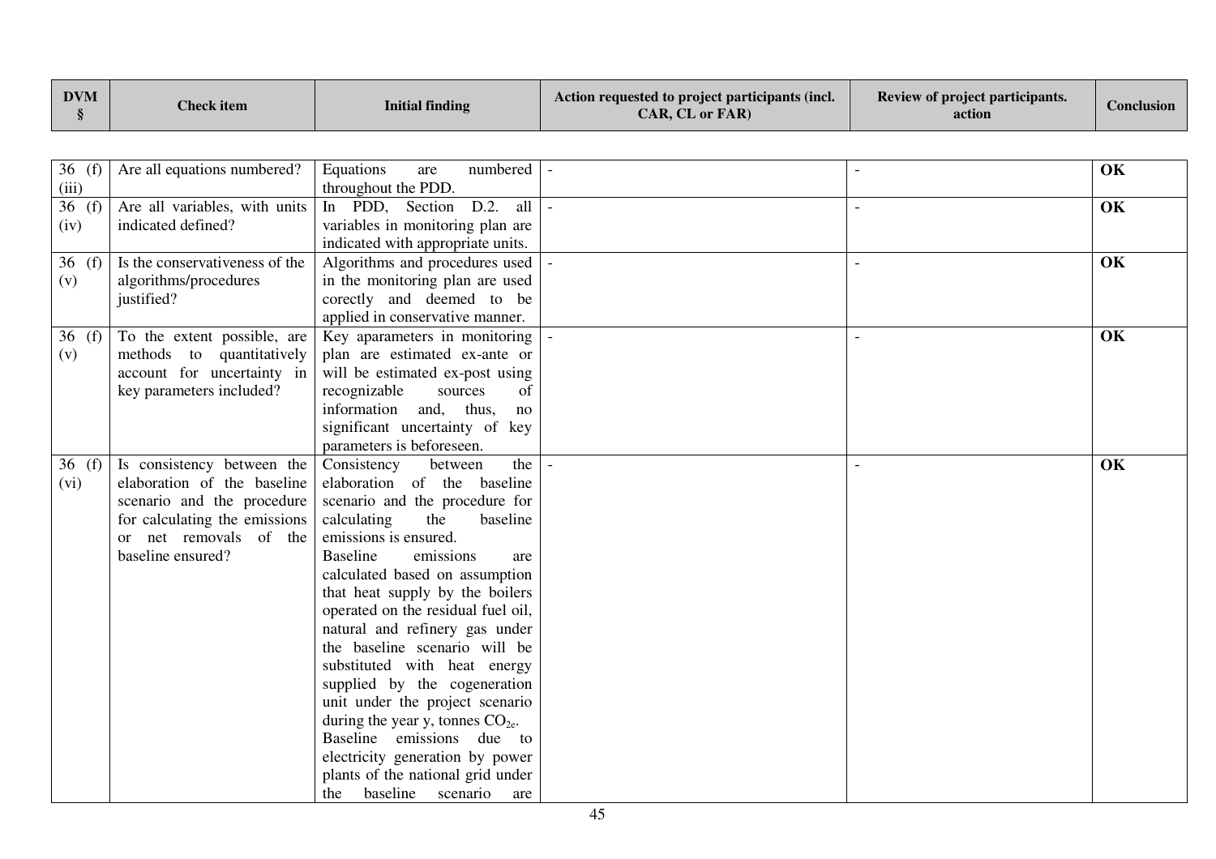| DVM § | Check item | Initial finding | Action requested to project participants (incl. CAR, CL or FAR) | Review of project participants. action | Conclusion |
|---|---|---|---|---|---|
| 36 (f) (iii) | Are all equations numbered? | Equations are numbered throughout the PDD. | - | - | **OK** |
| 36 (f) (iv) | Are all variables, with units indicated defined? | In PDD, Section D.2. all variables in monitoring plan are indicated with appropriate units. | - | - | **OK** |
| 36 (f) (v) | Is the conservativeness of the algorithms/procedures justified? | Algorithms and procedures used in the monitoring plan are used corectly and deemed to be applied in conservative manner. | - | - | **OK** |
| 36 (f) (v) | To the extent possible, are methods to quantitatively account for uncertainty in key parameters included? | Key aparameters in monitoring plan are estimated ex-ante or will be estimated ex-post using recognizable sources of information and, thus, no significant uncertainty of key parameters is beforeseen. | - | - | **OK** |
| 36 (f) (vi) | Is consistency between the elaboration of the baseline scenario and the procedure for calculating the emissions or net removals of the baseline ensured? | Consistency between the elaboration of the baseline scenario and the procedure for calculating the baseline emissions is ensured. Baseline emissions are calculated based on assumption that heat supply by the boilers operated on the residual fuel oil, natural and refinery gas under the baseline scenario will be substituted with heat energy supplied by the cogeneration unit under the project scenario during the year y, tonnes $CO_{2e}$. Baseline emissions due to electricity generation by power plants of the national grid under the baseline scenario are | - | - | **OK** |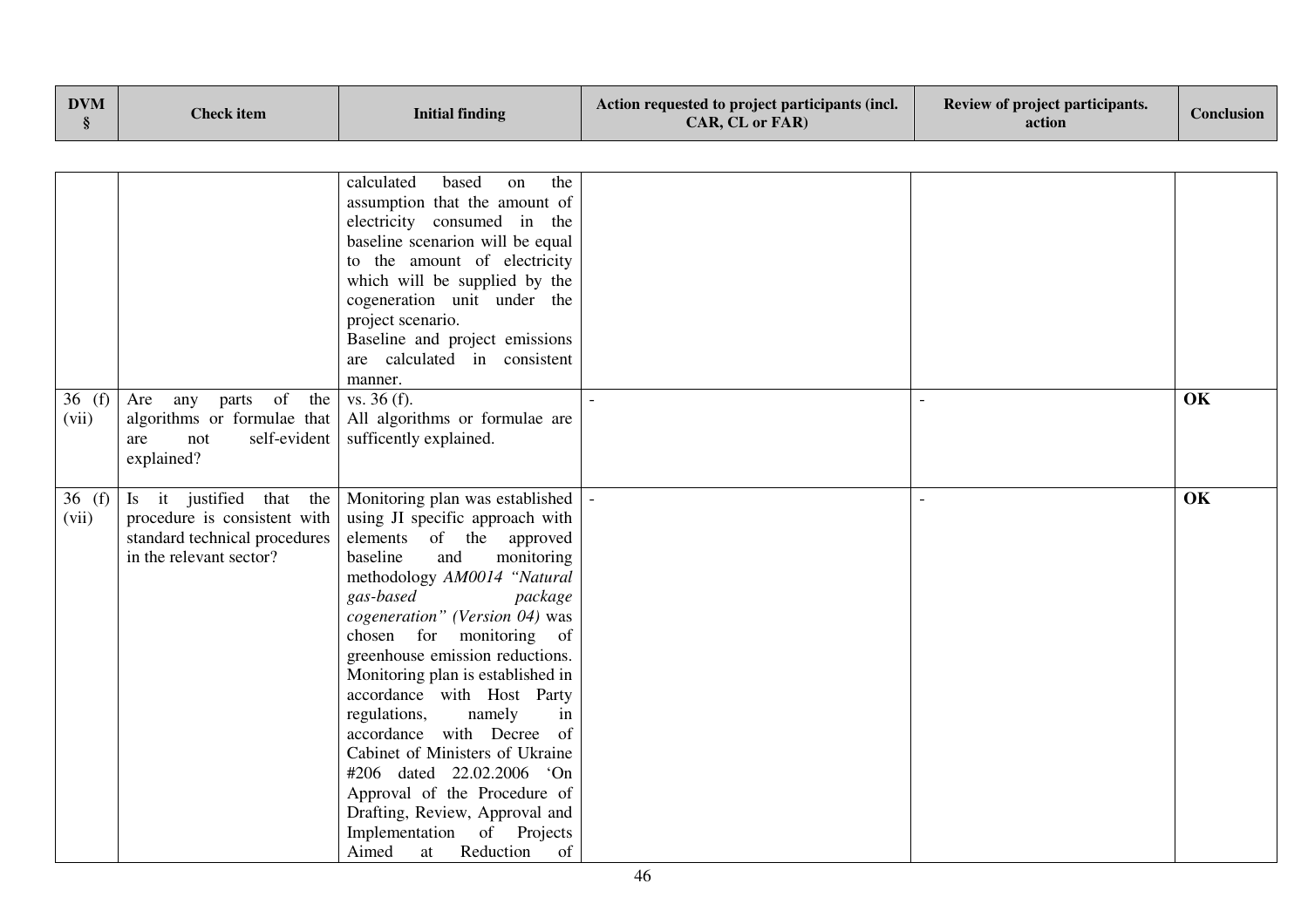| DVM § | Check item | Initial finding | Action requested to project participants (incl. CAR, CL or FAR) | Review of project participants. action | Conclusion |
|---|---|---|---|---|---|
| | | calculated based on the assumption that the amount of electricity consumed in the baseline scenarion will be equal to the amount of electricity which will be supplied by the cogeneration unit under the project scenario.<br>Baseline and project emissions are calculated in consistent manner. | | | |
| 36 (f) (vii) | Are any parts of the algorithms or formulae that are not self-evident explained? | vs. 36 (f).<br>All algorithms or formulae are sufficently explained. | - | - | **OK** |
| 36 (f) (vii) | Is it justified that the procedure is consistent with standard technical procedures in the relevant sector? | Monitoring plan was established using JI specific approach with elements of the approved baseline and monitoring methodology *AM0014 "Natural gas-based package cogeneration" (Version 04)* was chosen for monitoring of greenhouse emission reductions.<br>Monitoring plan is established in accordance with Host Party regulations, namely in accordance with Decree of Cabinet of Ministers of Ukraine #206 dated 22.02.2006 'On Approval of the Procedure of Drafting, Review, Approval and Implementation of Projects Aimed at Reduction of | - | - | **OK** |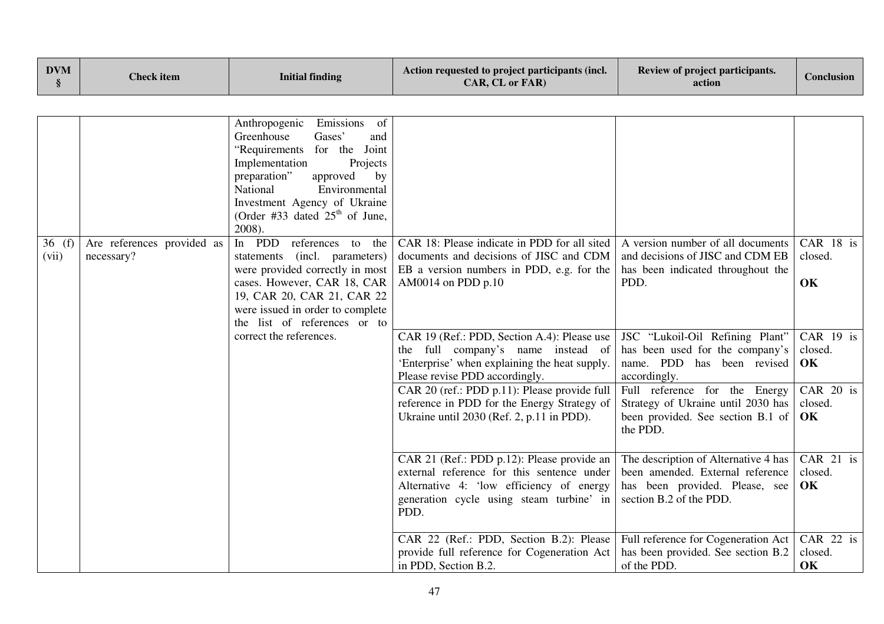| DVM § | Check item | Initial finding | Action requested to project participants (incl. CAR, CL or FAR) | Review of project participants. action | Conclusion |
|---|---|---|---|---|---|
| | | Anthropogenic Emissions of Greenhouse Gases' and "Requirements for the Joint Implementation Projects preparation" approved by National Environmental Investment Agency of Ukraine (Order #33 dated 25th of June, 2008). | | | |
| 36 (f) (vii) | Are references provided as necessary? | In PDD references to the statements (incl. parameters) were provided correctly in most cases. However, CAR 18, CAR 19, CAR 20, CAR 21, CAR 22 were issued in order to complete the list of references or to correct the references. | CAR 18: Please indicate in PDD for all sited documents and decisions of JISC and CDM EB a version numbers in PDD, e.g. for the AM0014 on PDD p.10 | A version number of all documents and decisions of JISC and CDM EB has been indicated throughout the PDD. | CAR 18 is closed.<br><br>**OK** |
| | | | CAR 19 (Ref.: PDD, Section A.4): Please use the full company's name instead of 'Enterprise' when explaining the heat supply. Please revise PDD accordingly. | JSC "Lukoil-Oil Refining Plant" has been used for the company's name. PDD has been revised accordingly. | CAR 19 is closed.<br>**OK** |
| | | | CAR 20 (ref.: PDD p.11): Please provide full reference in PDD for the Energy Strategy of Ukraine until 2030 (Ref. 2, p.11 in PDD). | Full reference for the Energy Strategy of Ukraine until 2030 has been provided. See section B.1 of the PDD. | CAR 20 is closed.<br>**OK** |
| | | | CAR 21 (Ref.: PDD p.12): Please provide an external reference for this sentence under Alternative 4: 'low efficiency of energy generation cycle using steam turbine' in PDD. | The description of Alternative 4 has been amended. External reference has been provided. Please, see section B.2 of the PDD. | CAR 21 is closed.<br>**OK** |
| | | | CAR 22 (Ref.: PDD, Section B.2): Please provide full reference for Cogeneration Act in PDD, Section B.2. | Full reference for Cogeneration Act has been provided. See section B.2 of the PDD. | CAR 22 is closed.<br>**OK** |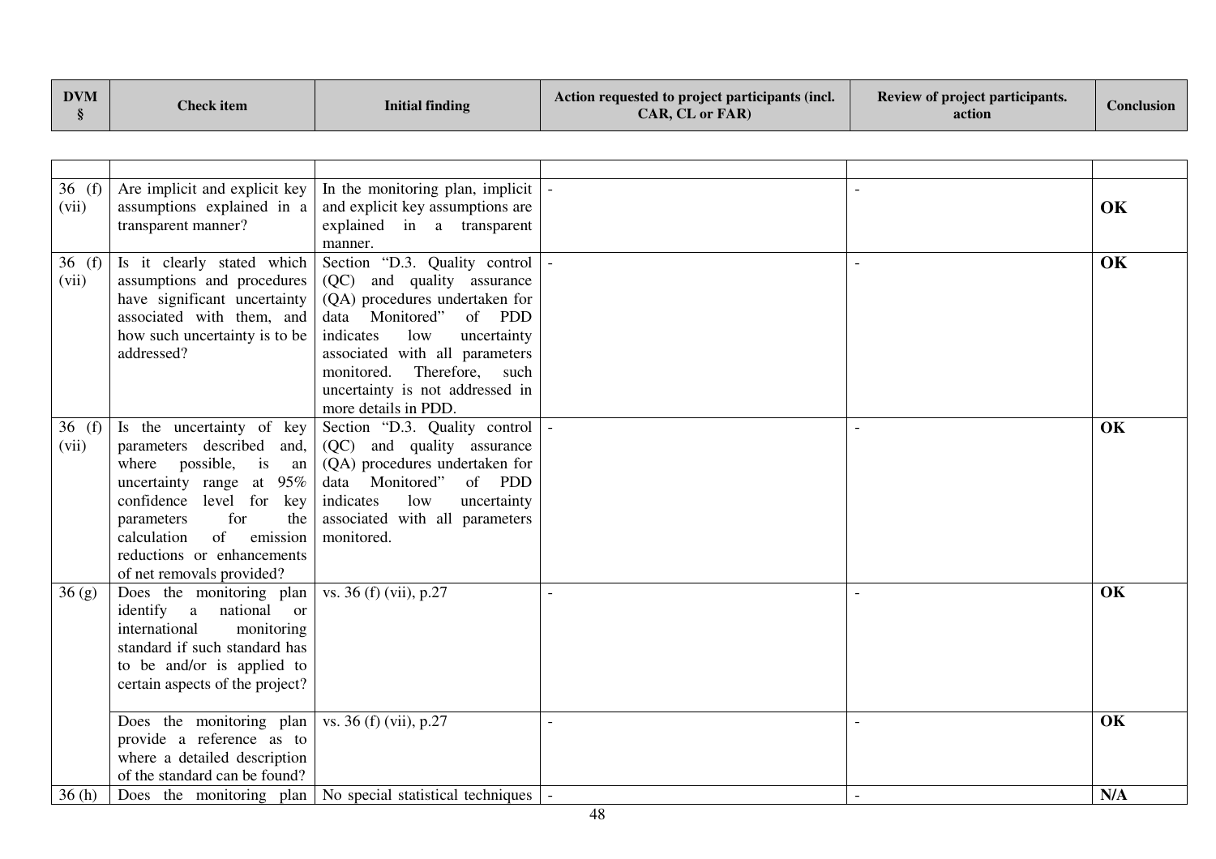| DVM § | Check item | Initial finding | Action requested to project participants (incl. CAR, CL or FAR) | Review of project participants. action | Conclusion |
|---|---|---|---|---|---|
| | | | | | |
| 36 (f) (vii) | Are implicit and explicit key assumptions explained in a transparent manner? | In the monitoring plan, implicit and explicit key assumptions are explained in a transparent manner. | - | - | **OK** |
| 36 (f) (vii) | Is it clearly stated which assumptions and procedures have significant uncertainty associated with them, and how such uncertainty is to be addressed? | Section "D.3. Quality control (QC) and quality assurance (QA) procedures undertaken for data Monitored" of PDD indicates low uncertainty associated with all parameters monitored. Therefore, such uncertainty is not addressed in more details in PDD. | - | - | **OK** |
| 36 (f) (vii) | Is the uncertainty of key parameters described and, where possible, is an uncertainty range at 95% confidence level for key parameters for the calculation of emission reductions or enhancements of net removals provided? | Section "D.3. Quality control (QC) and quality assurance (QA) procedures undertaken for data Monitored" of PDD indicates low uncertainty associated with all parameters monitored. | - | - | **OK** |
| 36 (g) | Does the monitoring plan identify a national or international monitoring standard if such standard has to be and/or is applied to certain aspects of the project? | vs. 36 (f) (vii), p.27 | - | - | **OK** |
| | Does the monitoring plan provide a reference as to where a detailed description of the standard can be found? | vs. 36 (f) (vii), p.27 | - | - | **OK** |
| 36 (h) | Does the monitoring plan | No special statistical techniques | - | - | **N/A** |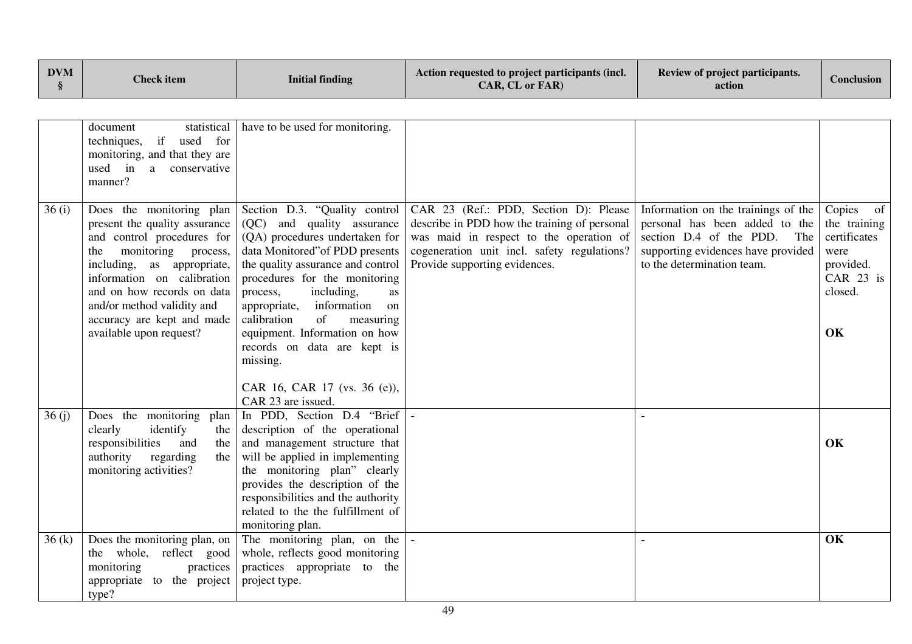| DVM § | Check item | Initial finding | Action requested to project participants (incl. CAR, CL or FAR) | Review of project participants. action | Conclusion |
|---|---|---|---|---|---|
| | document statistical techniques, if used for monitoring, and that they are used in a conservative manner? | have to be used for monitoring. | | | |
| 36 (i) | Does the monitoring plan present the quality assurance and control procedures for the monitoring process, including, as appropriate, information on calibration and on how records on data and/or method validity and accuracy are kept and made available upon request? | Section D.3. "Quality control (QC) and quality assurance (QA) procedures undertaken for data Monitored"of PDD presents the quality assurance and control procedures for the monitoring process, including, as appropriate, information on calibration of measuring equipment. Information on how records on data are kept is missing.<br><br>CAR 16, CAR 17 (vs. 36 (e)), CAR 23 are issued. | CAR 23 (Ref.: PDD, Section D): Please describe in PDD how the training of personal was maid in respect to the operation of cogeneration unit incl. safety regulations? Provide supporting evidences. | Information on the trainings of the personal has been added to the section D.4 of the PDD. The supporting evidences have provided to the determination team. | Copies of the training certificates were provided. CAR 23 is closed.<br><br>**OK** |
| 36 (j) | Does the monitoring plan clearly identify the responsibilities and the authority regarding the monitoring activities? | In PDD, Section D.4 "Brief description of the operational and management structure that will be applied in implementing the monitoring plan" clearly provides the description of the responsibilities and the authority related to the the fulfillment of monitoring plan. | - | - | **OK** |
| 36 (k) | Does the monitoring plan, on the whole, reflect good monitoring practices appropriate to the project type? | The monitoring plan, on the whole, reflects good monitoring practices appropriate to the project type. | - | - | **OK** |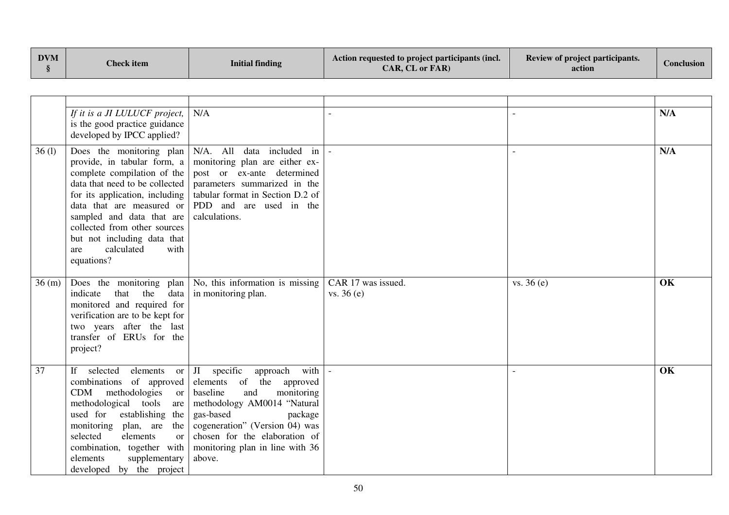| DVM § | Check item | Initial finding | Action requested to project participants (incl. CAR, CL or FAR) | Review of project participants. action | Conclusion |
|---|---|---|---|---|---|
| | | | | | |
| | *If it is a JI LULUCF project,* is the good practice guidance developed by IPCC applied? | N/A | - | - | **N/A** |
| 36 (l) | Does the monitoring plan provide, in tabular form, a complete compilation of the data that need to be collected for its application, including data that are measured or sampled and data that are collected from other sources but not including data that are calculated with equations? | N/A. All data included in monitoring plan are either ex-post or ex-ante determined parameters summarized in the tabular format in Section D.2 of PDD and are used in the calculations. | - | - | **N/A** |
| 36 (m) | Does the monitoring plan indicate that the data monitored and required for verification are to be kept for two years after the last transfer of ERUs for the project? | No, this information is missing in monitoring plan. | CAR 17 was issued.<br>vs. 36 (e) | vs. 36 (e) | **OK** |
| 37 | If selected elements or combinations of approved CDM methodologies or methodological tools are used for establishing the monitoring plan, are the selected elements or combination, together with elements supplementary developed by the project | JI specific approach with elements of the approved baseline and monitoring methodology AM0014 "Natural gas-based package cogeneration" (Version 04) was chosen for the elaboration of monitoring plan in line with 36 above. | - | - | **OK** |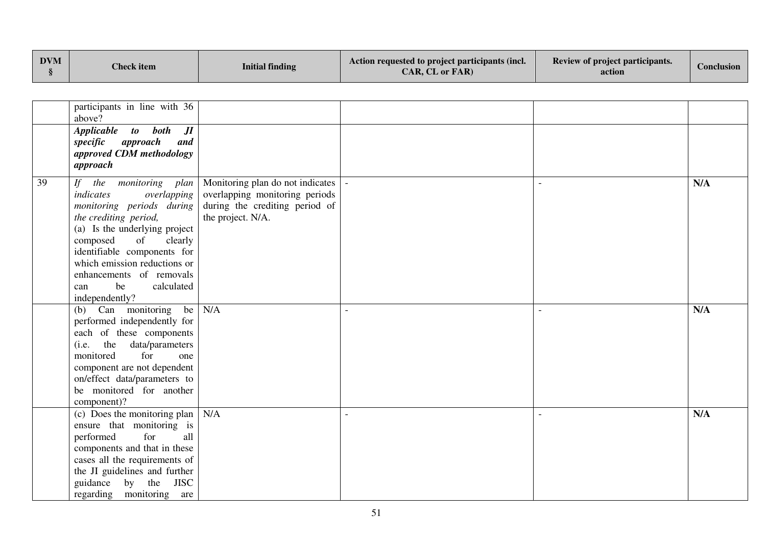| DVM § | Check item | Initial finding | Action requested to project participants (incl. CAR, CL or FAR) | Review of project participants. action | Conclusion |
|---|---|---|---|---|---|
| | participants in line with 36 above? | | | | |
| | ***Applicable to both JI specific approach and approved CDM methodology approach*** | | | | |
| 39 | *If the monitoring plan indicates overlapping monitoring periods during the crediting period,* (a) Is the underlying project composed of clearly identifiable components for which emission reductions or enhancements of removals can be calculated independently? | Monitoring plan do not indicates overlapping monitoring periods during the crediting period of the project. N/A. | - | - | **N/A** |
| | (b) Can monitoring be performed independently for each of these components (i.e. the data/parameters monitored for one component are not dependent on/effect data/parameters to be monitored for another component)? | N/A | - | - | **N/A** |
| | (c) Does the monitoring plan ensure that monitoring is performed for all components and that in these cases all the requirements of the JI guidelines and further guidance by the JISC regarding monitoring are | N/A | - | - | **N/A** |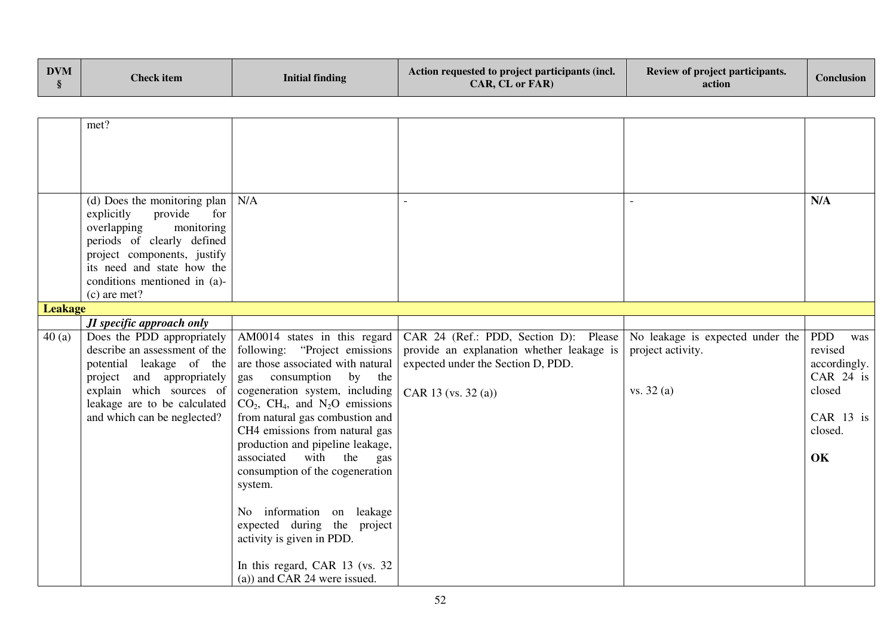| DVM § | Check item | Initial finding | Action requested to project participants (incl. CAR, CL or FAR) | Review of project participants. action | Conclusion |
|---|---|---|---|---|---|
| | met? | | | | |
| | (d) Does the monitoring plan explicitly provide for overlapping monitoring periods of clearly defined project components, justify its need and state how the conditions mentioned in (a)-(c) are met? | N/A | - | - | **N/A** |
| **Leakage** | | | | | |
| | ***JI specific approach only*** | | | | |
| 40 (a) | Does the PDD appropriately describe an assessment of the potential leakage of the project and appropriately explain which sources of leakage are to be calculated and which can be neglected? | AM0014 states in this regard following: "Project emissions are those associated with natural gas consumption by the cogeneration system, including $CO_2$, $CH_4$, and $N_2O$ emissions from natural gas combustion and CH4 emissions from natural gas production and pipeline leakage, associated with the gas consumption of the cogeneration system.<br><br>No information on leakage expected during the project activity is given in PDD.<br><br>In this regard, CAR 13 (vs. 32 (a)) and CAR 24 were issued. | CAR 24 (Ref.: PDD, Section D): Please provide an explanation whether leakage is expected under the Section D, PDD.<br><br>CAR 13 (vs. 32 (a)) | No leakage is expected under the project activity.<br><br>vs. 32 (a) | PDD was revised accordingly. CAR 24 is closed<br><br>CAR 13 is closed.<br><br>**OK** |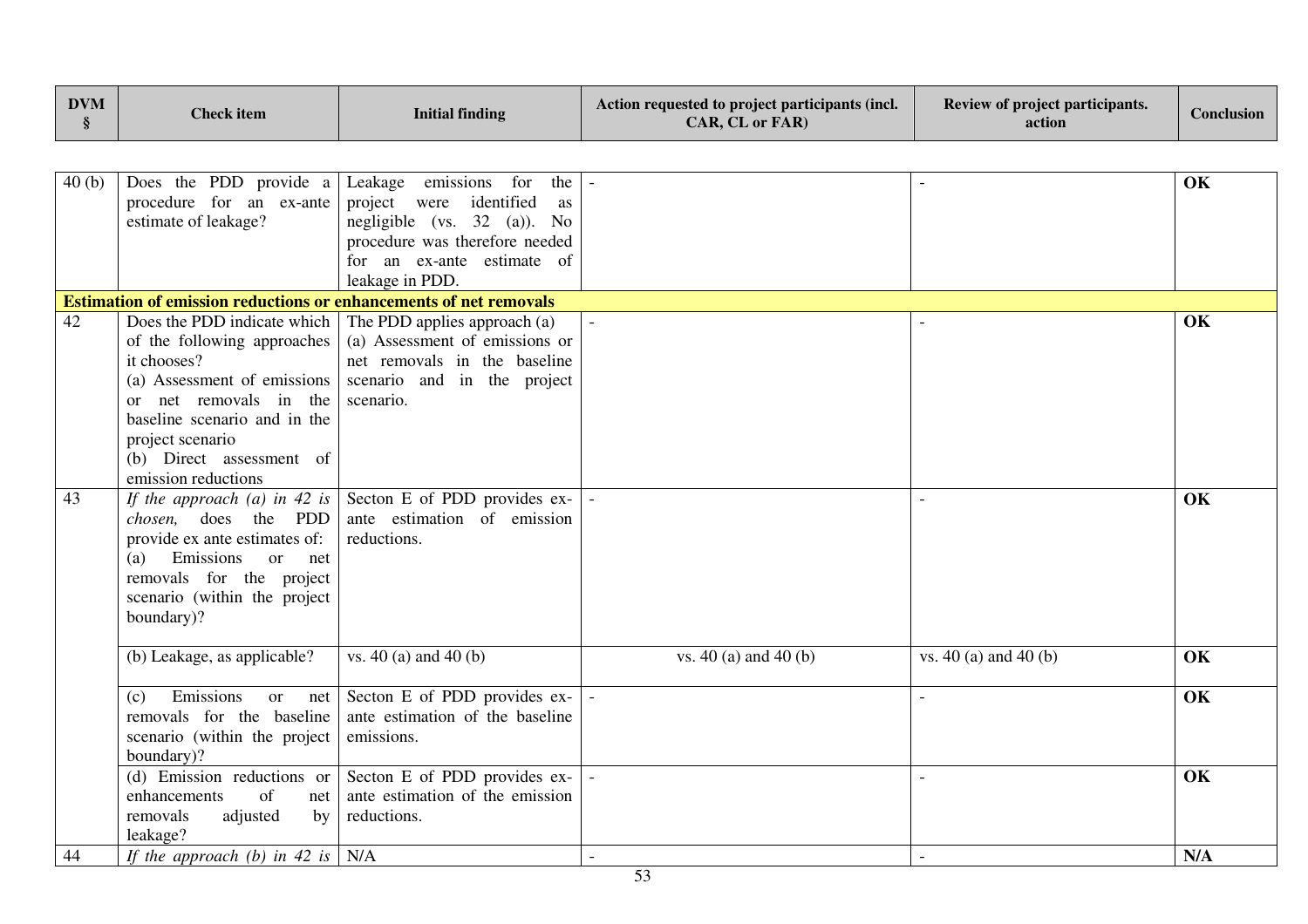| DVM § | Check item | Initial finding | Action requested to project participants (incl. CAR, CL or FAR) | Review of project participants. action | Conclusion |
|---|---|---|---|---|---|
| 40 (b) | Does the PDD provide a procedure for an ex-ante estimate of leakage? | Leakage emissions for the project were identified as negligible (vs. 32 (a)). No procedure was therefore needed for an ex-ante estimate of leakage in PDD. | - | - | **OK** |
| **Estimation of emission reductions or enhancements of net removals** | | | | | |
| 42 | Does the PDD indicate which of the following approaches it chooses?<br>(a) Assessment of emissions or net removals in the baseline scenario and in the project scenario<br>(b) Direct assessment of emission reductions | The PDD applies approach (a)<br>(a) Assessment of emissions or net removals in the baseline scenario and in the project scenario. | - | - | **OK** |
| 43 | *If the approach (a) in 42 is chosen,* does the PDD provide ex ante estimates of:<br>(a) Emissions or net removals for the project scenario (within the project boundary)? | Secton E of PDD provides ex-ante estimation of emission reductions. | - | - | **OK** |
| | (b) Leakage, as applicable? | vs. 40 (a) and 40 (b) | vs. 40 (a) and 40 (b) | vs. 40 (a) and 40 (b) | **OK** |
| | (c) Emissions or net removals for the baseline scenario (within the project boundary)? | Secton E of PDD provides ex-ante estimation of the baseline emissions. | - | - | **OK** |
| | (d) Emission reductions or enhancements of net removals adjusted by leakage? | Secton E of PDD provides ex-ante estimation of the emission reductions. | - | - | **OK** |
| 44 | *If the approach (b) in 42 is* | N/A | - | - | **N/A** |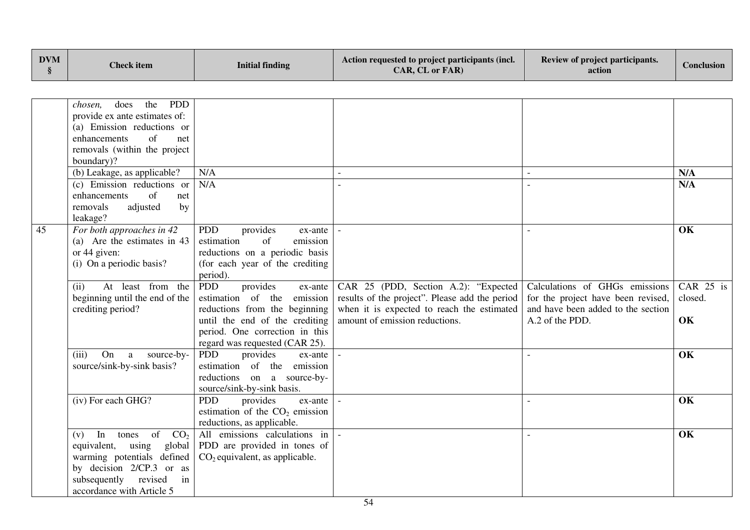| DVM § | Check item | Initial finding | Action requested to project participants (incl. CAR, CL or FAR) | Review of project participants. action | Conclusion |
|---|---|---|---|---|---|
| | *chosen,* does the PDD provide ex ante estimates of: (a) Emission reductions or enhancements of net removals (within the project boundary)? | | | | |
| | (b) Leakage, as applicable? | N/A | - | - | **N/A** |
| | (c) Emission reductions or enhancements of net removals adjusted by leakage? | N/A | - | - | **N/A** |
| 45 | *For both approaches in 42* (a) Are the estimates in 43 or 44 given: (i) On a periodic basis? | PDD provides ex-ante estimation of emission reductions on a periodic basis (for each year of the crediting period). | - | - | **OK** |
| | (ii) At least from the beginning until the end of the crediting period? | PDD provides ex-ante estimation of the emission reductions from the beginning until the end of the crediting period. One correction in this regard was requested (CAR 25). | CAR 25 (PDD, Section A.2): "Expected results of the project". Please add the period when it is expected to reach the estimated amount of emission reductions. | Calculations of GHGs emissions for the project have been revised, and have been added to the section A.2 of the PDD. | CAR 25 is closed. **OK** |
| | (iii) On a source-by-source/sink-by-sink basis? | PDD provides ex-ante estimation of the emission reductions on a source-by-source/sink-by-sink basis. | - | - | **OK** |
| | (iv) For each GHG? | PDD provides ex-ante estimation of the $CO_2$ emission reductions, as applicable. | - | - | **OK** |
| | (v) In tones of $CO_2$ equivalent, using global warming potentials defined by decision 2/CP.3 or as subsequently revised in accordance with Article 5 | All emissions calculations in PDD are provided in tones of $CO_2$ equivalent, as applicable. | - | - | **OK** |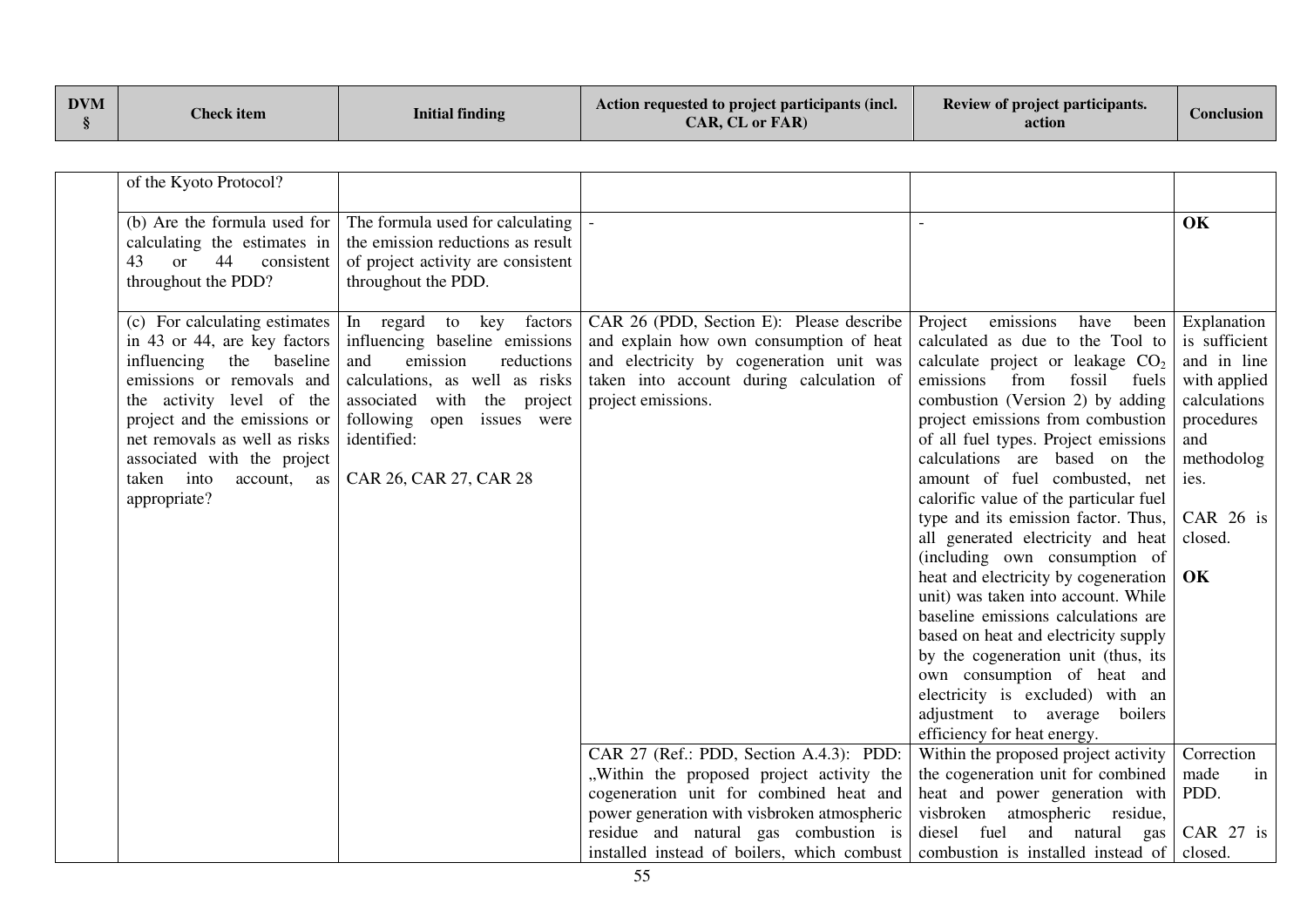| DVM § | Check item | Initial finding | Action requested to project participants (incl. CAR, CL or FAR) | Review of project participants. action | Conclusion |
|---|---|---|---|---|---|
| | of the Kyoto Protocol? | | | | |
| | (b) Are the formula used for calculating the estimates in 43 or 44 consistent throughout the PDD? | The formula used for calculating the emission reductions as result of project activity are consistent throughout the PDD. | - | - | **OK** |
| | (c) For calculating estimates in 43 or 44, are key factors influencing the baseline emissions or removals and the activity level of the project and the emissions or net removals as well as risks associated with the project taken into account, as appropriate? | In regard to key factors influencing baseline emissions and emission reductions calculations, as well as risks associated with the project following open issues were identified:<br><br>CAR 26, CAR 27, CAR 28 | CAR 26 (PDD, Section E): Please describe and explain how own consumption of heat and electricity by cogeneration unit was taken into account during calculation of project emissions. | Project emissions have been calculated as due to the Tool to calculate project or leakage $CO_2$ emissions from fossil fuels combustion (Version 2) by adding project emissions from combustion of all fuel types. Project emissions calculations are based on the amount of fuel combusted, net calorific value of the particular fuel type and its emission factor. Thus, all generated electricity and heat (including own consumption of heat and electricity by cogeneration unit) was taken into account. While baseline emissions calculations are based on heat and electricity supply by the cogeneration unit (thus, its own consumption of heat and electricity is excluded) with an adjustment to average boilers efficiency for heat energy. | Explanation is sufficient and in line with applied calculations procedures and methodologies.<br><br>CAR 26 is closed.<br><br>**OK** |
| | | | CAR 27 (Ref.: PDD, Section A.4.3): PDD: „Within the proposed project activity the cogeneration unit for combined heat and power generation with visbroken atmospheric residue and natural gas combustion is installed instead of boilers, which combust | Within the proposed project activity the cogeneration unit for combined heat and power generation with visbroken atmospheric residue, diesel fuel and natural gas combustion is installed instead of | Correction made in PDD.<br><br>CAR 27 is closed. |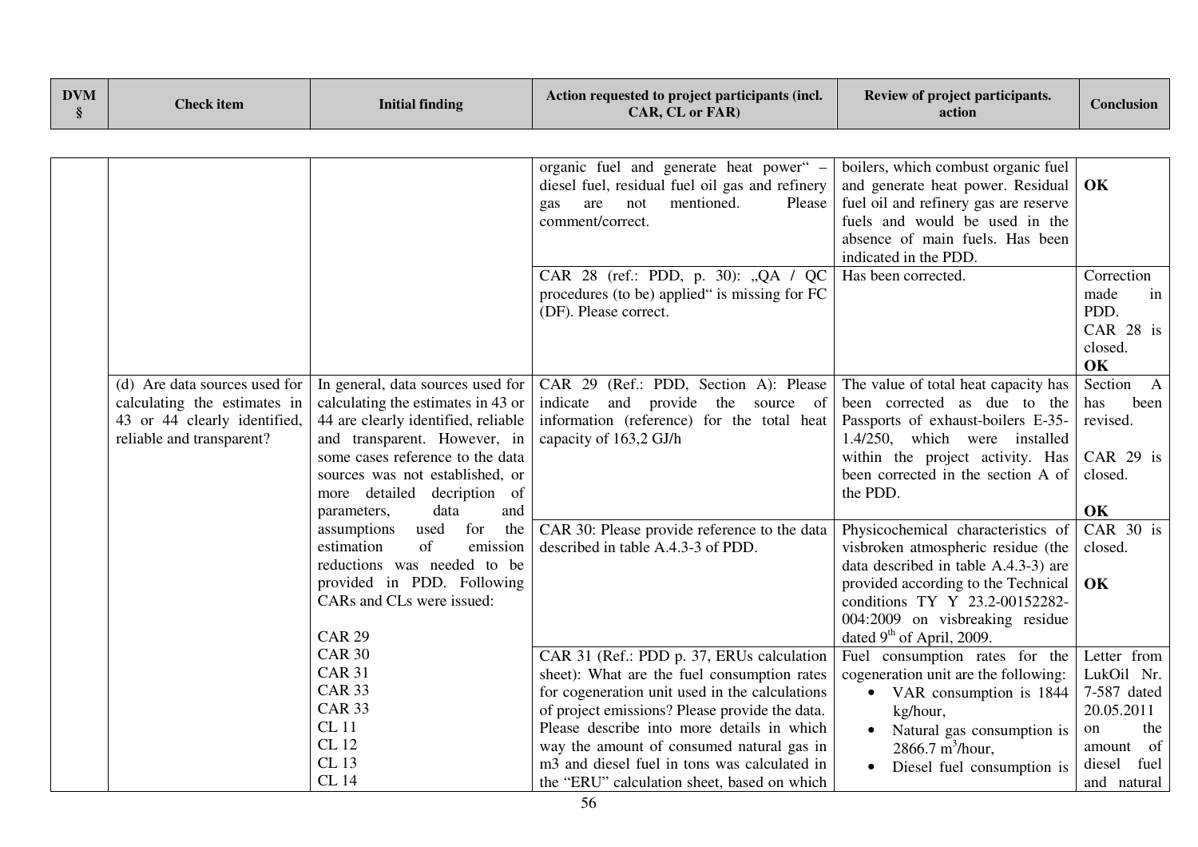| DVM § | Check item | Initial finding | Action requested to project participants (incl. CAR, CL or FAR) | Review of project participants. action | Conclusion |
|---|---|---|---|---|---|
| | | | organic fuel and generate heat power" – diesel fuel, residual fuel oil gas and refinery gas are not mentioned. Please comment/correct. | boilers, which combust organic fuel and generate heat power. Residual fuel oil and refinery gas are reserve fuels and would be used in the absence of main fuels. Has been indicated in the PDD. | **OK** |
| | | | CAR 28 (ref.: PDD, p. 30): „QA / QC procedures (to be) applied" is missing for FC (DF). Please correct. | Has been corrected. | Correction made in PDD. CAR 28 is closed. **OK** |
| | (d) Are data sources used for calculating the estimates in 43 or 44 clearly identified, reliable and transparent? | In general, data sources used for calculating the estimates in 43 or 44 are clearly identified, reliable and transparent. However, in some cases reference to the data sources was not established, or more detailed decription of parameters, data and assumptions used for the estimation of emission reductions was needed to be provided in PDD. Following CARs and CLs were issued: <br><br> CAR 29 <br> CAR 30 <br> CAR 31 <br> CAR 33 <br> CAR 33 <br> CL 11 <br> CL 12 <br> CL 13 <br> CL 14 | CAR 29 (Ref.: PDD, Section A): Please indicate and provide the source of information (reference) for the total heat capacity of 163,2 GJ/h | The value of total heat capacity has been corrected as due to the Passports of exhaust-boilers E-35-1.4/250, which were installed within the project activity. Has been corrected in the section A of the PDD. | Section A has been revised. <br><br> CAR 29 is closed. <br><br> **OK** |
| | | | CAR 30: Please provide reference to the data described in table A.4.3-3 of PDD. | Physicochemical characteristics of visbroken atmospheric residue (the data described in table A.4.3-3) are provided according to the Technical conditions TY Y 23.2-00152282-004:2009 on visbreaking residue dated 9[th] of April, 2009. | CAR 30 is closed. <br><br> **OK** |
| | | | CAR 31 (Ref.: PDD p. 37, ERUs calculation sheet): What are the fuel consumption rates for cogeneration unit used in the calculations of project emissions? Please provide the data. Please describe into more details in which way the amount of consumed natural gas in m3 and diesel fuel in tons was calculated in the "ERU" calculation sheet, based on which | Fuel consumption rates for the cogeneration unit are the following: <br> • VAR consumption is 1844 kg/hour, <br> • Natural gas consumption is 2866.7 $m^3$/hour, <br> • Diesel fuel consumption is | Letter from LukOil Nr. 7-587 dated 20.05.2011 on the amount of diesel fuel and natural |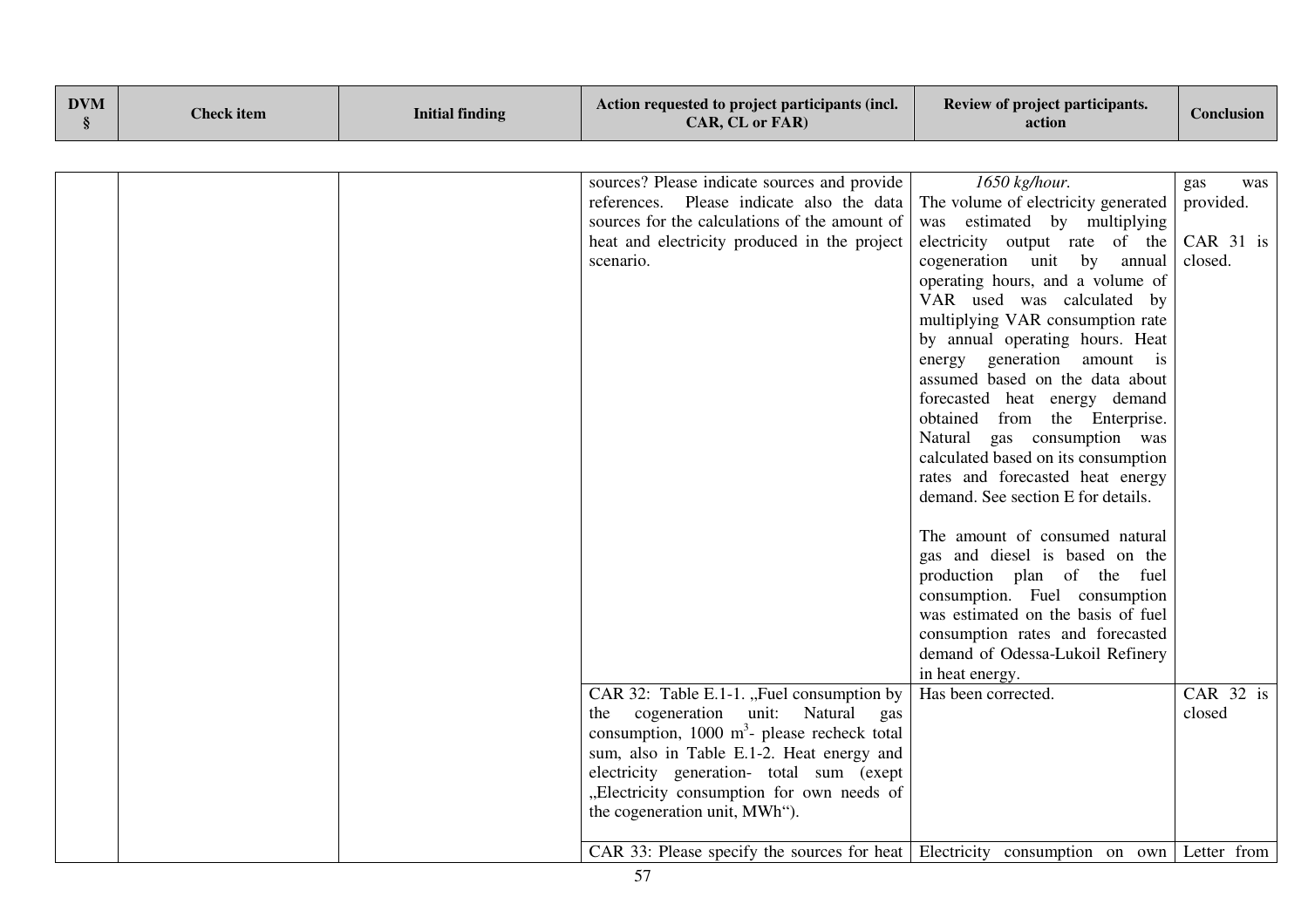| DVM § | Check item | Initial finding | Action requested to project participants (incl. CAR, CL or FAR) | Review of project participants. action | Conclusion |
|---|---|---|---|---|---|
| | | | sources? Please indicate sources and provide references. Please indicate also the data sources for the calculations of the amount of heat and electricity produced in the project scenario. | *1650 kg/hour.* The volume of electricity generated was estimated by multiplying electricity output rate of the cogeneration unit by annual operating hours, and a volume of VAR used was calculated by multiplying VAR consumption rate by annual operating hours. Heat energy generation amount is assumed based on the data about forecasted heat energy demand obtained from the Enterprise. Natural gas consumption was calculated based on its consumption rates and forecasted heat energy demand. See section E for details. <br><br> The amount of consumed natural gas and diesel is based on the production plan of the fuel consumption. Fuel consumption was estimated on the basis of fuel consumption rates and forecasted demand of Odessa-Lukoil Refinery in heat energy. | gas was provided. <br><br> CAR 31 is closed. |
| | | | CAR 32: Table E.1-1. „Fuel consumption by the cogeneration unit: Natural gas consumption, 1000 $m^3$- please recheck total sum, also in Table E.1-2. Heat energy and electricity generation- total sum (exept „Electricity consumption for own needs of the cogeneration unit, MWh“). | Has been corrected. | CAR 32 is closed |
| | | | CAR 33: Please specify the sources for heat | Electricity consumption on own | Letter from |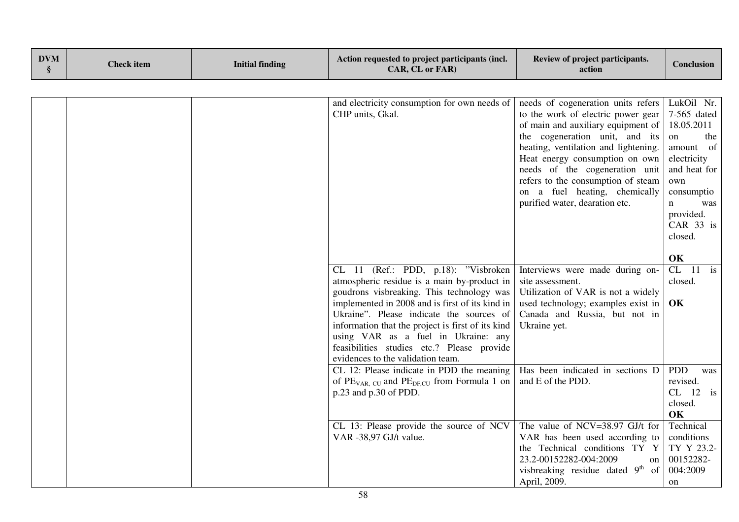| DVM § | Check item | Initial finding | Action requested to project participants (incl. CAR, CL or FAR) | Review of project participants. action | Conclusion |
|---|---|---|---|---|---|
| | | | and electricity consumption for own needs of CHP units, Gkal. | needs of cogeneration units refers to the work of electric power gear of main and auxiliary equipment of the cogeneration unit, and its heating, ventilation and lightening. Heat energy consumption on own needs of the cogeneration unit refers to the consumption of steam on a fuel heating, chemically purified water, dearation etc. | LukOil Nr. 7-565 dated 18.05.2011 on the amount of electricity and heat for own consumption was provided. CAR 33 is closed. **OK** |
| | | | CL 11 (Ref.: PDD, p.18): "Visbroken atmospheric residue is a main by-product in goudrons visbreaking. This technology was implemented in 2008 and is first of its kind in Ukraine". Please indicate the sources of information that the project is first of its kind using VAR as a fuel in Ukraine: any feasibilities studies etc.? Please provide evidences to the validation team. | Interviews were made during on-site assessment. Utilization of VAR is not a widely used technology; examples exist in Canada and Russia, but not in Ukraine yet. | CL 11 is closed. **OK** |
| | | | CL 12: Please indicate in PDD the meaning of $PE_{VAR,\ CU}$ and $PE_{DF,CU}$ from Formula 1 on p.23 and p.30 of PDD. | Has been indicated in sections D and E of the PDD. | PDD was revised. CL 12 is closed. **OK** |
| | | | CL 13: Please provide the source of NCV VAR -38,97 GJ/t value. | The value of NCV=38.97 GJ/t for VAR has been used according to the Technical conditions TY Y 23.2-00152282-004:2009 on visbreaking residue dated 9[th] of April, 2009. | Technical conditions TY Y 23.2-00152282-004:2009 on |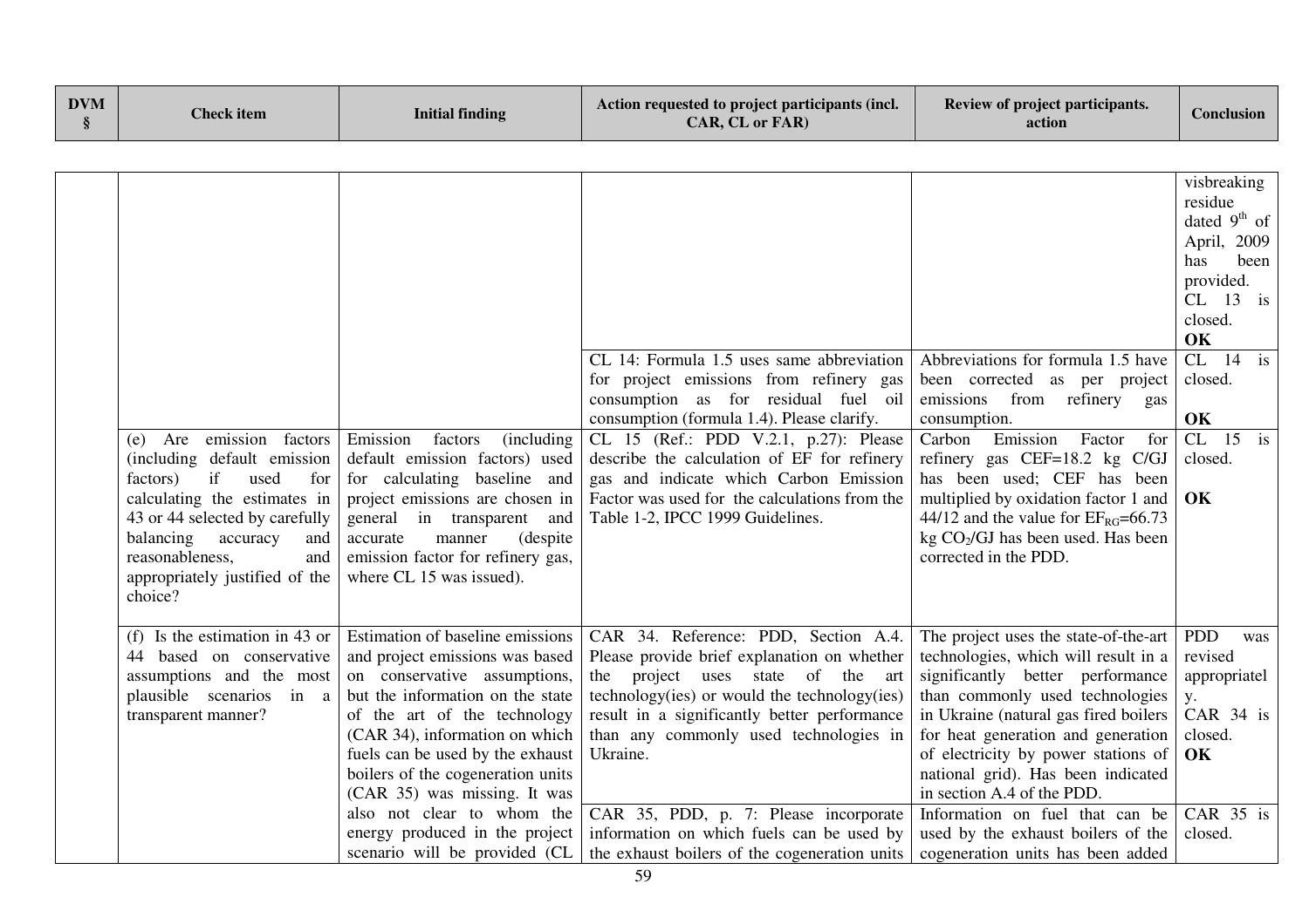| DVM § | Check item | Initial finding | Action requested to project participants (incl. CAR, CL or FAR) | Review of project participants. action | Conclusion |
|---|---|---|---|---|---|
| | | | | | visbreaking residue dated 9[th] of April, 2009 has been provided. CL 13 is closed. **OK** |
| | | | CL 14: Formula 1.5 uses same abbreviation for project emissions from refinery gas consumption as for residual fuel oil consumption (formula 1.4). Please clarify. | Abbreviations for formula 1.5 have been corrected as per project emissions from refinery gas consumption. | CL 14 is closed. **OK** |
| | (e) Are emission factors (including default emission factors) if used for calculating the estimates in 43 or 44 selected by carefully balancing accuracy and reasonableness, and appropriately justified of the choice? | Emission factors (including default emission factors) used for calculating baseline and project emissions are chosen in general in transparent and accurate manner (despite emission factor for refinery gas, where CL 15 was issued). | CL 15 (Ref.: PDD V.2.1, p.27): Please describe the calculation of EF for refinery gas and indicate which Carbon Emission Factor was used for the calculations from the Table 1-2, IPCC 1999 Guidelines. | Carbon Emission Factor for refinery gas CEF=18.2 kg C/GJ has been used; CEF has been multiplied by oxidation factor 1 and 44/12 and the value for $EF_{RG}$=66.73 kg $CO_2$/GJ has been used. Has been corrected in the PDD. | CL 15 is closed. **OK** |
| | (f) Is the estimation in 43 or 44 based on conservative assumptions and the most plausible scenarios in a transparent manner? | Estimation of baseline emissions and project emissions was based on conservative assumptions, but the information on the state of the art of the technology (CAR 34), information on which fuels can be used by the exhaust boilers of the cogeneration units (CAR 35) was missing. It was also not clear to whom the energy produced in the project scenario will be provided (CL | CAR 34. Reference: PDD, Section A.4. Please provide brief explanation on whether the project uses state of the art technology(ies) or would the technology(ies) result in a significantly better performance than any commonly used technologies in Ukraine. | The project uses the state-of-the-art technologies, which will result in a significantly better performance than commonly used technologies in Ukraine (natural gas fired boilers for heat generation and generation of electricity by power stations of national grid). Has been indicated in section A.4 of the PDD. | PDD was revised appropriately. CAR 34 is closed. **OK** |
| | | | CAR 35, PDD, p. 7: Please incorporate information on which fuels can be used by the exhaust boilers of the cogeneration units | Information on fuel that can be used by the exhaust boilers of the cogeneration units has been added | CAR 35 is closed. |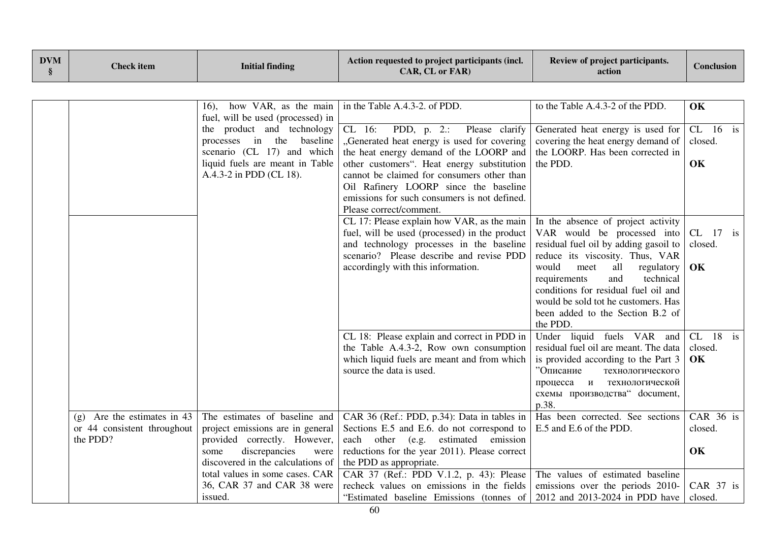| DVM § | Check item | Initial finding | Action requested to project participants (incl. CAR, CL or FAR) | Review of project participants. action | Conclusion |
|---|---|---|---|---|---|
| | | 16), how VAR, as the main fuel, will be used (processed) in the product and technology processes in the baseline scenario (CL 17) and which liquid fuels are meant in Table A.4.3-2 in PDD (CL 18). | in the Table A.4.3-2. of PDD. | to the Table A.4.3-2 of the PDD. | **OK** |
| | | | CL 16: PDD, p. 2.: Please clarify „Generated heat energy is used for covering the heat energy demand of the LOORP and other customers". Heat energy substitution cannot be claimed for consumers other than Oil Rafinery LOORP since the baseline emissions for such consumers is not defined. Please correct/comment. | Generated heat energy is used for covering the heat energy demand of the LOORP. Has been corrected in the PDD. | CL 16 is closed.<br><br>**OK** |
| | | | CL 17: Please explain how VAR, as the main fuel, will be used (processed) in the product and technology processes in the baseline scenario? Please describe and revise PDD accordingly with this information. | In the absence of project activity VAR would be processed into residual fuel oil by adding gasoil to reduce its viscosity. Thus, VAR would meet all regulatory requirements and technical conditions for residual fuel oil and would be sold tot he customers. Has been added to the Section B.2 of the PDD. | CL 17 is closed.<br><br>**OK** |
| | | | CL 18: Please explain and correct in PDD in the Table A.4.3-2, Row own consumption which liquid fuels are meant and from which source the data is used. | Under liquid fuels VAR and residual fuel oil are meant. The data is provided according to the Part 3 "Описание технологического процесса и технологической схемы производства" document, p.38. | CL 18 is closed.<br>**OK** |
| | (g) Are the estimates in 43 or 44 consistent throughout the PDD? | The estimates of baseline and project emissions are in general provided correctly. However, some discrepancies were discovered in the calculations of total values in some cases. CAR 36, CAR 37 and CAR 38 were issued. | CAR 36 (Ref.: PDD, p.34): Data in tables in Sections E.5 and E.6. do not correspond to each other (e.g. estimated emission reductions for the year 2011). Please correct the PDD as appropriate. | Has been corrected. See sections E.5 and E.6 of the PDD. | CAR 36 is closed.<br><br>**OK** |
| | | | CAR 37 (Ref.: PDD V.1.2, p. 43): Please recheck values on emissions in the fields "Estimated baseline Emissions (tonnes of | The values of estimated baseline emissions over the periods 2010-2012 and 2013-2024 in PDD have | CAR 37 is closed. |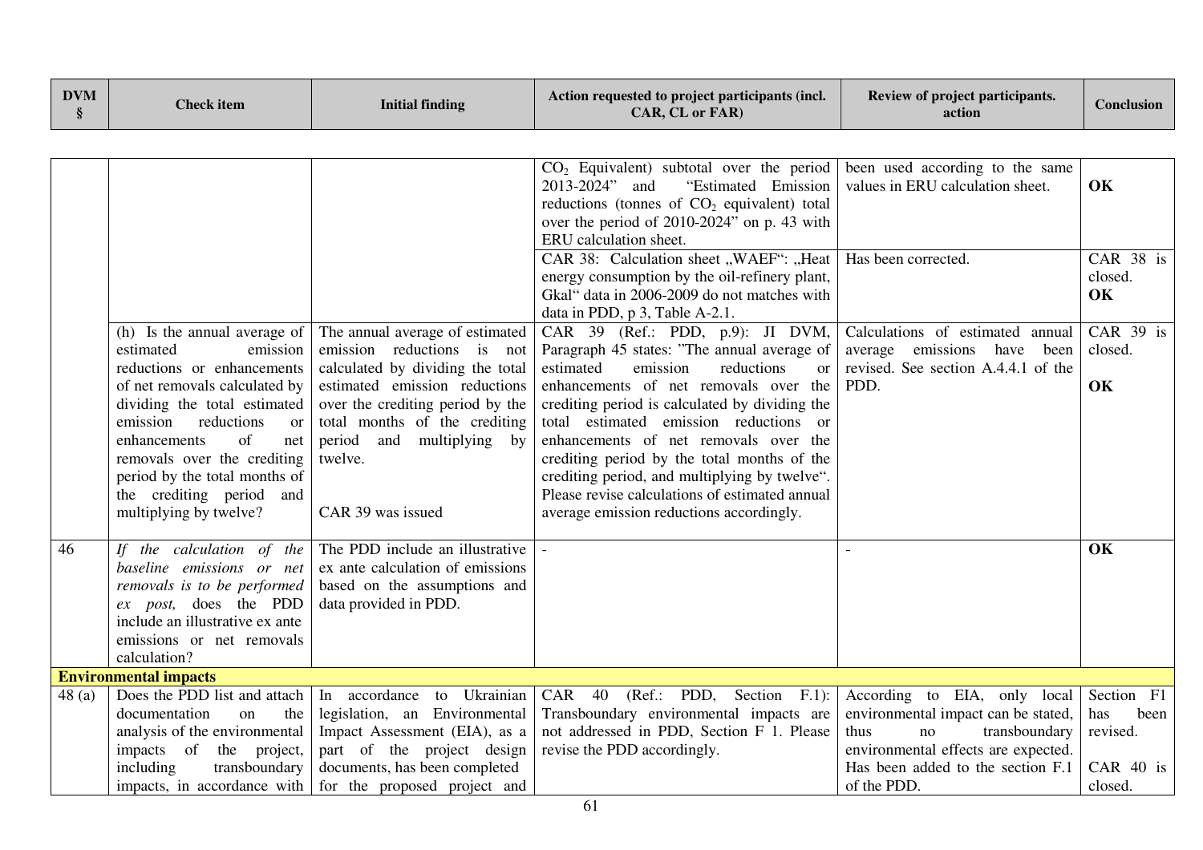| DVM § | Check item | Initial finding | Action requested to project participants (incl. CAR, CL or FAR) | Review of project participants. action | Conclusion |
|---|---|---|---|---|---|
| | | | $CO_2$ Equivalent) subtotal over the period 2013-2024" and "Estimated Emission reductions (tonnes of $CO_2$ equivalent) total over the period of 2010-2024" on p. 43 with ERU calculation sheet. | been used according to the same values in ERU calculation sheet. | **OK** |
| | | | CAR 38: Calculation sheet „WAEF": „Heat energy consumption by the oil-refinery plant, Gkal" data in 2006-2009 do not matches with data in PDD, p 3, Table A-2.1. | Has been corrected. | CAR 38 is closed. **OK** |
| | (h) Is the annual average of estimated emission reductions or enhancements of net removals calculated by dividing the total estimated emission reductions or enhancements of net removals over the crediting period by the total months of the crediting period and multiplying by twelve? | The annual average of estimated emission reductions is not calculated by dividing the total estimated emission reductions over the crediting period by the total months of the crediting period and multiplying by twelve. CAR 39 was issued | CAR 39 (Ref.: PDD, p.9): JI DVM, Paragraph 45 states: "The annual average of estimated emission reductions or enhancements of net removals over the crediting period is calculated by dividing the total estimated emission reductions or enhancements of net removals over the crediting period by the total months of the crediting period, and multiplying by twelve". Please revise calculations of estimated annual average emission reductions accordingly. | Calculations of estimated annual average emissions have been revised. See section A.4.4.1 of the PDD. | CAR 39 is closed. **OK** |
| 46 | *If the calculation of the baseline emissions or net removals is to be performed ex post,* does the PDD include an illustrative ex ante emissions or net removals calculation? | The PDD include an illustrative ex ante calculation of emissions based on the assumptions and data provided in PDD. | - | - | **OK** |
| **Environmental impacts** | | | | | |
| 48 (a) | Does the PDD list and attach documentation on the analysis of the environmental impacts of the project, including transboundary impacts, in accordance with | In accordance to Ukrainian legislation, an Environmental Impact Assessment (EIA), as a part of the project design documents, has been completed for the proposed project and | CAR 40 (Ref.: PDD, Section F.1): Transboundary environmental impacts are not addressed in PDD, Section F 1. Please revise the PDD accordingly. | According to EIA, only local environmental impact can be stated, thus no transboundary environmental effects are expected. Has been added to the section F.1 of the PDD. | Section F1 has been revised. CAR 40 is closed. |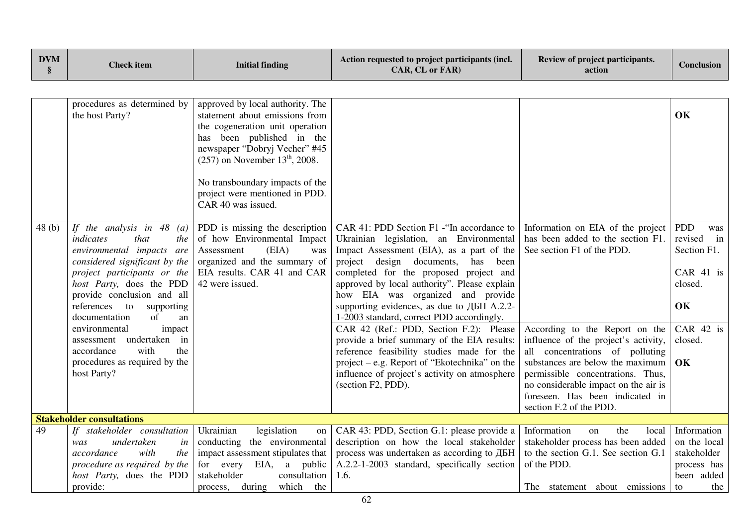| DVM § | Check item | Initial finding | Action requested to project participants (incl. CAR, CL or FAR) | Review of project participants. action | Conclusion |
|---|---|---|---|---|---|
| | procedures as determined by the host Party? | approved by local authority. The statement about emissions from the cogeneration unit operation has been published in the newspaper "Dobryj Vecher" #45 (257) on November 13th, 2008.<br><br>No transboundary impacts of the project were mentioned in PDD. CAR 40 was issued. | | | **OK** |
| 48 (b) | *If the analysis in 48 (a) indicates that the environmental impacts are considered significant by the project participants or the host Party,* does the PDD provide conclusion and all references to supporting documentation of an environmental impact assessment undertaken in accordance with the procedures as required by the host Party? | PDD is missing the description of how Environmental Impact Assessment (EIA) was organized and the summary of EIA results. CAR 41 and CAR 42 were issued. | CAR 41: PDD Section F1 -"In accordance to Ukrainian legislation, an Environmental Impact Assessment (EIA), as a part of the project design documents, has been completed for the proposed project and approved by local authority". Please explain how EIA was organized and provide supporting evidences, as due to ДБН А.2.2-1-2003 standard, correct PDD accordingly. | Information on EIA of the project has been added to the section F1. See section F1 of the PDD. | PDD was revised in Section F1.<br><br>CAR 41 is closed.<br><br>**OK** |
| | | | CAR 42 (Ref.: PDD, Section F.2): Please provide a brief summary of the EIA results: reference feasibility studies made for the project – e.g. Report of "Ekotechnika" on the influence of project's activity on atmosphere (section F2, PDD). | According to the Report on the influence of the project's activity, all concentrations of polluting substances are below the maximum permissible concentrations. Thus, no considerable impact on the air is foreseen. Has been indicated in section F.2 of the PDD. | CAR 42 is closed.<br><br>**OK** |
| **Stakeholder consultations** | | | | | |
| 49 | *If stakeholder consultation was undertaken in accordance with the procedure as required by the host Party,* does the PDD provide: | Ukrainian legislation on conducting the environmental impact assessment stipulates that for every EIA, a public stakeholder consultation process, during which the | CAR 43: PDD, Section G.1: please provide a description on how the local stakeholder process was undertaken as according to ДБН А.2.2-1-2003 standard, specifically section 1.6. | Information on the local stakeholder process has been added to the section G.1. See section G.1 of the PDD.<br><br>The statement about emissions | Information on the local stakeholder process has been added to the |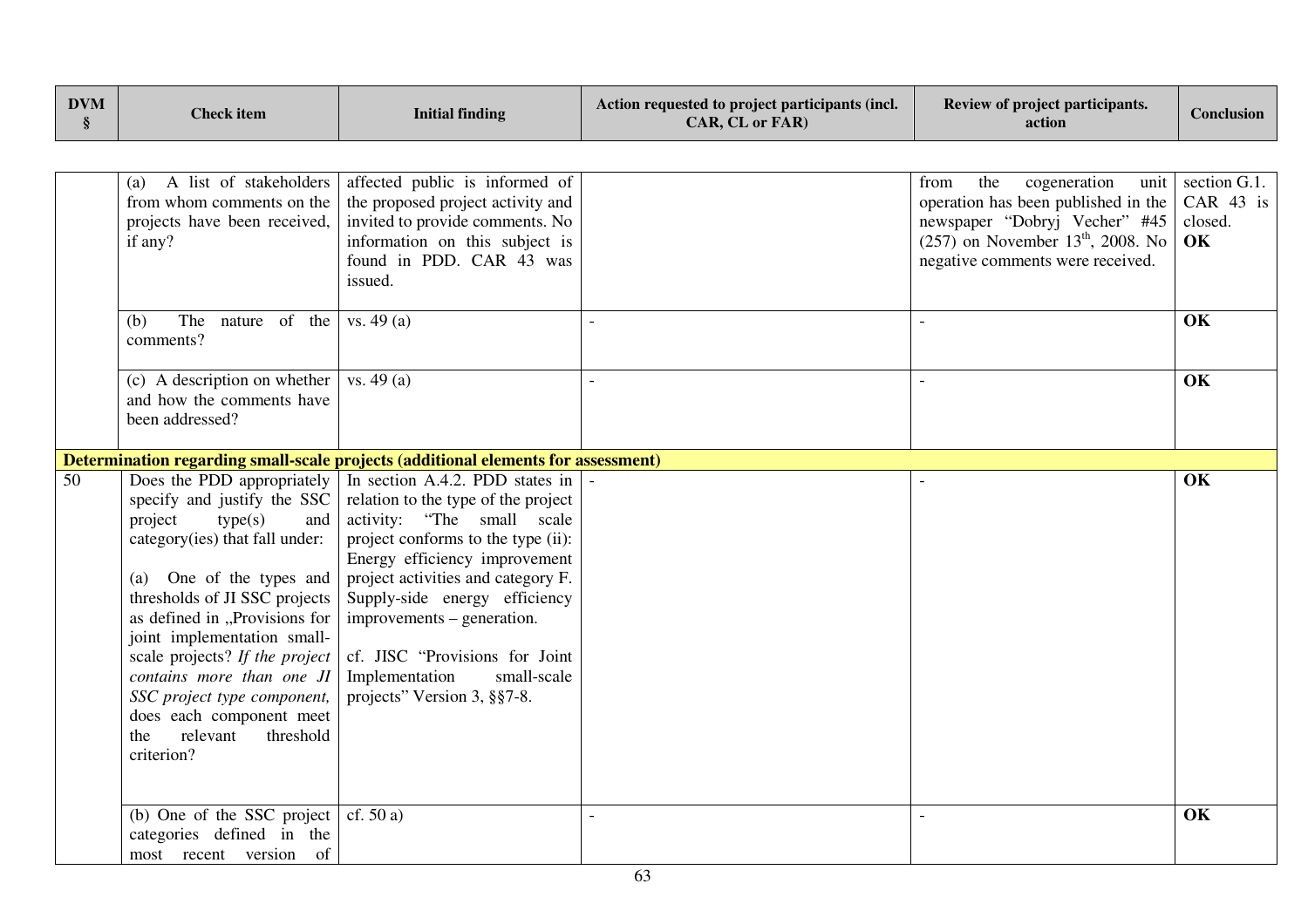| DVM § | Check item | Initial finding | Action requested to project participants (incl. CAR, CL or FAR) | Review of project participants. action | Conclusion |
|---|---|---|---|---|---|
| | (a) A list of stakeholders from whom comments on the projects have been received, if any? | affected public is informed of the proposed project activity and invited to provide comments. No information on this subject is found in PDD. CAR 43 was issued. | | from the cogeneration unit operation has been published in the newspaper "Dobryj Vecher" #45 (257) on November 13th, 2008. No negative comments were received. | section G.1. CAR 43 is closed. **OK** |
| | (b) The nature of the comments? | vs. 49 (a) | - | - | **OK** |
| | (c) A description on whether and how the comments have been addressed? | vs. 49 (a) | - | - | **OK** |
| **Determination regarding small-scale projects (additional elements for assessment)** | | | | | |
| 50 | Does the PDD appropriately specify and justify the SSC project type(s) and category(ies) that fall under:<br><br>(a) One of the types and thresholds of JI SSC projects as defined in „Provisions for joint implementation small-scale projects? *If the project contains more than one JI SSC project type component,* does each component meet the relevant threshold criterion? | In section A.4.2. PDD states in relation to the type of the project activity: "The small scale project conforms to the type (ii): Energy efficiency improvement project activities and category F. Supply-side energy efficiency improvements – generation.<br><br>cf. JISC "Provisions for Joint Implementation small-scale projects" Version 3, §§7-8. | - | - | **OK** |
| | (b) One of the SSC project categories defined in the most recent version of | cf. 50 a) | - | - | **OK** |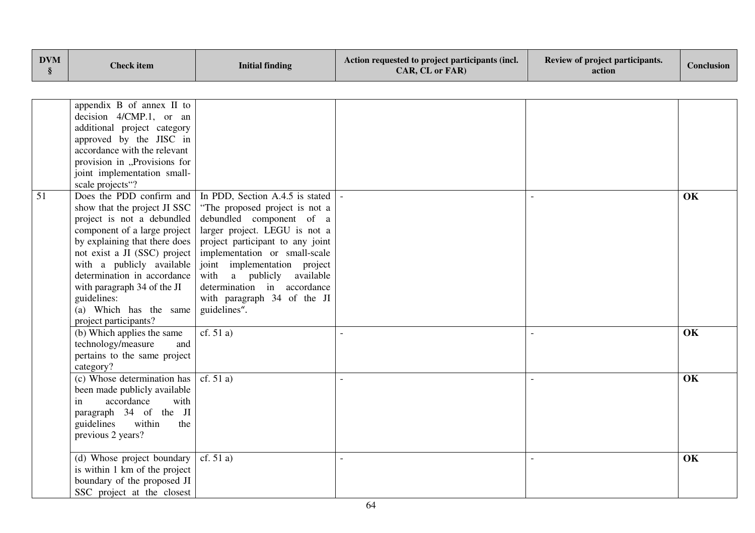| DVM § | Check item | Initial finding | Action requested to project participants (incl. CAR, CL or FAR) | Review of project participants. action | Conclusion |
|---|---|---|---|---|---|
| | appendix B of annex II to decision 4/CMP.1, or an additional project category approved by the JISC in accordance with the relevant provision in „Provisions for joint implementation small-scale projects"? | | | | |
| 51 | Does the PDD confirm and show that the project JI SSC project is not a debundled component of a large project by explaining that there does not exist a JI (SSC) project with a publicly available determination in accordance with paragraph 34 of the JI guidelines:<br>(a) Which has the same project participants? | In PDD, Section A.4.5 is stated "The proposed project is not a debundled component of a larger project. LEGU is not a project participant to any joint implementation or small-scale joint implementation project with a publicly available determination in accordance with paragraph 34 of the JI guidelines". | - | - | **OK** |
| | (b) Which applies the same technology/measure and pertains to the same project category? | cf. 51 a) | - | - | **OK** |
| | (c) Whose determination has been made publicly available in accordance with paragraph 34 of the JI guidelines within the previous 2 years? | cf. 51 a) | - | - | **OK** |
| | (d) Whose project boundary is within 1 km of the project boundary of the proposed JI SSC project at the closest | cf. 51 a) | - | - | **OK** |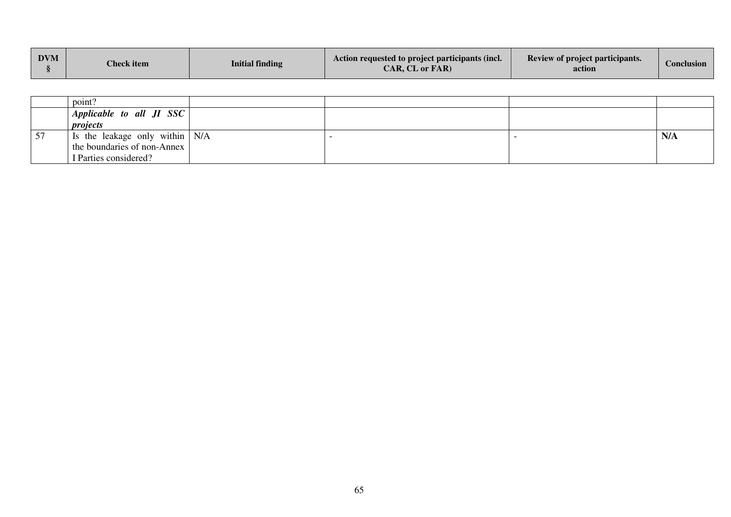| DVM § | Check item | Initial finding | Action requested to project participants (incl. CAR, CL or FAR) | Review of project participants. action | Conclusion |
|---|---|---|---|---|---|
| | point? | | | | |
| | ***Applicable to all JI SSC projects*** | | | | |
| 57 | Is the leakage only within the boundaries of non-Annex I Parties considered? | N/A | - | - | **N/A** |